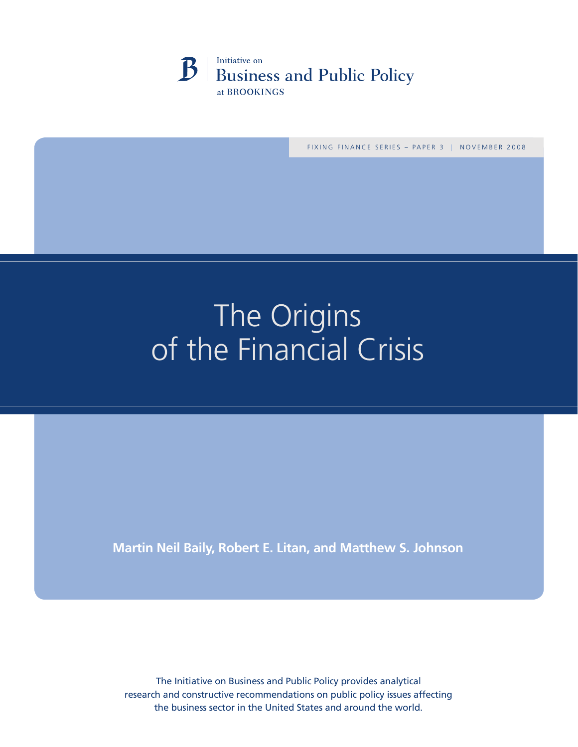Initiative on
Business and Public Policy
at BROOKINGS

FIXING FINANCE SERIES – PAPER 3 | NOVEMBER 2008

# The Origins of the Financial Crisis

**Martin Neil Baily, Robert E. Litan, and Matthew S. Johnson**

The Initiative on Business and Public Policy provides analytical research and constructive recommendations on public policy issues affecting the business sector in the United States and around the world.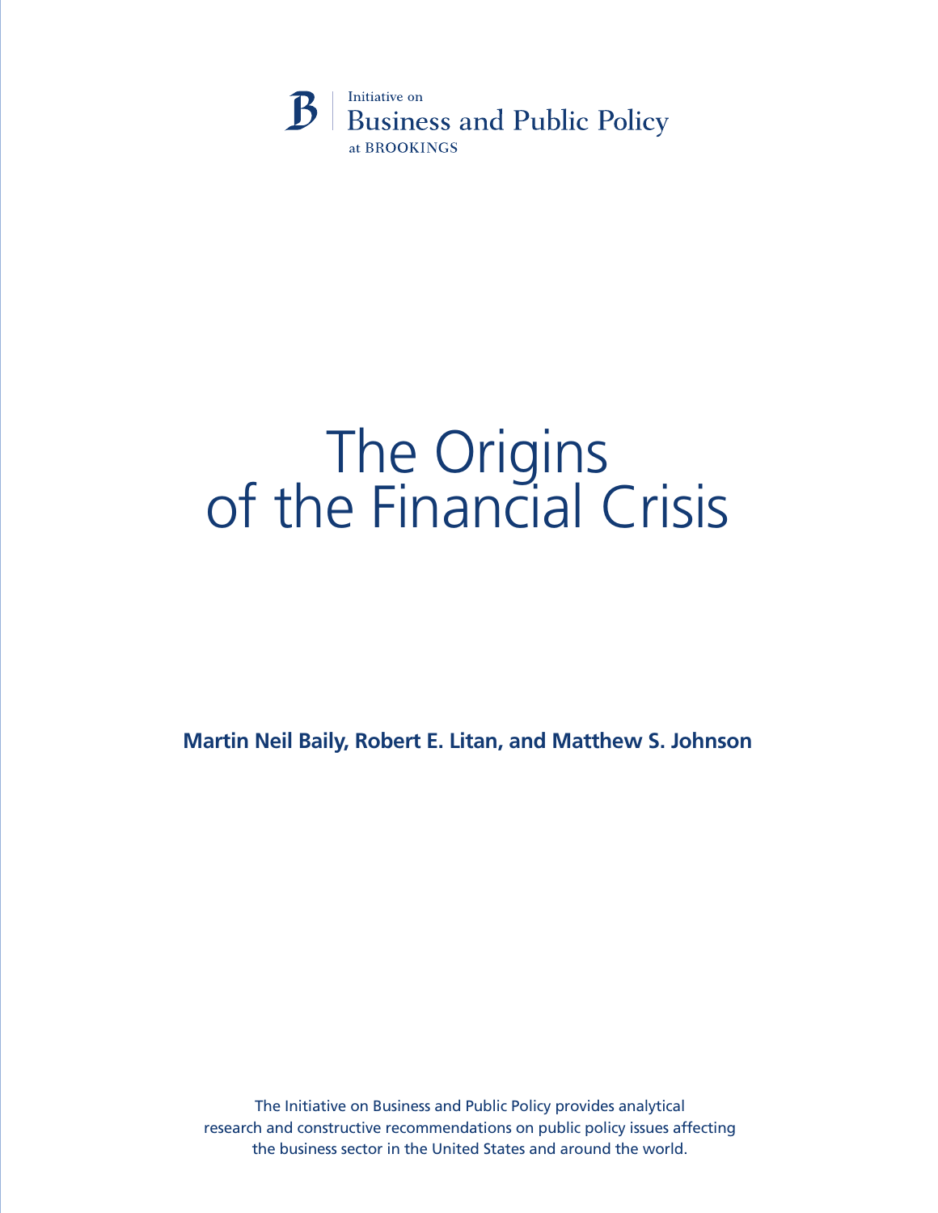Initiative on
Business and Public Policy
at BROOKINGS

# The Origins of the Financial Crisis

**Martin Neil Baily, Robert E. Litan, and Matthew S. Johnson**

The Initiative on Business and Public Policy provides analytical research and constructive recommendations on public policy issues affecting the business sector in the United States and around the world.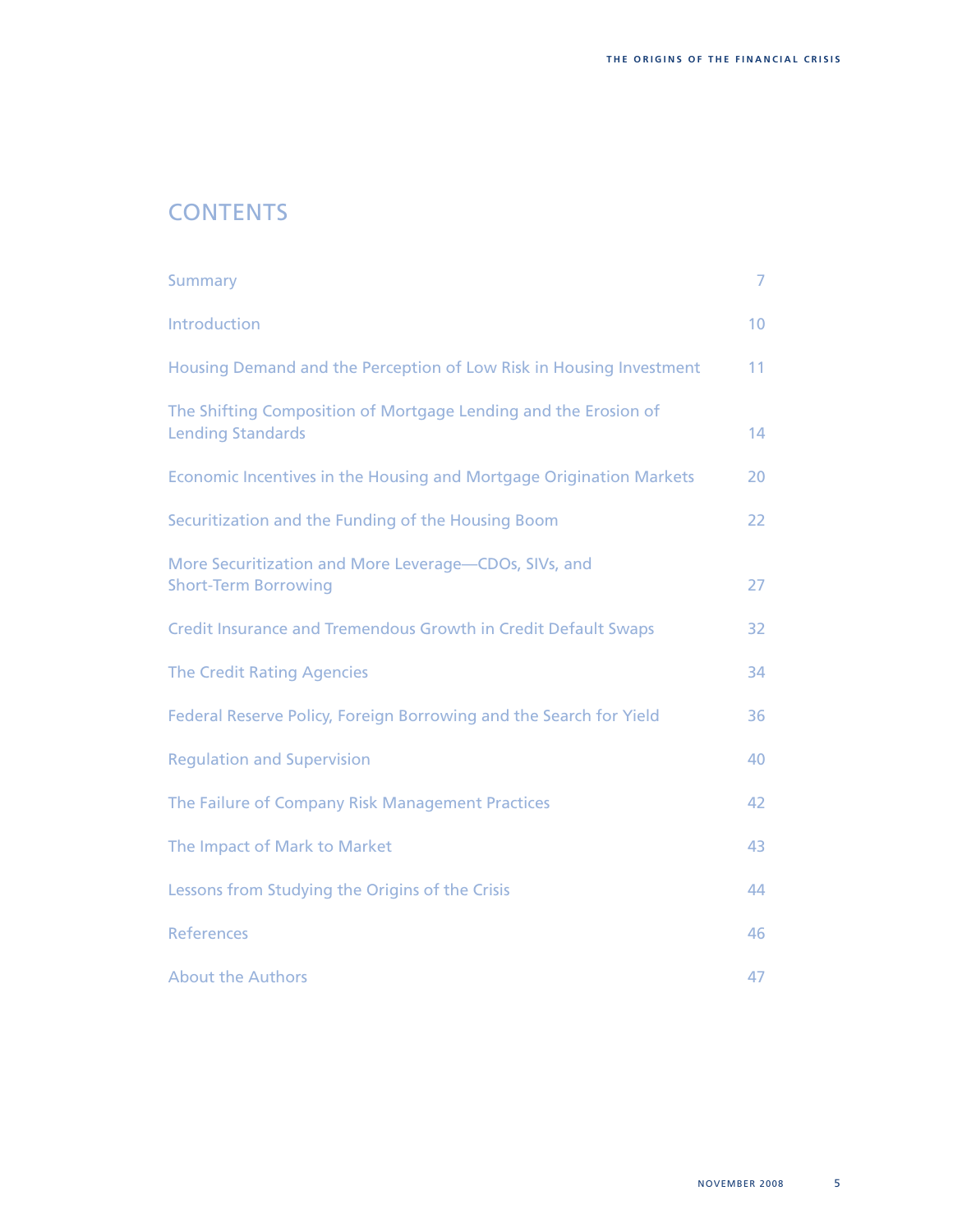# CONTENTS

| | |
|---|---|
| Summary | 7 |
| Introduction | 10 |
| Housing Demand and the Perception of Low Risk in Housing Investment | 11 |
| The Shifting Composition of Mortgage Lending and the Erosion of Lending Standards | 14 |
| Economic Incentives in the Housing and Mortgage Origination Markets | 20 |
| Securitization and the Funding of the Housing Boom | 22 |
| More Securitization and More Leverage—CDOs, SIVs, and Short-Term Borrowing | 27 |
| Credit Insurance and Tremendous Growth in Credit Default Swaps | 32 |
| The Credit Rating Agencies | 34 |
| Federal Reserve Policy, Foreign Borrowing and the Search for Yield | 36 |
| Regulation and Supervision | 40 |
| The Failure of Company Risk Management Practices | 42 |
| The Impact of Mark to Market | 43 |
| Lessons from Studying the Origins of the Crisis | 44 |
| References | 46 |
| About the Authors | 47 |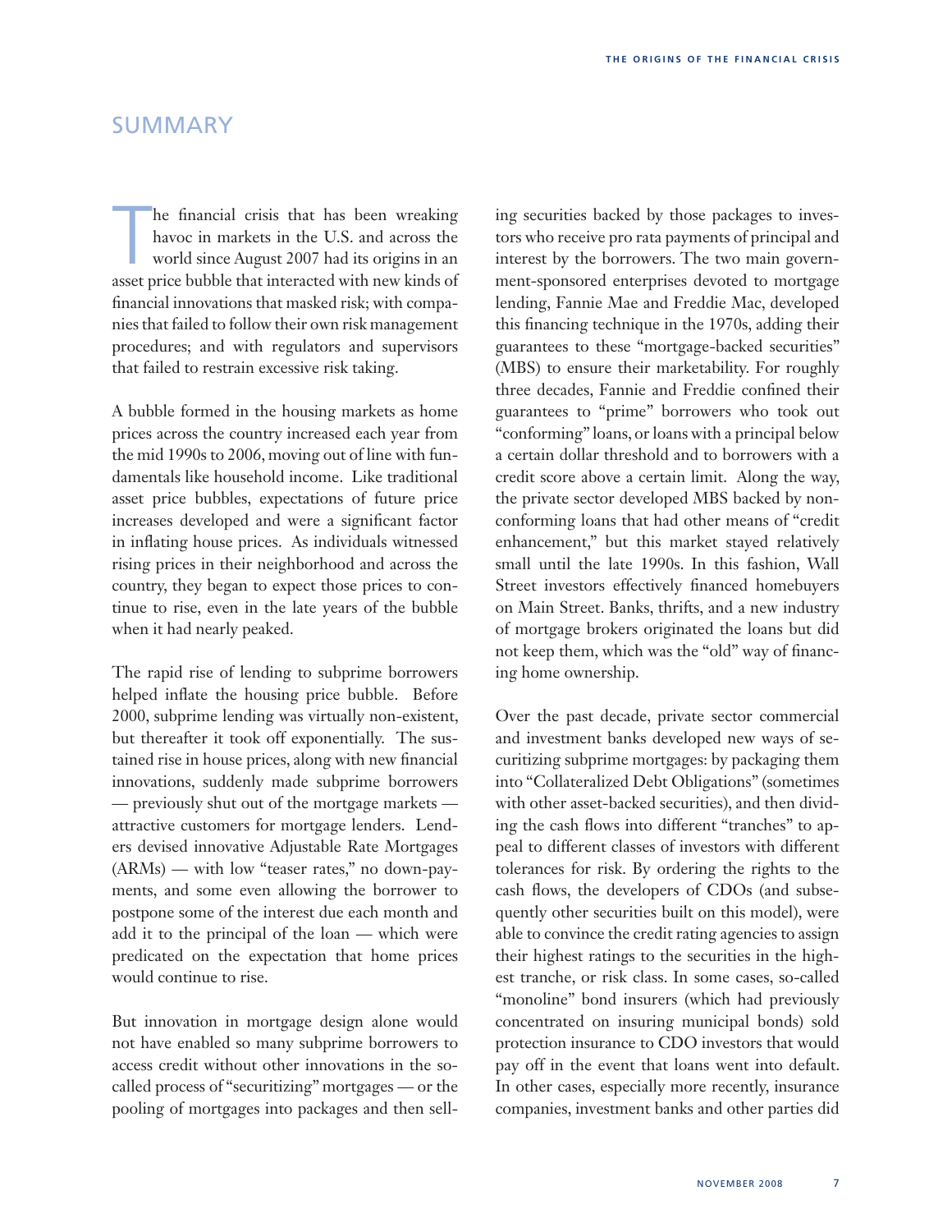## SUMMARY

The financial crisis that has been wreaking havoc in markets in the U.S. and across the world since August 2007 had its origins in an asset price bubble that interacted with new kinds of financial innovations that masked risk; with companies that failed to follow their own risk management procedures; and with regulators and supervisors that failed to restrain excessive risk taking.

A bubble formed in the housing markets as home prices across the country increased each year from the mid 1990s to 2006, moving out of line with fundamentals like household income. Like traditional asset price bubbles, expectations of future price increases developed and were a significant factor in inflating house prices. As individuals witnessed rising prices in their neighborhood and across the country, they began to expect those prices to continue to rise, even in the late years of the bubble when it had nearly peaked.

The rapid rise of lending to subprime borrowers helped inflate the housing price bubble. Before 2000, subprime lending was virtually non-existent, but thereafter it took off exponentially. The sustained rise in house prices, along with new financial innovations, suddenly made subprime borrowers — previously shut out of the mortgage markets — attractive customers for mortgage lenders. Lenders devised innovative Adjustable Rate Mortgages (ARMs) — with low "teaser rates," no down-payments, and some even allowing the borrower to postpone some of the interest due each month and add it to the principal of the loan — which were predicated on the expectation that home prices would continue to rise.

But innovation in mortgage design alone would not have enabled so many subprime borrowers to access credit without other innovations in the so-called process of "securitizing" mortgages — or the pooling of mortgages into packages and then selling securities backed by those packages to investors who receive pro rata payments of principal and interest by the borrowers. The two main government-sponsored enterprises devoted to mortgage lending, Fannie Mae and Freddie Mac, developed this financing technique in the 1970s, adding their guarantees to these "mortgage-backed securities" (MBS) to ensure their marketability. For roughly three decades, Fannie and Freddie confined their guarantees to "prime" borrowers who took out "conforming" loans, or loans with a principal below a certain dollar threshold and to borrowers with a credit score above a certain limit. Along the way, the private sector developed MBS backed by non-conforming loans that had other means of "credit enhancement," but this market stayed relatively small until the late 1990s. In this fashion, Wall Street investors effectively financed homebuyers on Main Street. Banks, thrifts, and a new industry of mortgage brokers originated the loans but did not keep them, which was the "old" way of financing home ownership.

Over the past decade, private sector commercial and investment banks developed new ways of securitizing subprime mortgages: by packaging them into "Collateralized Debt Obligations" (sometimes with other asset-backed securities), and then dividing the cash flows into different "tranches" to appeal to different classes of investors with different tolerances for risk. By ordering the rights to the cash flows, the developers of CDOs (and subsequently other securities built on this model), were able to convince the credit rating agencies to assign their highest ratings to the securities in the highest tranche, or risk class. In some cases, so-called "monoline" bond insurers (which had previously concentrated on insuring municipal bonds) sold protection insurance to CDO investors that would pay off in the event that loans went into default. In other cases, especially more recently, insurance companies, investment banks and other parties did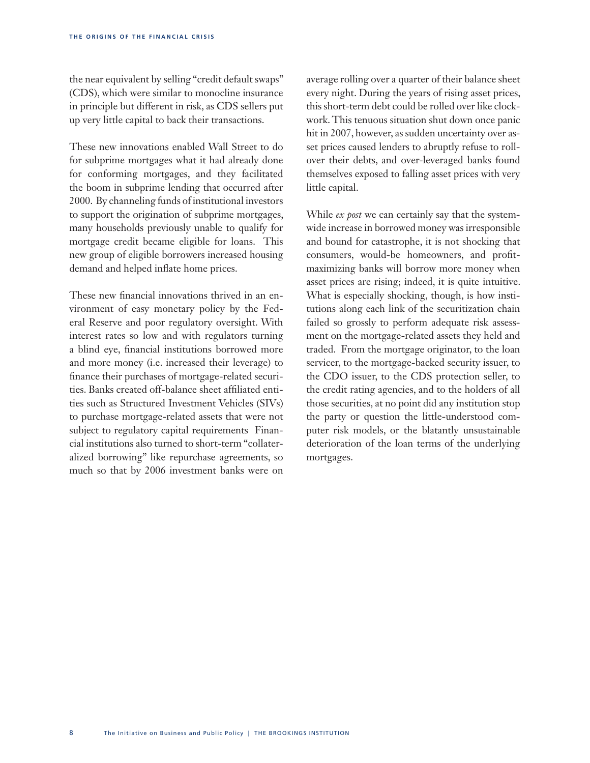the near equivalent by selling "credit default swaps" (CDS), which were similar to monocline insurance in principle but different in risk, as CDS sellers put up very little capital to back their transactions.

These new innovations enabled Wall Street to do for subprime mortgages what it had already done for conforming mortgages, and they facilitated the boom in subprime lending that occurred after 2000. By channeling funds of institutional investors to support the origination of subprime mortgages, many households previously unable to qualify for mortgage credit became eligible for loans. This new group of eligible borrowers increased housing demand and helped inflate home prices.

These new financial innovations thrived in an environment of easy monetary policy by the Federal Reserve and poor regulatory oversight. With interest rates so low and with regulators turning a blind eye, financial institutions borrowed more and more money (i.e. increased their leverage) to finance their purchases of mortgage-related securities. Banks created off-balance sheet affiliated entities such as Structured Investment Vehicles (SIVs) to purchase mortgage-related assets that were not subject to regulatory capital requirements Financial institutions also turned to short-term "collateralized borrowing" like repurchase agreements, so much so that by 2006 investment banks were on average rolling over a quarter of their balance sheet every night. During the years of rising asset prices, this short-term debt could be rolled over like clockwork. This tenuous situation shut down once panic hit in 2007, however, as sudden uncertainty over asset prices caused lenders to abruptly refuse to rollover their debts, and over-leveraged banks found themselves exposed to falling asset prices with very little capital.

While *ex post* we can certainly say that the system-wide increase in borrowed money was irresponsible and bound for catastrophe, it is not shocking that consumers, would-be homeowners, and profit-maximizing banks will borrow more money when asset prices are rising; indeed, it is quite intuitive. What is especially shocking, though, is how institutions along each link of the securitization chain failed so grossly to perform adequate risk assessment on the mortgage-related assets they held and traded. From the mortgage originator, to the loan servicer, to the mortgage-backed security issuer, to the CDO issuer, to the CDS protection seller, to the credit rating agencies, and to the holders of all those securities, at no point did any institution stop the party or question the little-understood computer risk models, or the blatantly unsustainable deterioration of the loan terms of the underlying mortgages.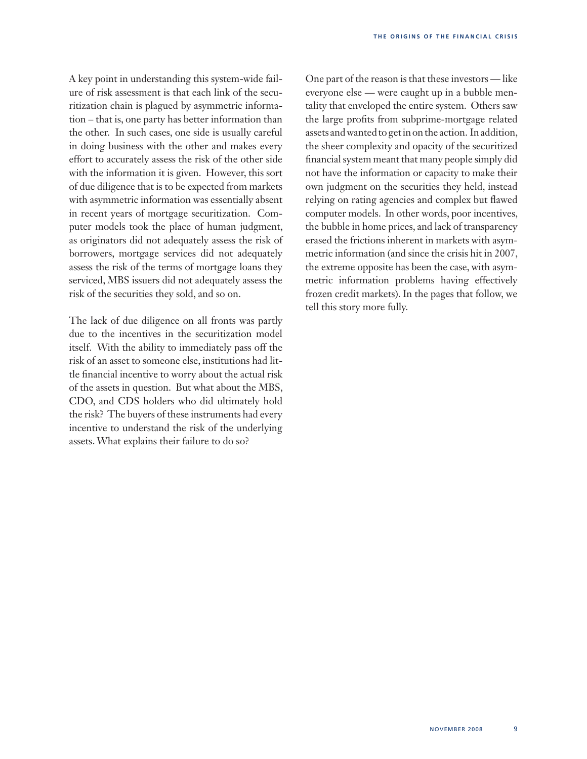A key point in understanding this system-wide failure of risk assessment is that each link of the securitization chain is plagued by asymmetric information – that is, one party has better information than the other. In such cases, one side is usually careful in doing business with the other and makes every effort to accurately assess the risk of the other side with the information it is given. However, this sort of due diligence that is to be expected from markets with asymmetric information was essentially absent in recent years of mortgage securitization. Computer models took the place of human judgment, as originators did not adequately assess the risk of borrowers, mortgage services did not adequately assess the risk of the terms of mortgage loans they serviced, MBS issuers did not adequately assess the risk of the securities they sold, and so on.

The lack of due diligence on all fronts was partly due to the incentives in the securitization model itself. With the ability to immediately pass off the risk of an asset to someone else, institutions had little financial incentive to worry about the actual risk of the assets in question. But what about the MBS, CDO, and CDS holders who did ultimately hold the risk? The buyers of these instruments had every incentive to understand the risk of the underlying assets. What explains their failure to do so?

One part of the reason is that these investors — like everyone else — were caught up in a bubble mentality that enveloped the entire system. Others saw the large profits from subprime-mortgage related assets and wanted to get in on the action. In addition, the sheer complexity and opacity of the securitized financial system meant that many people simply did not have the information or capacity to make their own judgment on the securities they held, instead relying on rating agencies and complex but flawed computer models. In other words, poor incentives, the bubble in home prices, and lack of transparency erased the frictions inherent in markets with asymmetric information (and since the crisis hit in 2007, the extreme opposite has been the case, with asymmetric information problems having effectively frozen credit markets). In the pages that follow, we tell this story more fully.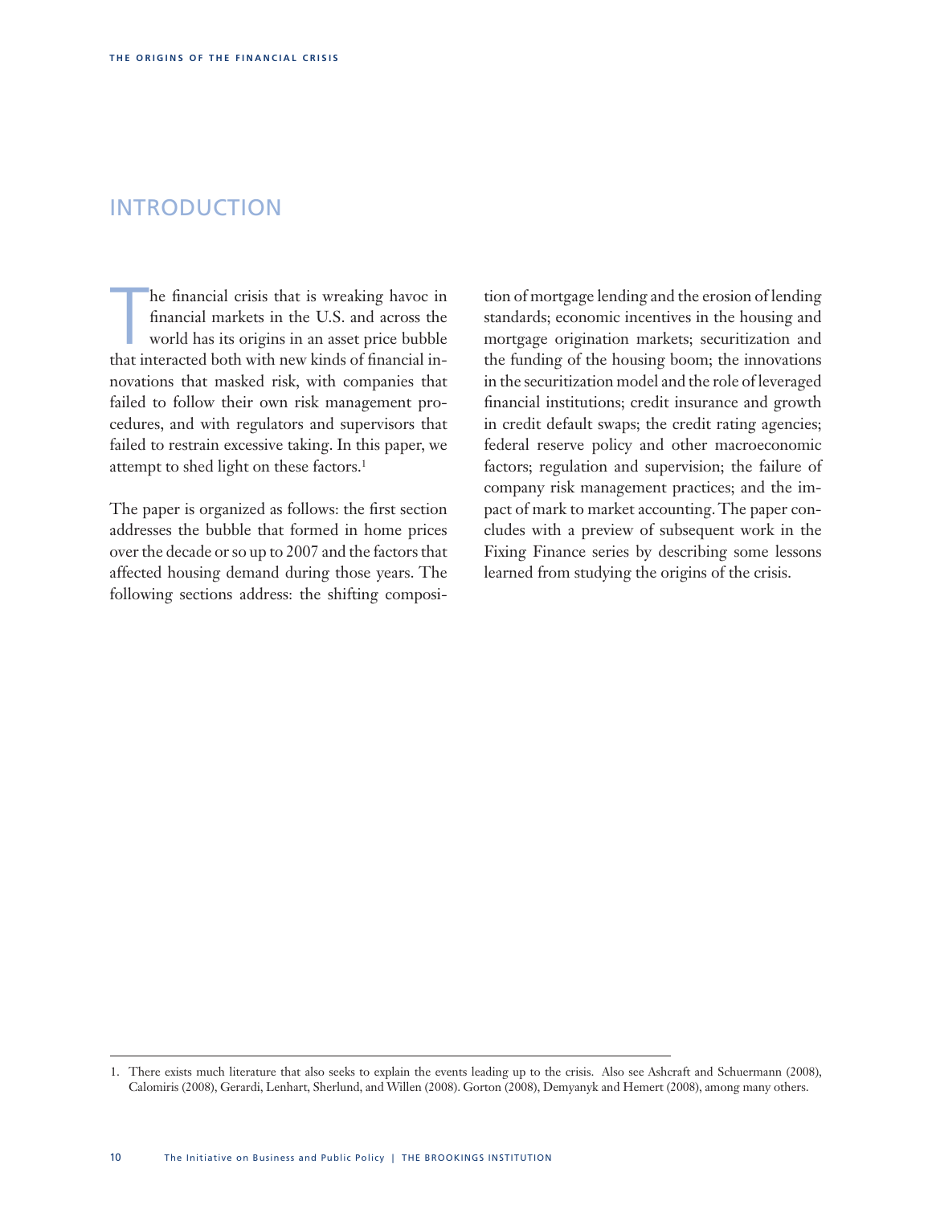## INTRODUCTION

The financial crisis that is wreaking havoc in financial markets in the U.S. and across the world has its origins in an asset price bubble that interacted both with new kinds of financial innovations that masked risk, with companies that failed to follow their own risk management procedures, and with regulators and supervisors that failed to restrain excessive taking. In this paper, we attempt to shed light on these factors.[1]

The paper is organized as follows: the first section addresses the bubble that formed in home prices over the decade or so up to 2007 and the factors that affected housing demand during those years. The following sections address: the shifting composition of mortgage lending and the erosion of lending standards; economic incentives in the housing and mortgage origination markets; securitization and the funding of the housing boom; the innovations in the securitization model and the role of leveraged financial institutions; credit insurance and growth in credit default swaps; the credit rating agencies; federal reserve policy and other macroeconomic factors; regulation and supervision; the failure of company risk management practices; and the impact of mark to market accounting. The paper concludes with a preview of subsequent work in the Fixing Finance series by describing some lessons learned from studying the origins of the crisis.

---

1. There exists much literature that also seeks to explain the events leading up to the crisis. Also see Ashcraft and Schuermann (2008), Calomiris (2008), Gerardi, Lenhart, Sherlund, and Willen (2008). Gorton (2008), Demyanyk and Hemert (2008), among many others.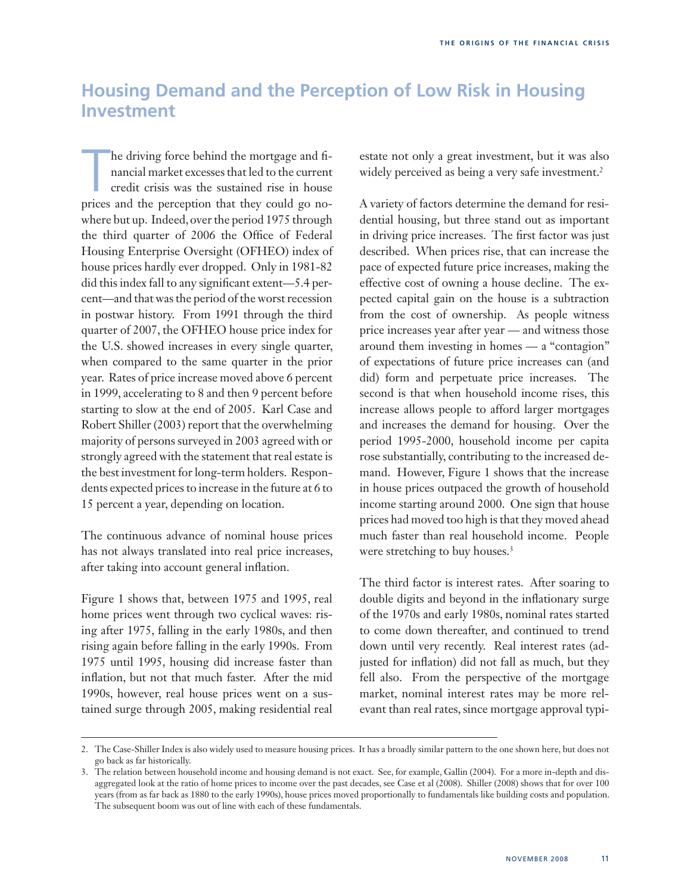## Housing Demand and the Perception of Low Risk in Housing Investment

The driving force behind the mortgage and financial market excesses that led to the current credit crisis was the sustained rise in house prices and the perception that they could go nowhere but up. Indeed, over the period 1975 through the third quarter of 2006 the Office of Federal Housing Enterprise Oversight (OFHEO) index of house prices hardly ever dropped. Only in 1981-82 did this index fall to any significant extent—5.4 percent—and that was the period of the worst recession in postwar history. From 1991 through the third quarter of 2007, the OFHEO house price index for the U.S. showed increases in every single quarter, when compared to the same quarter in the prior year. Rates of price increase moved above 6 percent in 1999, accelerating to 8 and then 9 percent before starting to slow at the end of 2005. Karl Case and Robert Shiller (2003) report that the overwhelming majority of persons surveyed in 2003 agreed with or strongly agreed with the statement that real estate is the best investment for long-term holders. Respondents expected prices to increase in the future at 6 to 15 percent a year, depending on location.

The continuous advance of nominal house prices has not always translated into real price increases, after taking into account general inflation.

Figure 1 shows that, between 1975 and 1995, real home prices went through two cyclical waves: rising after 1975, falling in the early 1980s, and then rising again before falling in the early 1990s. From 1975 until 1995, housing did increase faster than inflation, but not that much faster. After the mid 1990s, however, real house prices went on a sustained surge through 2005, making residential real estate not only a great investment, but it was also widely perceived as being a very safe investment.[2]

A variety of factors determine the demand for residential housing, but three stand out as important in driving price increases. The first factor was just described. When prices rise, that can increase the pace of expected future price increases, making the effective cost of owning a house decline. The expected capital gain on the house is a subtraction from the cost of ownership. As people witness price increases year after year — and witness those around them investing in homes — a "contagion" of expectations of future price increases can (and did) form and perpetuate price increases. The second is that when household income rises, this increase allows people to afford larger mortgages and increases the demand for housing. Over the period 1995-2000, household income per capita rose substantially, contributing to the increased demand. However, Figure 1 shows that the increase in house prices outpaced the growth of household income starting around 2000. One sign that house prices had moved too high is that they moved ahead much faster than real household income. People were stretching to buy houses.[3]

The third factor is interest rates. After soaring to double digits and beyond in the inflationary surge of the 1970s and early 1980s, nominal rates started to come down thereafter, and continued to trend down until very recently. Real interest rates (adjusted for inflation) did not fall as much, but they fell also. From the perspective of the mortgage market, nominal interest rates may be more relevant than real rates, since mortgage approval typi-

---

2. The Case-Shiller Index is also widely used to measure housing prices. It has a broadly similar pattern to the one shown here, but does not go back as far historically.

3. The relation between household income and housing demand is not exact. See, for example, Gallin (2004). For a more in-depth and disaggregated look at the ratio of home prices to income over the past decades, see Case et al (2008). Shiller (2008) shows that for over 100 years (from as far back as 1880 to the early 1990s), house prices moved proportionally to fundamentals like building costs and population. The subsequent boom was out of line with each of these fundamentals.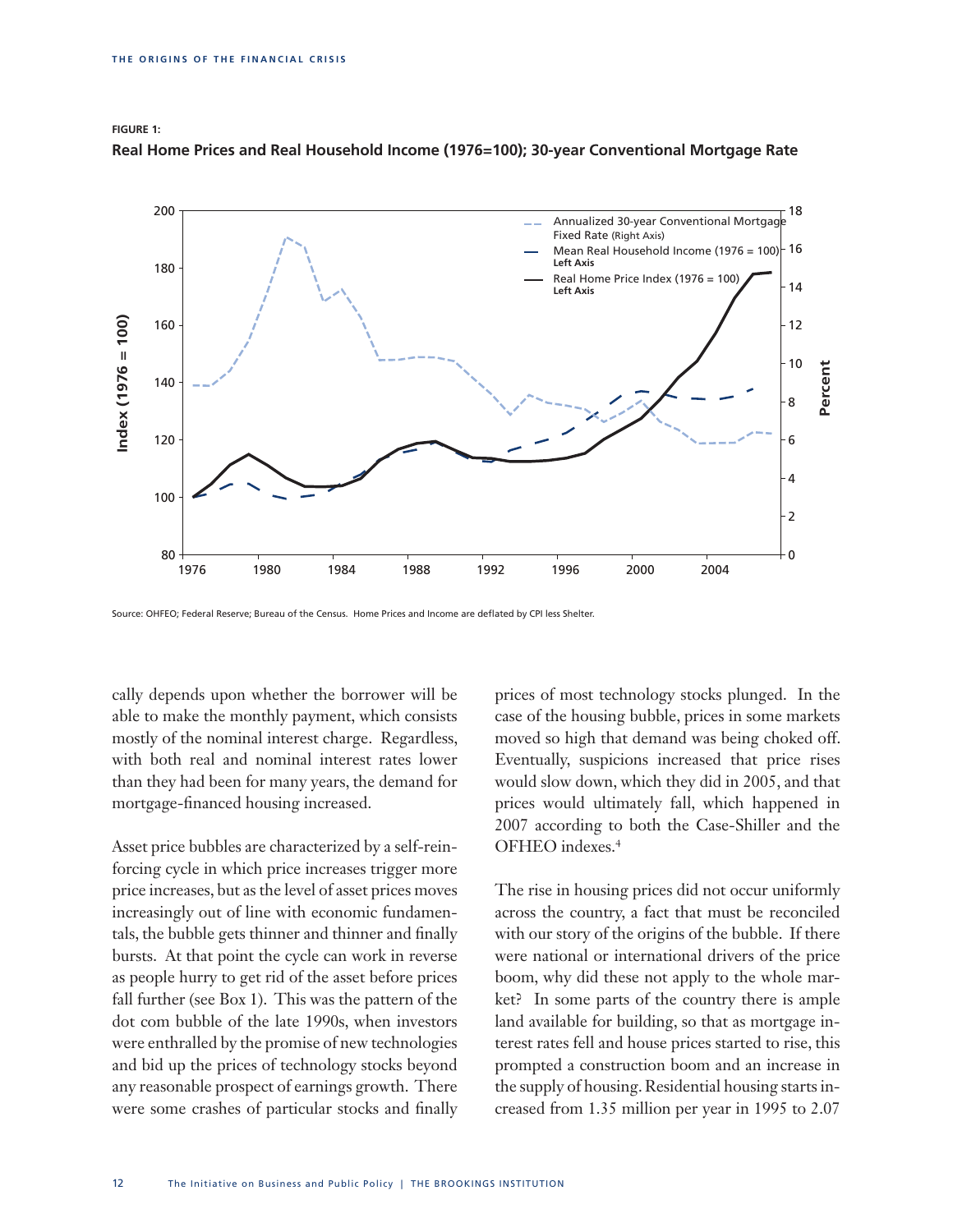**FIGURE 1:**

**Real Home Prices and Real Household Income (1976=100); 30-year Conventional Mortgage Rate**

Source: OHFEO; Federal Reserve; Bureau of the Census. Home Prices and Income are deflated by CPI less Shelter.

cally depends upon whether the borrower will be able to make the monthly payment, which consists mostly of the nominal interest charge. Regardless, with both real and nominal interest rates lower than they had been for many years, the demand for mortgage-financed housing increased.

Asset price bubbles are characterized by a self-reinforcing cycle in which price increases trigger more price increases, but as the level of asset prices moves increasingly out of line with economic fundamentals, the bubble gets thinner and thinner and finally bursts. At that point the cycle can work in reverse as people hurry to get rid of the asset before prices fall further (see Box 1). This was the pattern of the dot com bubble of the late 1990s, when investors were enthralled by the promise of new technologies and bid up the prices of technology stocks beyond any reasonable prospect of earnings growth. There were some crashes of particular stocks and finally prices of most technology stocks plunged. In the case of the housing bubble, prices in some markets moved so high that demand was being choked off. Eventually, suspicions increased that price rises would slow down, which they did in 2005, and that prices would ultimately fall, which happened in 2007 according to both the Case-Shiller and the OFHEO indexes.[4]

The rise in housing prices did not occur uniformly across the country, a fact that must be reconciled with our story of the origins of the bubble. If there were national or international drivers of the price boom, why did these not apply to the whole market? In some parts of the country there is ample land available for building, so that as mortgage interest rates fell and house prices started to rise, this prompted a construction boom and an increase in the supply of housing. Residential housing starts increased from 1.35 million per year in 1995 to 2.07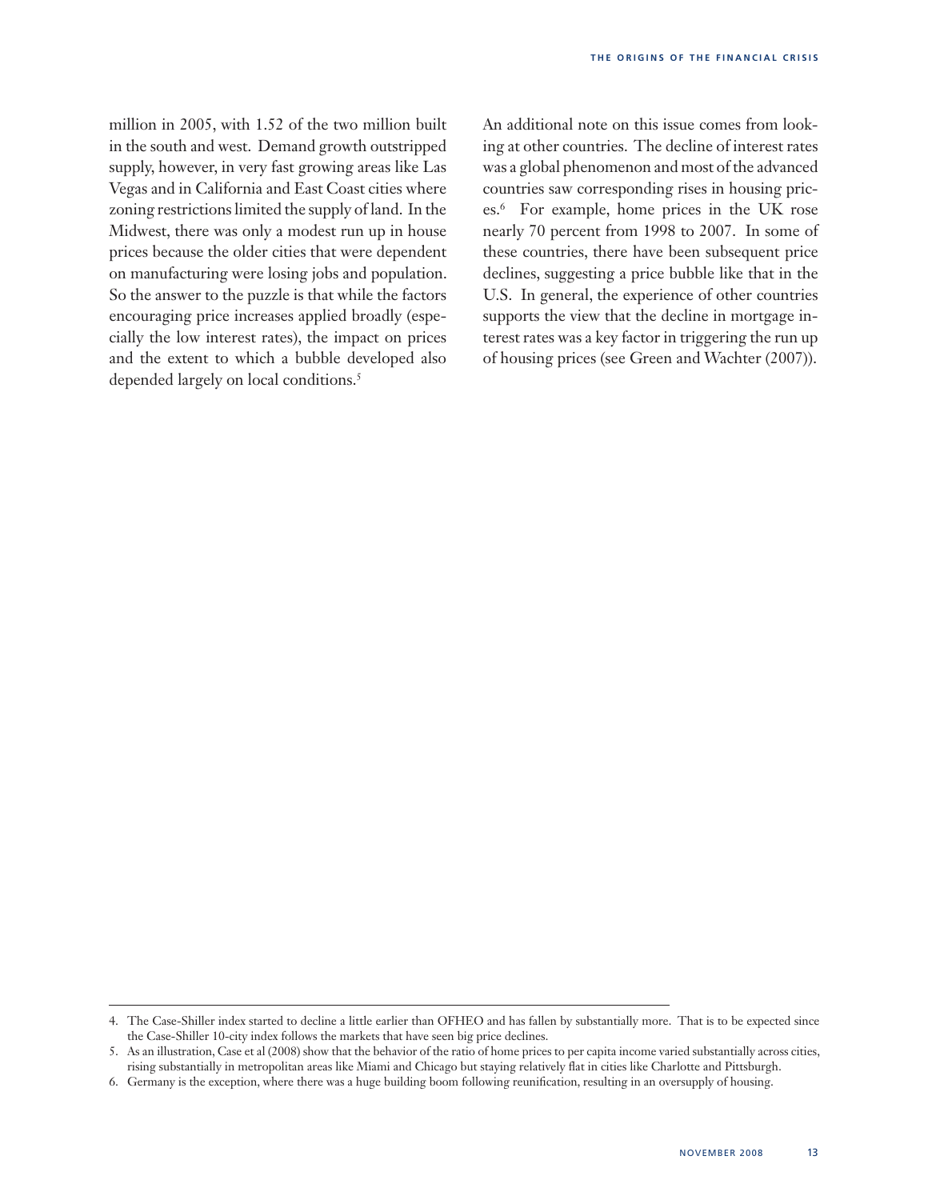million in 2005, with 1.52 of the two million built in the south and west. Demand growth outstripped supply, however, in very fast growing areas like Las Vegas and in California and East Coast cities where zoning restrictions limited the supply of land. In the Midwest, there was only a modest run up in house prices because the older cities that were dependent on manufacturing were losing jobs and population. So the answer to the puzzle is that while the factors encouraging price increases applied broadly (especially the low interest rates), the impact on prices and the extent to which a bubble developed also depended largely on local conditions.[5]

An additional note on this issue comes from looking at other countries. The decline of interest rates was a global phenomenon and most of the advanced countries saw corresponding rises in housing prices.[6] For example, home prices in the UK rose nearly 70 percent from 1998 to 2007. In some of these countries, there have been subsequent price declines, suggesting a price bubble like that in the U.S. In general, the experience of other countries supports the view that the decline in mortgage interest rates was a key factor in triggering the run up of housing prices (see Green and Wachter (2007)).

---

4. The Case-Shiller index started to decline a little earlier than OFHEO and has fallen by substantially more. That is to be expected since the Case-Shiller 10-city index follows the markets that have seen big price declines.

5. As an illustration, Case et al (2008) show that the behavior of the ratio of home prices to per capita income varied substantially across cities, rising substantially in metropolitan areas like Miami and Chicago but staying relatively flat in cities like Charlotte and Pittsburgh.

6. Germany is the exception, where there was a huge building boom following reunification, resulting in an oversupply of housing.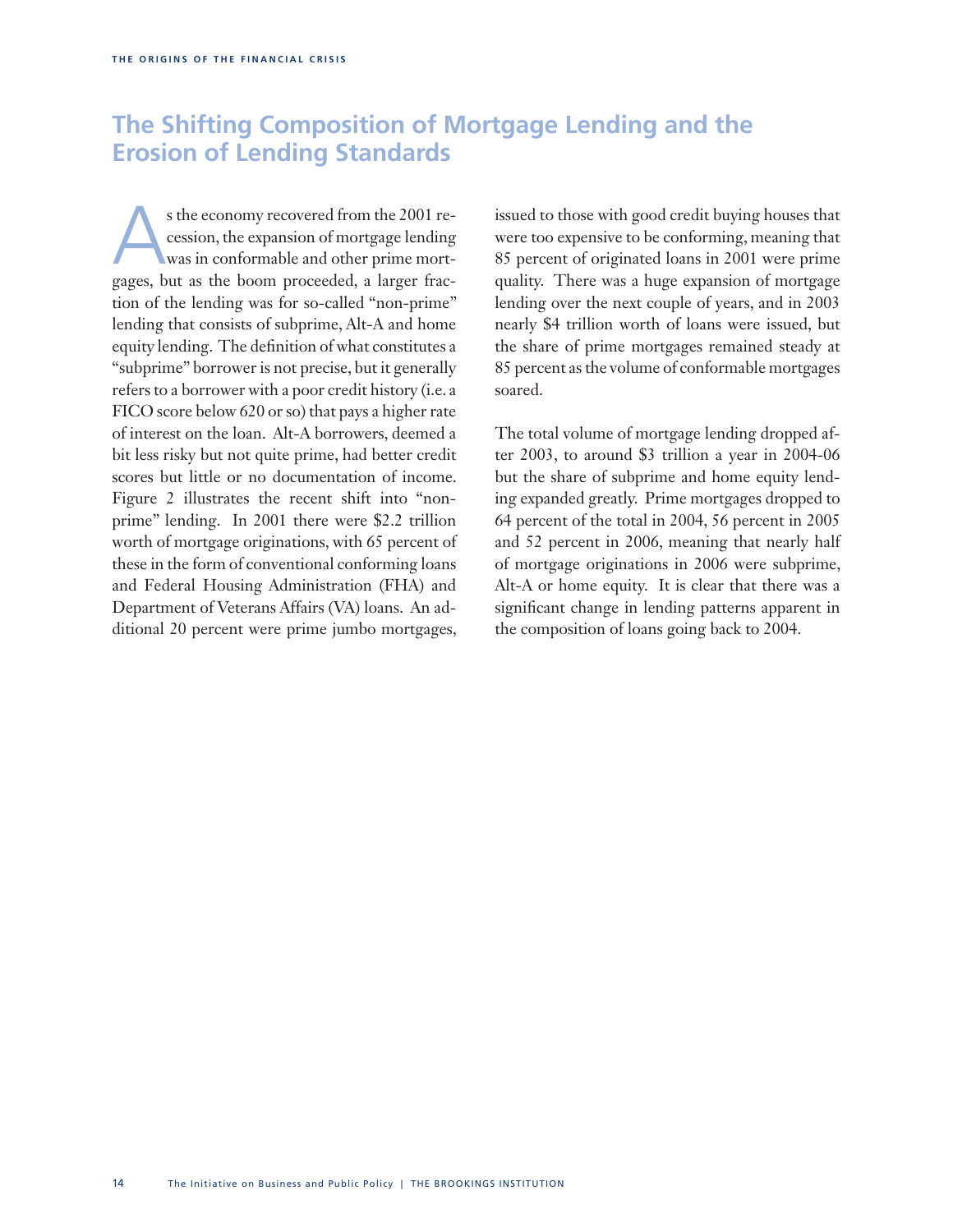## The Shifting Composition of Mortgage Lending and the Erosion of Lending Standards

As the economy recovered from the 2001 recession, the expansion of mortgage lending was in conformable and other prime mortgages, but as the boom proceeded, a larger fraction of the lending was for so-called "non-prime" lending that consists of subprime, Alt-A and home equity lending. The definition of what constitutes a "subprime" borrower is not precise, but it generally refers to a borrower with a poor credit history (i.e. a FICO score below 620 or so) that pays a higher rate of interest on the loan. Alt-A borrowers, deemed a bit less risky but not quite prime, had better credit scores but little or no documentation of income. Figure 2 illustrates the recent shift into "non-prime" lending. In 2001 there were $2.2 trillion worth of mortgage originations, with 65 percent of these in the form of conventional conforming loans and Federal Housing Administration (FHA) and Department of Veterans Affairs (VA) loans. An additional 20 percent were prime jumbo mortgages, issued to those with good credit buying houses that were too expensive to be conforming, meaning that 85 percent of originated loans in 2001 were prime quality. There was a huge expansion of mortgage lending over the next couple of years, and in 2003 nearly $4 trillion worth of loans were issued, but the share of prime mortgages remained steady at 85 percent as the volume of conformable mortgages soared.

The total volume of mortgage lending dropped after 2003, to around $3 trillion a year in 2004-06 but the share of subprime and home equity lending expanded greatly. Prime mortgages dropped to 64 percent of the total in 2004, 56 percent in 2005 and 52 percent in 2006, meaning that nearly half of mortgage originations in 2006 were subprime, Alt-A or home equity. It is clear that there was a significant change in lending patterns apparent in the composition of loans going back to 2004.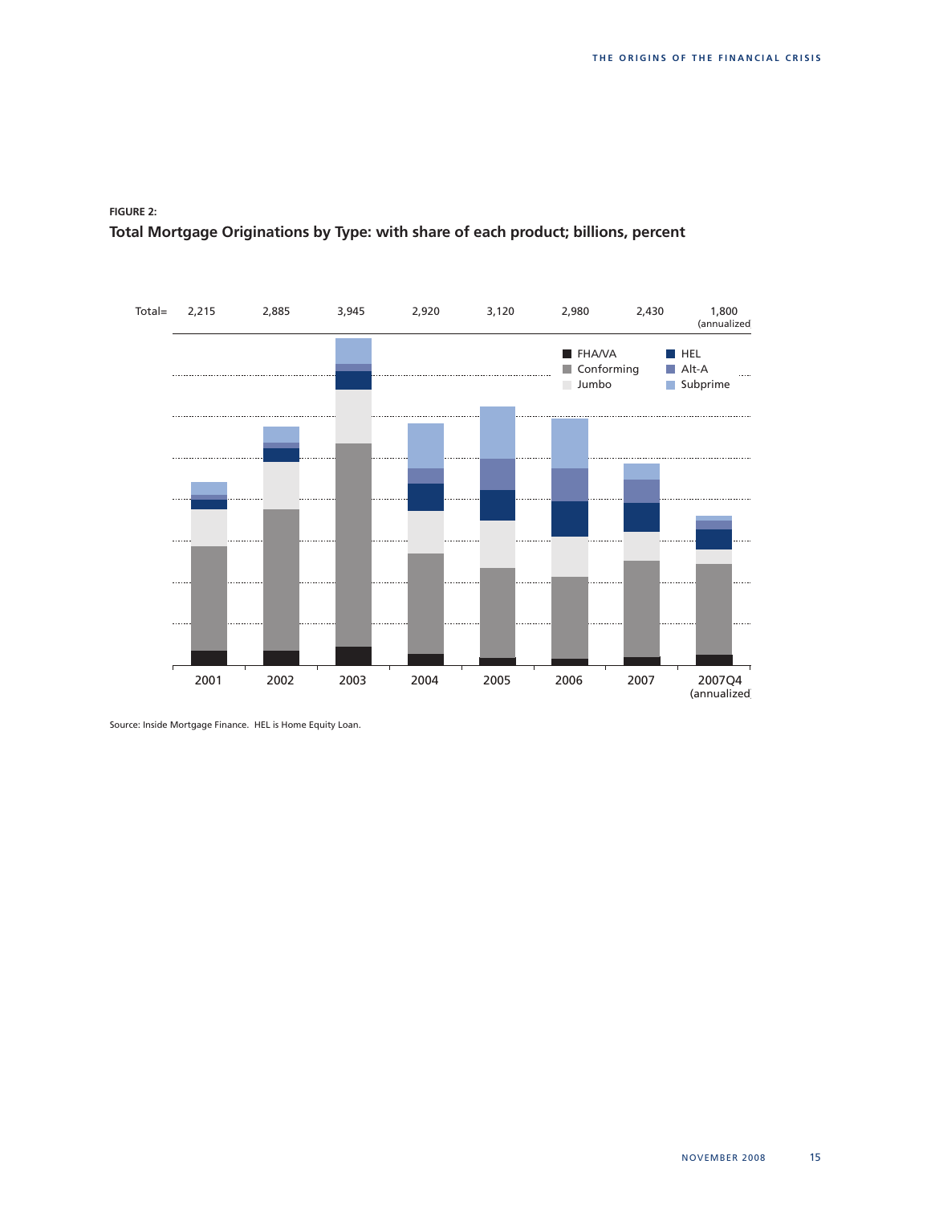**FIGURE 2:**

**Total Mortgage Originations by Type: with share of each product; billions, percent**

| | 2001 | 2002 | 2003 | 2004 | 2005 | 2006 | 2007 | 2007Q4 (annualized) |
|---|---|---|---|---|---|---|---|---|
| Total= | 2,215 | 2,885 | 3,945 | 2,920 | 3,120 | 2,980 | 2,430 | 1,800 (annualized) |

FHA/VA, Conforming, Jumbo, HEL, Alt-A, Subprime

Source: Inside Mortgage Finance. HEL is Home Equity Loan.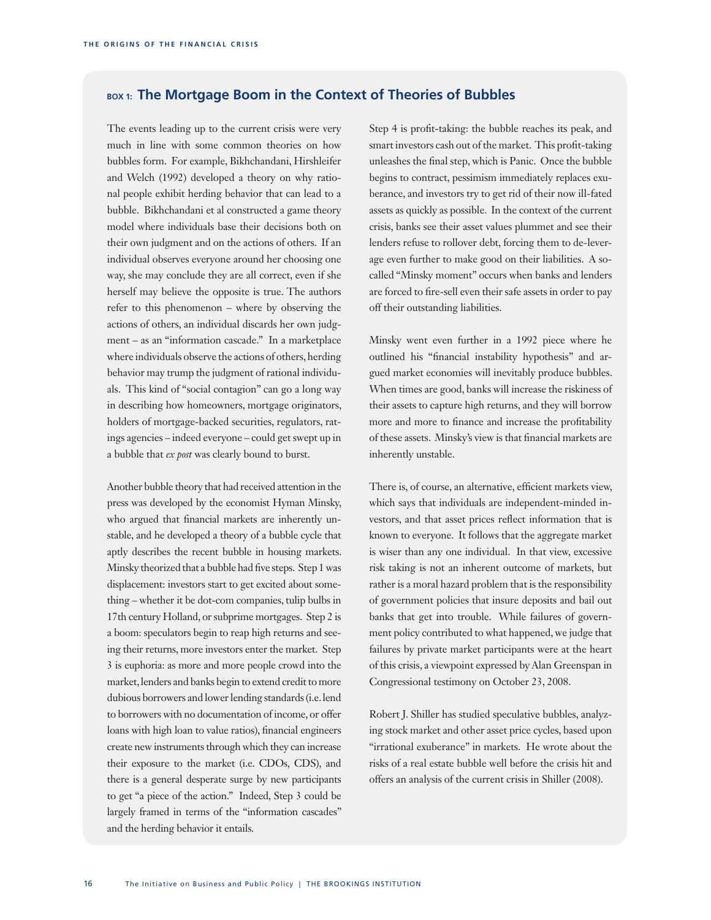## BOX 1: The Mortgage Boom in the Context of Theories of Bubbles

The events leading up to the current crisis were very much in line with some common theories on how bubbles form. For example, Bikhchandani, Hirshleifer and Welch (1992) developed a theory on why rational people exhibit herding behavior that can lead to a bubble. Bikhchandani et al constructed a game theory model where individuals base their decisions both on their own judgment and on the actions of others. If an individual observes everyone around her choosing one way, she may conclude they are all correct, even if she herself may believe the opposite is true. The authors refer to this phenomenon – where by observing the actions of others, an individual discards her own judgment – as an "information cascade." In a marketplace where individuals observe the actions of others, herding behavior may trump the judgment of rational individuals. This kind of "social contagion" can go a long way in describing how homeowners, mortgage originators, holders of mortgage-backed securities, regulators, ratings agencies – indeed everyone – could get swept up in a bubble that *ex post* was clearly bound to burst.

Another bubble theory that had received attention in the press was developed by the economist Hyman Minsky, who argued that financial markets are inherently unstable, and he developed a theory of a bubble cycle that aptly describes the recent bubble in housing markets. Minsky theorized that a bubble had five steps. Step 1 was displacement: investors start to get excited about something – whether it be dot-com companies, tulip bulbs in 17th century Holland, or subprime mortgages. Step 2 is a boom: speculators begin to reap high returns and seeing their returns, more investors enter the market. Step 3 is euphoria: as more and more people crowd into the market, lenders and banks begin to extend credit to more dubious borrowers and lower lending standards (i.e. lend to borrowers with no documentation of income, or offer loans with high loan to value ratios), financial engineers create new instruments through which they can increase their exposure to the market (i.e. CDOs, CDS), and there is a general desperate surge by new participants to get "a piece of the action." Indeed, Step 3 could be largely framed in terms of the "information cascades" and the herding behavior it entails.

Step 4 is profit-taking: the bubble reaches its peak, and smart investors cash out of the market. This profit-taking unleashes the final step, which is Panic. Once the bubble begins to contract, pessimism immediately replaces exuberance, and investors try to get rid of their now ill-fated assets as quickly as possible. In the context of the current crisis, banks see their asset values plummet and see their lenders refuse to rollover debt, forcing them to de-leverage even further to make good on their liabilities. A so-called "Minsky moment" occurs when banks and lenders are forced to fire-sell even their safe assets in order to pay off their outstanding liabilities.

Minsky went even further in a 1992 piece where he outlined his "financial instability hypothesis" and argued market economies will inevitably produce bubbles. When times are good, banks will increase the riskiness of their assets to capture high returns, and they will borrow more and more to finance and increase the profitability of these assets. Minsky's view is that financial markets are inherently unstable.

There is, of course, an alternative, efficient markets view, which says that individuals are independent-minded investors, and that asset prices reflect information that is known to everyone. It follows that the aggregate market is wiser than any one individual. In that view, excessive risk taking is not an inherent outcome of markets, but rather is a moral hazard problem that is the responsibility of government policies that insure deposits and bail out banks that get into trouble. While failures of government policy contributed to what happened, we judge that failures by private market participants were at the heart of this crisis, a viewpoint expressed by Alan Greenspan in Congressional testimony on October 23, 2008.

Robert J. Shiller has studied speculative bubbles, analyzing stock market and other asset price cycles, based upon "irrational exuberance" in markets. He wrote about the risks of a real estate bubble well before the crisis hit and offers an analysis of the current crisis in Shiller (2008).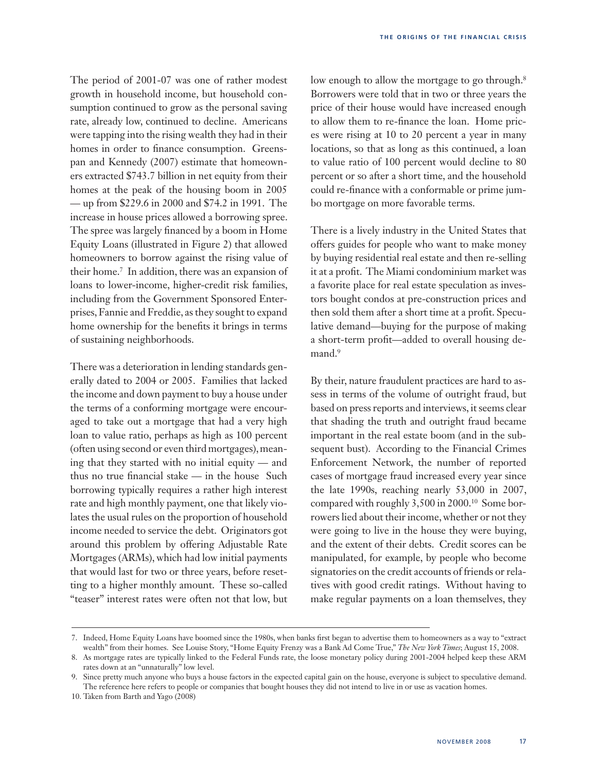The period of 2001-07 was one of rather modest growth in household income, but household consumption continued to grow as the personal saving rate, already low, continued to decline. Americans were tapping into the rising wealth they had in their homes in order to finance consumption. Greenspan and Kennedy (2007) estimate that homeowners extracted $743.7 billion in net equity from their homes at the peak of the housing boom in 2005 — up from $229.6 in 2000 and $74.2 in 1991. The increase in house prices allowed a borrowing spree. The spree was largely financed by a boom in Home Equity Loans (illustrated in Figure 2) that allowed homeowners to borrow against the rising value of their home.[7] In addition, there was an expansion of loans to lower-income, higher-credit risk families, including from the Government Sponsored Enterprises, Fannie and Freddie, as they sought to expand home ownership for the benefits it brings in terms of sustaining neighborhoods.

There was a deterioration in lending standards generally dated to 2004 or 2005. Families that lacked the income and down payment to buy a house under the terms of a conforming mortgage were encouraged to take out a mortgage that had a very high loan to value ratio, perhaps as high as 100 percent (often using second or even third mortgages), meaning that they started with no initial equity — and thus no true financial stake — in the house Such borrowing typically requires a rather high interest rate and high monthly payment, one that likely violates the usual rules on the proportion of household income needed to service the debt. Originators got around this problem by offering Adjustable Rate Mortgages (ARMs), which had low initial payments that would last for two or three years, before resetting to a higher monthly amount. These so-called "teaser" interest rates were often not that low, but low enough to allow the mortgage to go through.[8] Borrowers were told that in two or three years the price of their house would have increased enough to allow them to re-finance the loan. Home prices were rising at 10 to 20 percent a year in many locations, so that as long as this continued, a loan to value ratio of 100 percent would decline to 80 percent or so after a short time, and the household could re-finance with a conformable or prime jumbo mortgage on more favorable terms.

There is a lively industry in the United States that offers guides for people who want to make money by buying residential real estate and then re-selling it at a profit. The Miami condominium market was a favorite place for real estate speculation as investors bought condos at pre-construction prices and then sold them after a short time at a profit. Speculative demand—buying for the purpose of making a short-term profit—added to overall housing demand.[9]

By their, nature fraudulent practices are hard to assess in terms of the volume of outright fraud, but based on press reports and interviews, it seems clear that shading the truth and outright fraud became important in the real estate boom (and in the subsequent bust). According to the Financial Crimes Enforcement Network, the number of reported cases of mortgage fraud increased every year since the late 1990s, reaching nearly 53,000 in 2007, compared with roughly 3,500 in 2000.[10] Some borrowers lied about their income, whether or not they were going to live in the house they were buying, and the extent of their debts. Credit scores can be manipulated, for example, by people who become signatories on the credit accounts of friends or relatives with good credit ratings. Without having to make regular payments on a loan themselves, they

---

7. Indeed, Home Equity Loans have boomed since the 1980s, when banks first began to advertise them to homeowners as a way to "extract wealth" from their homes. See Louise Story, "Home Equity Frenzy was a Bank Ad Come True," *The New York Times*; August 15, 2008.

8. As mortgage rates are typically linked to the Federal Funds rate, the loose monetary policy during 2001-2004 helped keep these ARM rates down at an "unnaturally" low level.

9. Since pretty much anyone who buys a house factors in the expected capital gain on the house, everyone is subject to speculative demand. The reference here refers to people or companies that bought houses they did not intend to live in or use as vacation homes.

10. Taken from Barth and Yago (2008)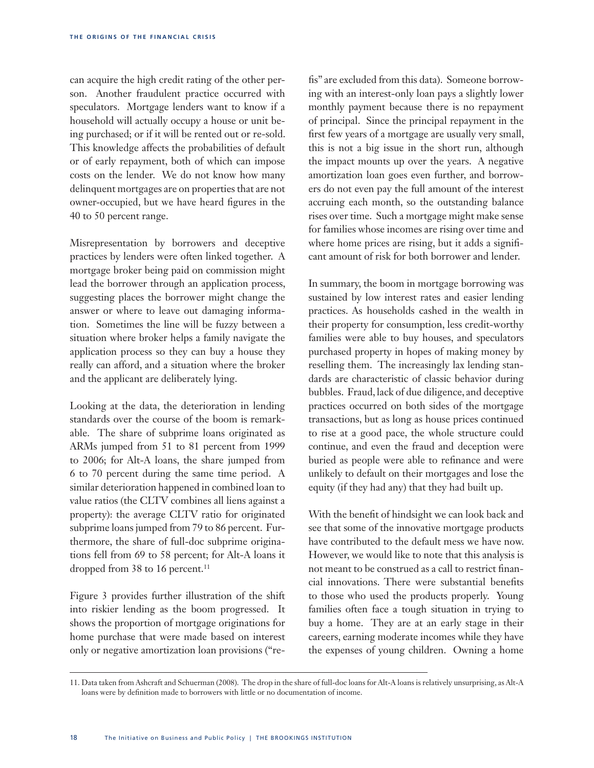can acquire the high credit rating of the other person. Another fraudulent practice occurred with speculators. Mortgage lenders want to know if a household will actually occupy a house or unit being purchased; or if it will be rented out or re-sold. This knowledge affects the probabilities of default or of early repayment, both of which can impose costs on the lender. We do not know how many delinquent mortgages are on properties that are not owner-occupied, but we have heard figures in the 40 to 50 percent range.

Misrepresentation by borrowers and deceptive practices by lenders were often linked together. A mortgage broker being paid on commission might lead the borrower through an application process, suggesting places the borrower might change the answer or where to leave out damaging information. Sometimes the line will be fuzzy between a situation where broker helps a family navigate the application process so they can buy a house they really can afford, and a situation where the broker and the applicant are deliberately lying.

Looking at the data, the deterioration in lending standards over the course of the boom is remarkable. The share of subprime loans originated as ARMs jumped from 51 to 81 percent from 1999 to 2006; for Alt-A loans, the share jumped from 6 to 70 percent during the same time period. A similar deterioration happened in combined loan to value ratios (the CLTV combines all liens against a property): the average CLTV ratio for originated subprime loans jumped from 79 to 86 percent. Furthermore, the share of full-doc subprime originations fell from 69 to 58 percent; for Alt-A loans it dropped from 38 to 16 percent.[11]

Figure 3 provides further illustration of the shift into riskier lending as the boom progressed. It shows the proportion of mortgage originations for home purchase that were made based on interest only or negative amortization loan provisions ("refis" are excluded from this data). Someone borrowing with an interest-only loan pays a slightly lower monthly payment because there is no repayment of principal. Since the principal repayment in the first few years of a mortgage are usually very small, this is not a big issue in the short run, although the impact mounts up over the years. A negative amortization loan goes even further, and borrowers do not even pay the full amount of the interest accruing each month, so the outstanding balance rises over time. Such a mortgage might make sense for families whose incomes are rising over time and where home prices are rising, but it adds a significant amount of risk for both borrower and lender.

In summary, the boom in mortgage borrowing was sustained by low interest rates and easier lending practices. As households cashed in the wealth in their property for consumption, less credit-worthy families were able to buy houses, and speculators purchased property in hopes of making money by reselling them. The increasingly lax lending standards are characteristic of classic behavior during bubbles. Fraud, lack of due diligence, and deceptive practices occurred on both sides of the mortgage transactions, but as long as house prices continued to rise at a good pace, the whole structure could continue, and even the fraud and deception were buried as people were able to refinance and were unlikely to default on their mortgages and lose the equity (if they had any) that they had built up.

With the benefit of hindsight we can look back and see that some of the innovative mortgage products have contributed to the default mess we have now. However, we would like to note that this analysis is not meant to be construed as a call to restrict financial innovations. There were substantial benefits to those who used the products properly. Young families often face a tough situation in trying to buy a home. They are at an early stage in their careers, earning moderate incomes while they have the expenses of young children. Owning a home

11. Data taken from Ashcraft and Schuerman (2008). The drop in the share of full-doc loans for Alt-A loans is relatively unsurprising, as Alt-A loans were by definition made to borrowers with little or no documentation of income.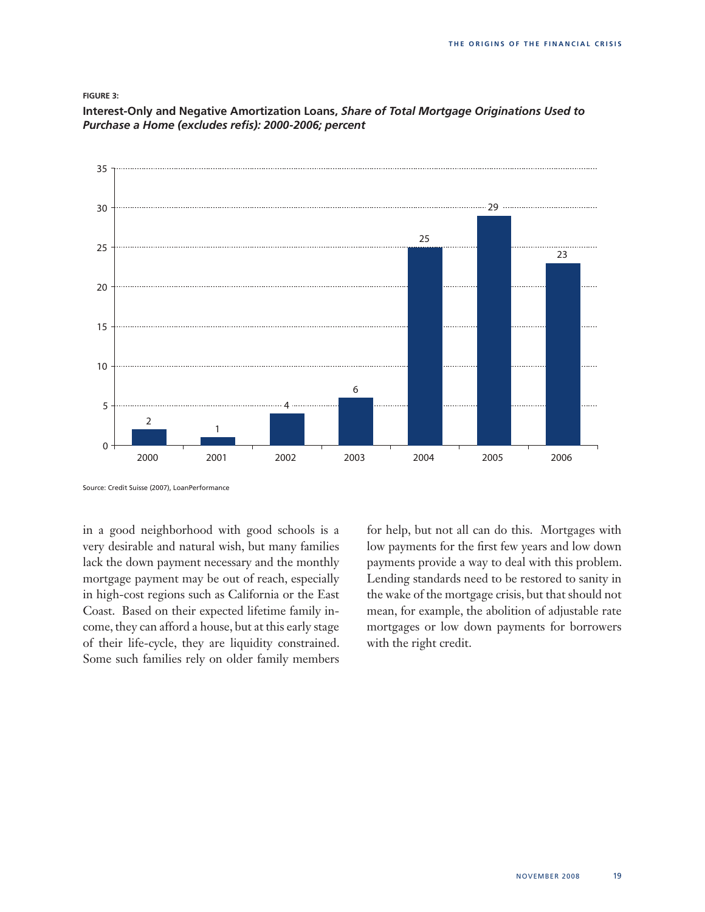**FIGURE 3:**

**Interest-Only and Negative Amortization Loans,** ***Share of Total Mortgage Originations Used to Purchase a Home (excludes refis): 2000-2006; percent***

| Year | Percent |
|---|---|
| 2000 | 2 |
| 2001 | 1 |
| 2002 | 4 |
| 2003 | 6 |
| 2004 | 25 |
| 2005 | 29 |
| 2006 | 23 |

Source: Credit Suisse (2007), LoanPerformance

in a good neighborhood with good schools is a very desirable and natural wish, but many families lack the down payment necessary and the monthly mortgage payment may be out of reach, especially in high-cost regions such as California or the East Coast. Based on their expected lifetime family income, they can afford a house, but at this early stage of their life-cycle, they are liquidity constrained. Some such families rely on older family members for help, but not all can do this. Mortgages with low payments for the first few years and low down payments provide a way to deal with this problem. Lending standards need to be restored to sanity in the wake of the mortgage crisis, but that should not mean, for example, the abolition of adjustable rate mortgages or low down payments for borrowers with the right credit.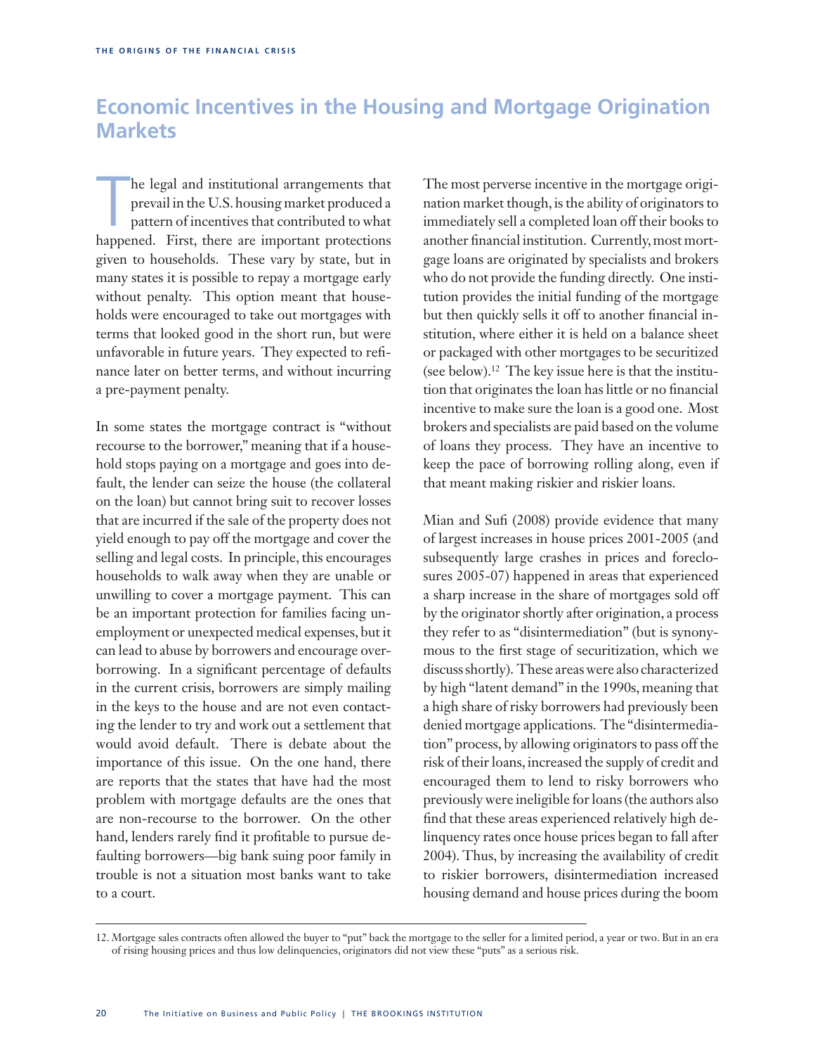## Economic Incentives in the Housing and Mortgage Origination Markets

The legal and institutional arrangements that prevail in the U.S. housing market produced a pattern of incentives that contributed to what happened. First, there are important protections given to households. These vary by state, but in many states it is possible to repay a mortgage early without penalty. This option meant that households were encouraged to take out mortgages with terms that looked good in the short run, but were unfavorable in future years. They expected to refinance later on better terms, and without incurring a pre-payment penalty.

In some states the mortgage contract is "without recourse to the borrower," meaning that if a household stops paying on a mortgage and goes into default, the lender can seize the house (the collateral on the loan) but cannot bring suit to recover losses that are incurred if the sale of the property does not yield enough to pay off the mortgage and cover the selling and legal costs. In principle, this encourages households to walk away when they are unable or unwilling to cover a mortgage payment. This can be an important protection for families facing unemployment or unexpected medical expenses, but it can lead to abuse by borrowers and encourage overborrowing. In a significant percentage of defaults in the current crisis, borrowers are simply mailing in the keys to the house and are not even contacting the lender to try and work out a settlement that would avoid default. There is debate about the importance of this issue. On the one hand, there are reports that the states that have had the most problem with mortgage defaults are the ones that are non-recourse to the borrower. On the other hand, lenders rarely find it profitable to pursue defaulting borrowers—big bank suing poor family in trouble is not a situation most banks want to take to a court.

The most perverse incentive in the mortgage origination market though, is the ability of originators to immediately sell a completed loan off their books to another financial institution. Currently, most mortgage loans are originated by specialists and brokers who do not provide the funding directly. One institution provides the initial funding of the mortgage but then quickly sells it off to another financial institution, where either it is held on a balance sheet or packaged with other mortgages to be securitized (see below).[12] The key issue here is that the institution that originates the loan has little or no financial incentive to make sure the loan is a good one. Most brokers and specialists are paid based on the volume of loans they process. They have an incentive to keep the pace of borrowing rolling along, even if that meant making riskier and riskier loans.

Mian and Sufi (2008) provide evidence that many of largest increases in house prices 2001-2005 (and subsequently large crashes in prices and foreclosures 2005-07) happened in areas that experienced a sharp increase in the share of mortgages sold off by the originator shortly after origination, a process they refer to as "disintermediation" (but is synonymous to the first stage of securitization, which we discuss shortly). These areas were also characterized by high "latent demand" in the 1990s, meaning that a high share of risky borrowers had previously been denied mortgage applications. The "disintermediation" process, by allowing originators to pass off the risk of their loans, increased the supply of credit and encouraged them to lend to risky borrowers who previously were ineligible for loans (the authors also find that these areas experienced relatively high delinquency rates once house prices began to fall after 2004). Thus, by increasing the availability of credit to riskier borrowers, disintermediation increased housing demand and house prices during the boom

12. Mortgage sales contracts often allowed the buyer to "put" back the mortgage to the seller for a limited period, a year or two. But in an era of rising housing prices and thus low delinquencies, originators did not view these "puts" as a serious risk.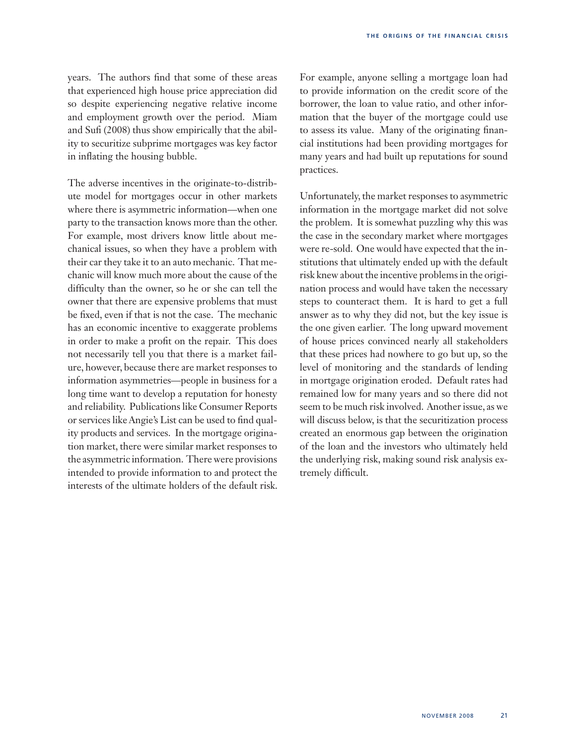years. The authors find that some of these areas that experienced high house price appreciation did so despite experiencing negative relative income and employment growth over the period. Miam and Sufi (2008) thus show empirically that the ability to securitize subprime mortgages was key factor in inflating the housing bubble.

The adverse incentives in the originate-to-distribute model for mortgages occur in other markets where there is asymmetric information—when one party to the transaction knows more than the other. For example, most drivers know little about mechanical issues, so when they have a problem with their car they take it to an auto mechanic. That mechanic will know much more about the cause of the difficulty than the owner, so he or she can tell the owner that there are expensive problems that must be fixed, even if that is not the case. The mechanic has an economic incentive to exaggerate problems in order to make a profit on the repair. This does not necessarily tell you that there is a market failure, however, because there are market responses to information asymmetries—people in business for a long time want to develop a reputation for honesty and reliability. Publications like Consumer Reports or services like Angie's List can be used to find quality products and services. In the mortgage origination market, there were similar market responses to the asymmetric information. There were provisions intended to provide information to and protect the interests of the ultimate holders of the default risk. For example, anyone selling a mortgage loan had to provide information on the credit score of the borrower, the loan to value ratio, and other information that the buyer of the mortgage could use to assess its value. Many of the originating financial institutions had been providing mortgages for many years and had built up reputations for sound practices.

Unfortunately, the market responses to asymmetric information in the mortgage market did not solve the problem. It is somewhat puzzling why this was the case in the secondary market where mortgages were re-sold. One would have expected that the institutions that ultimately ended up with the default risk knew about the incentive problems in the origination process and would have taken the necessary steps to counteract them. It is hard to get a full answer as to why they did not, but the key issue is the one given earlier. The long upward movement of house prices convinced nearly all stakeholders that these prices had nowhere to go but up, so the level of monitoring and the standards of lending in mortgage origination eroded. Default rates had remained low for many years and so there did not seem to be much risk involved. Another issue, as we will discuss below, is that the securitization process created an enormous gap between the origination of the loan and the investors who ultimately held the underlying risk, making sound risk analysis extremely difficult.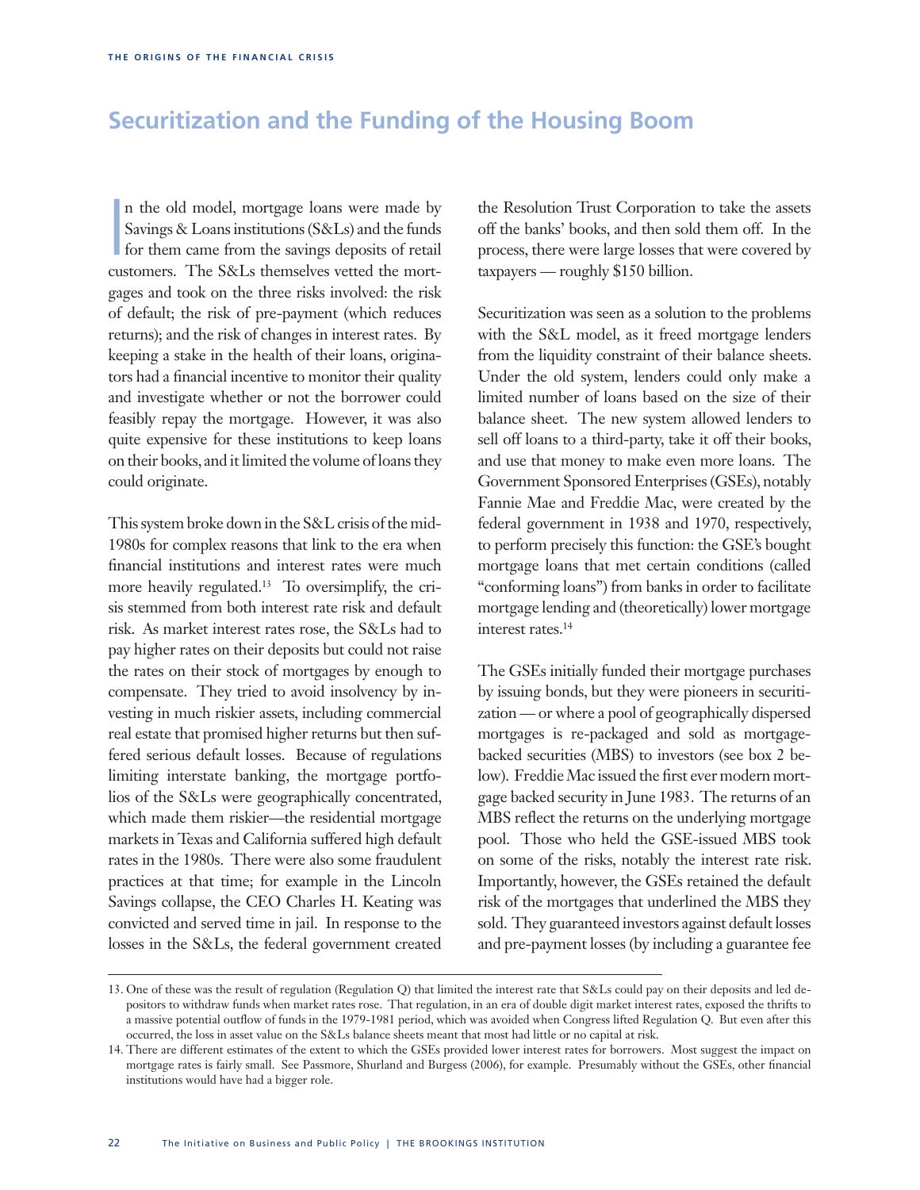## Securitization and the Funding of the Housing Boom

In the old model, mortgage loans were made by Savings & Loans institutions (S&Ls) and the funds for them came from the savings deposits of retail customers. The S&Ls themselves vetted the mortgages and took on the three risks involved: the risk of default; the risk of pre-payment (which reduces returns); and the risk of changes in interest rates. By keeping a stake in the health of their loans, originators had a financial incentive to monitor their quality and investigate whether or not the borrower could feasibly repay the mortgage. However, it was also quite expensive for these institutions to keep loans on their books, and it limited the volume of loans they could originate.

This system broke down in the S&L crisis of the mid-1980s for complex reasons that link to the era when financial institutions and interest rates were much more heavily regulated.[13] To oversimplify, the crisis stemmed from both interest rate risk and default risk. As market interest rates rose, the S&Ls had to pay higher rates on their deposits but could not raise the rates on their stock of mortgages by enough to compensate. They tried to avoid insolvency by investing in much riskier assets, including commercial real estate that promised higher returns but then suffered serious default losses. Because of regulations limiting interstate banking, the mortgage portfolios of the S&Ls were geographically concentrated, which made them riskier—the residential mortgage markets in Texas and California suffered high default rates in the 1980s. There were also some fraudulent practices at that time; for example in the Lincoln Savings collapse, the CEO Charles H. Keating was convicted and served time in jail. In response to the losses in the S&Ls, the federal government created the Resolution Trust Corporation to take the assets off the banks' books, and then sold them off. In the process, there were large losses that were covered by taxpayers — roughly $150 billion.

Securitization was seen as a solution to the problems with the S&L model, as it freed mortgage lenders from the liquidity constraint of their balance sheets. Under the old system, lenders could only make a limited number of loans based on the size of their balance sheet. The new system allowed lenders to sell off loans to a third-party, take it off their books, and use that money to make even more loans. The Government Sponsored Enterprises (GSEs), notably Fannie Mae and Freddie Mac, were created by the federal government in 1938 and 1970, respectively, to perform precisely this function: the GSE's bought mortgage loans that met certain conditions (called "conforming loans") from banks in order to facilitate mortgage lending and (theoretically) lower mortgage interest rates.[14]

The GSEs initially funded their mortgage purchases by issuing bonds, but they were pioneers in securitization — or where a pool of geographically dispersed mortgages is re-packaged and sold as mortgage-backed securities (MBS) to investors (see box 2 below). Freddie Mac issued the first ever modern mortgage backed security in June 1983. The returns of an MBS reflect the returns on the underlying mortgage pool. Those who held the GSE-issued MBS took on some of the risks, notably the interest rate risk. Importantly, however, the GSEs retained the default risk of the mortgages that underlined the MBS they sold. They guaranteed investors against default losses and pre-payment losses (by including a guarantee fee

---

13. One of these was the result of regulation (Regulation Q) that limited the interest rate that S&Ls could pay on their deposits and led depositors to withdraw funds when market rates rose. That regulation, in an era of double digit market interest rates, exposed the thrifts to a massive potential outflow of funds in the 1979-1981 period, which was avoided when Congress lifted Regulation Q. But even after this occurred, the loss in asset value on the S&Ls balance sheets meant that most had little or no capital at risk.

14. There are different estimates of the extent to which the GSEs provided lower interest rates for borrowers. Most suggest the impact on mortgage rates is fairly small. See Passmore, Shurland and Burgess (2006), for example. Presumably without the GSEs, other financial institutions would have had a bigger role.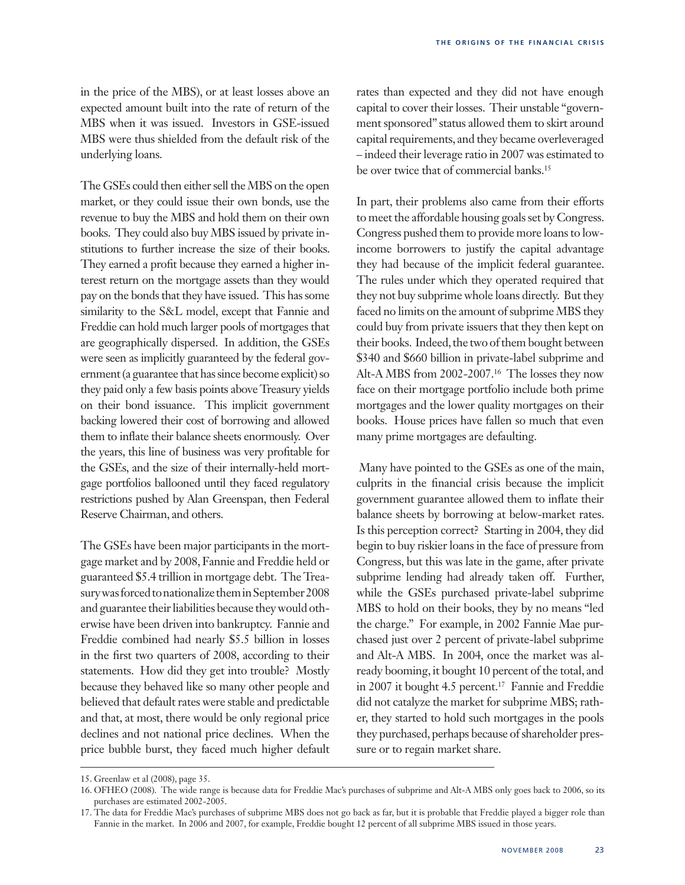in the price of the MBS), or at least losses above an expected amount built into the rate of return of the MBS when it was issued. Investors in GSE-issued MBS were thus shielded from the default risk of the underlying loans.

The GSEs could then either sell the MBS on the open market, or they could issue their own bonds, use the revenue to buy the MBS and hold them on their own books. They could also buy MBS issued by private institutions to further increase the size of their books. They earned a profit because they earned a higher interest return on the mortgage assets than they would pay on the bonds that they have issued. This has some similarity to the S&L model, except that Fannie and Freddie can hold much larger pools of mortgages that are geographically dispersed. In addition, the GSEs were seen as implicitly guaranteed by the federal government (a guarantee that has since become explicit) so they paid only a few basis points above Treasury yields on their bond issuance. This implicit government backing lowered their cost of borrowing and allowed them to inflate their balance sheets enormously. Over the years, this line of business was very profitable for the GSEs, and the size of their internally-held mortgage portfolios ballooned until they faced regulatory restrictions pushed by Alan Greenspan, then Federal Reserve Chairman, and others.

The GSEs have been major participants in the mortgage market and by 2008, Fannie and Freddie held or guaranteed $5.4 trillion in mortgage debt. The Treasury was forced to nationalize them in September 2008 and guarantee their liabilities because they would otherwise have been driven into bankruptcy. Fannie and Freddie combined had nearly $5.5 billion in losses in the first two quarters of 2008, according to their statements. How did they get into trouble? Mostly because they behaved like so many other people and believed that default rates were stable and predictable and that, at most, there would be only regional price declines and not national price declines. When the price bubble burst, they faced much higher default rates than expected and they did not have enough capital to cover their losses. Their unstable "government sponsored" status allowed them to skirt around capital requirements, and they became overleveraged – indeed their leverage ratio in 2007 was estimated to be over twice that of commercial banks.[15]

In part, their problems also came from their efforts to meet the affordable housing goals set by Congress. Congress pushed them to provide more loans to low-income borrowers to justify the capital advantage they had because of the implicit federal guarantee. The rules under which they operated required that they not buy subprime whole loans directly. But they faced no limits on the amount of subprime MBS they could buy from private issuers that they then kept on their books. Indeed, the two of them bought between $340 and $660 billion in private-label subprime and Alt-A MBS from 2002-2007.[16] The losses they now face on their mortgage portfolio include both prime mortgages and the lower quality mortgages on their books. House prices have fallen so much that even many prime mortgages are defaulting.

Many have pointed to the GSEs as one of the main, culprits in the financial crisis because the implicit government guarantee allowed them to inflate their balance sheets by borrowing at below-market rates. Is this perception correct? Starting in 2004, they did begin to buy riskier loans in the face of pressure from Congress, but this was late in the game, after private subprime lending had already taken off. Further, while the GSEs purchased private-label subprime MBS to hold on their books, they by no means "led the charge." For example, in 2002 Fannie Mae purchased just over 2 percent of private-label subprime and Alt-A MBS. In 2004, once the market was already booming, it bought 10 percent of the total, and in 2007 it bought 4.5 percent.[17] Fannie and Freddie did not catalyze the market for subprime MBS; rather, they started to hold such mortgages in the pools they purchased, perhaps because of shareholder pressure or to regain market share.

---

15. Greenlaw et al (2008), page 35.

16. OFHEO (2008). The wide range is because data for Freddie Mac's purchases of subprime and Alt-A MBS only goes back to 2006, so its purchases are estimated 2002-2005.

17. The data for Freddie Mac's purchases of subprime MBS does not go back as far, but it is probable that Freddie played a bigger role than Fannie in the market. In 2006 and 2007, for example, Freddie bought 12 percent of all subprime MBS issued in those years.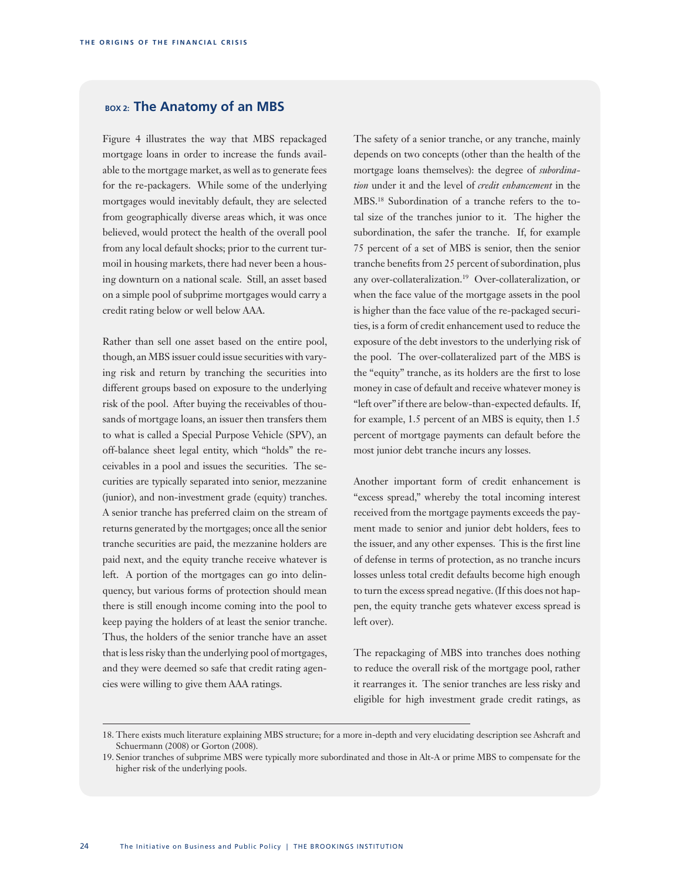## BOX 2: The Anatomy of an MBS

Figure 4 illustrates the way that MBS repackaged mortgage loans in order to increase the funds available to the mortgage market, as well as to generate fees for the re-packagers. While some of the underlying mortgages would inevitably default, they are selected from geographically diverse areas which, it was once believed, would protect the health of the overall pool from any local default shocks; prior to the current turmoil in housing markets, there had never been a housing downturn on a national scale. Still, an asset based on a simple pool of subprime mortgages would carry a credit rating below or well below AAA.

Rather than sell one asset based on the entire pool, though, an MBS issuer could issue securities with varying risk and return by tranching the securities into different groups based on exposure to the underlying risk of the pool. After buying the receivables of thousands of mortgage loans, an issuer then transfers them to what is called a Special Purpose Vehicle (SPV), an off-balance sheet legal entity, which "holds" the receivables in a pool and issues the securities. The securities are typically separated into senior, mezzanine (junior), and non-investment grade (equity) tranches. A senior tranche has preferred claim on the stream of returns generated by the mortgages; once all the senior tranche securities are paid, the mezzanine holders are paid next, and the equity tranche receive whatever is left. A portion of the mortgages can go into delinquency, but various forms of protection should mean there is still enough income coming into the pool to keep paying the holders of at least the senior tranche. Thus, the holders of the senior tranche have an asset that is less risky than the underlying pool of mortgages, and they were deemed so safe that credit rating agencies were willing to give them AAA ratings.

The safety of a senior tranche, or any tranche, mainly depends on two concepts (other than the health of the mortgage loans themselves): the degree of *subordination* under it and the level of *credit enhancement* in the MBS.[18] Subordination of a tranche refers to the total size of the tranches junior to it. The higher the subordination, the safer the tranche. If, for example 75 percent of a set of MBS is senior, then the senior tranche benefits from 25 percent of subordination, plus any over-collateralization.[19] Over-collateralization, or when the face value of the mortgage assets in the pool is higher than the face value of the re-packaged securities, is a form of credit enhancement used to reduce the exposure of the debt investors to the underlying risk of the pool. The over-collateralized part of the MBS is the "equity" tranche, as its holders are the first to lose money in case of default and receive whatever money is "left over" if there are below-than-expected defaults. If, for example, 1.5 percent of an MBS is equity, then 1.5 percent of mortgage payments can default before the most junior debt tranche incurs any losses.

Another important form of credit enhancement is "excess spread," whereby the total incoming interest received from the mortgage payments exceeds the payment made to senior and junior debt holders, fees to the issuer, and any other expenses. This is the first line of defense in terms of protection, as no tranche incurs losses unless total credit defaults become high enough to turn the excess spread negative. (If this does not happen, the equity tranche gets whatever excess spread is left over).

The repackaging of MBS into tranches does nothing to reduce the overall risk of the mortgage pool, rather it rearranges it. The senior tranches are less risky and eligible for high investment grade credit ratings, as

18. There exists much literature explaining MBS structure; for a more in-depth and very elucidating description see Ashcraft and Schuermann (2008) or Gorton (2008).

19. Senior tranches of subprime MBS were typically more subordinated and those in Alt-A or prime MBS to compensate for the higher risk of the underlying pools.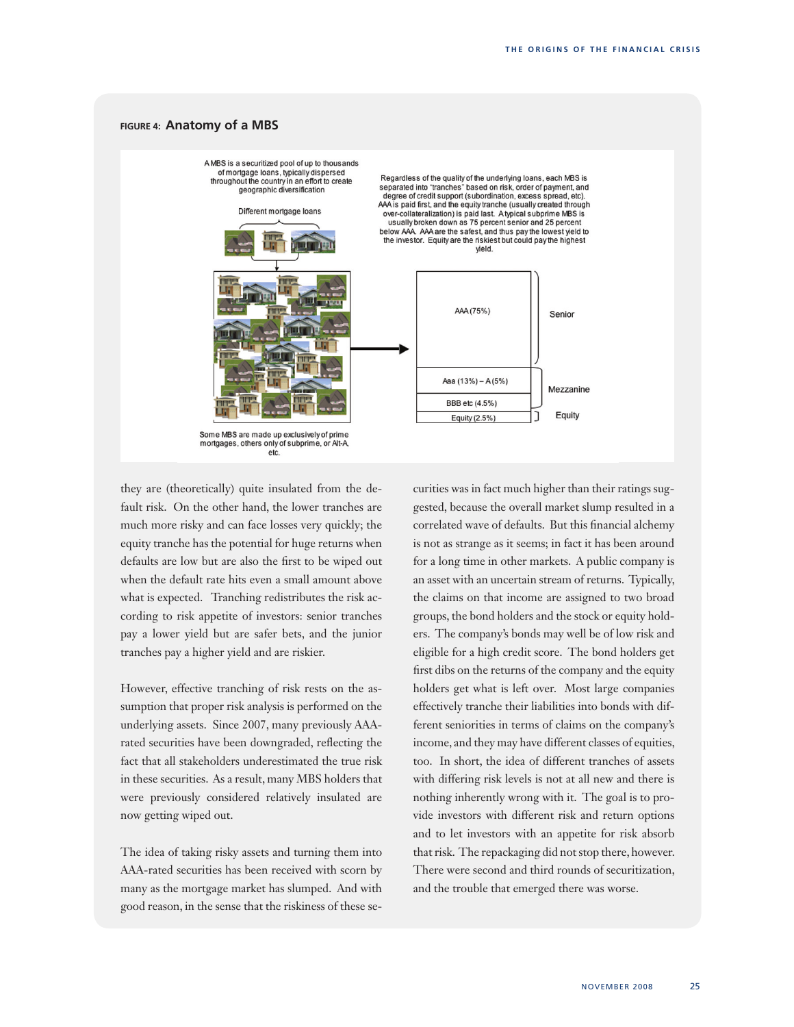**FIGURE 4: Anatomy of a MBS**

A MBS is a securitized pool of up to thousands of mortgage loans, typically dispersed throughout the country in an effort to create geographic diversification

Different mortgage loans

Regardless of the quality of the underlying loans, each MBS is separated into "tranches" based on risk, order of payment, and degree of credit support (subordination, excess spread, etc). AAA is paid first, and the equity tranche (usually created through over-collateralization) is paid last. A typical subprime MBS is usually broken down as 75 percent senior and 25 percent below AAA. AAA are the safest, and thus pay the lowest yield to the investor. Equity are the riskiest but could pay the highest yield.

| Tranche | Class |
|---|---|
| AAA (75%) | Senior |
| Aaa (13%) – A (5%) | Mezzanine |
| BBB etc (4.5%) | Mezzanine |
| Equity (2.5%) | Equity |

Some MBS are made up exclusively of prime mortgages, others only of subprime, or Alt-A, etc.

they are (theoretically) quite insulated from the default risk. On the other hand, the lower tranches are much more risky and can face losses very quickly; the equity tranche has the potential for huge returns when defaults are low but are also the first to be wiped out when the default rate hits even a small amount above what is expected. Tranching redistributes the risk according to risk appetite of investors: senior tranches pay a lower yield but are safer bets, and the junior tranches pay a higher yield and are riskier.

However, effective tranching of risk rests on the assumption that proper risk analysis is performed on the underlying assets. Since 2007, many previously AAA-rated securities have been downgraded, reflecting the fact that all stakeholders underestimated the true risk in these securities. As a result, many MBS holders that were previously considered relatively insulated are now getting wiped out.

The idea of taking risky assets and turning them into AAA-rated securities has been received with scorn by many as the mortgage market has slumped. And with good reason, in the sense that the riskiness of these securities was in fact much higher than their ratings suggested, because the overall market slump resulted in a correlated wave of defaults. But this financial alchemy is not as strange as it seems; in fact it has been around for a long time in other markets. A public company is an asset with an uncertain stream of returns. Typically, the claims on that income are assigned to two broad groups, the bond holders and the stock or equity holders. The company's bonds may well be of low risk and eligible for a high credit score. The bond holders get first dibs on the returns of the company and the equity holders get what is left over. Most large companies effectively tranche their liabilities into bonds with different seniorities in terms of claims on the company's income, and they may have different classes of equities, too. In short, the idea of different tranches of assets with differing risk levels is not at all new and there is nothing inherently wrong with it. The goal is to provide investors with different risk and return options and to let investors with an appetite for risk absorb that risk. The repackaging did not stop there, however. There were second and third rounds of securitization, and the trouble that emerged there was worse.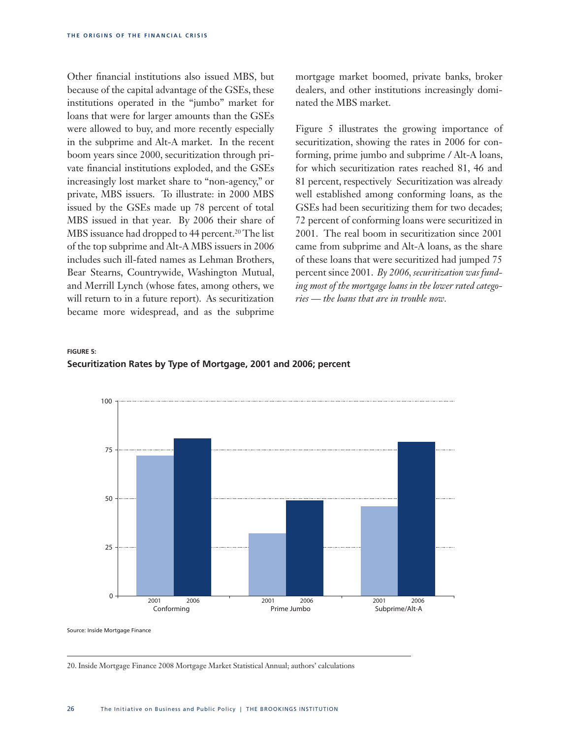Other financial institutions also issued MBS, but because of the capital advantage of the GSEs, these institutions operated in the "jumbo" market for loans that were for larger amounts than the GSEs were allowed to buy, and more recently especially in the subprime and Alt-A market. In the recent boom years since 2000, securitization through private financial institutions exploded, and the GSEs increasingly lost market share to "non-agency," or private, MBS issuers. To illustrate: in 2000 MBS issued by the GSEs made up 78 percent of total MBS issued in that year. By 2006 their share of MBS issuance had dropped to 44 percent.[20] The list of the top subprime and Alt-A MBS issuers in 2006 includes such ill-fated names as Lehman Brothers, Bear Stearns, Countrywide, Washington Mutual, and Merrill Lynch (whose fates, among others, we will return to in a future report). As securitization became more widespread, and as the subprime mortgage market boomed, private banks, broker dealers, and other institutions increasingly dominated the MBS market.

Figure 5 illustrates the growing importance of securitization, showing the rates in 2006 for conforming, prime jumbo and subprime / Alt-A loans, for which securitization rates reached 81, 46 and 81 percent, respectively Securitization was already well established among conforming loans, as the GSEs had been securitizing them for two decades; 72 percent of conforming loans were securitized in 2001. The real boom in securitization since 2001 came from subprime and Alt-A loans, as the share of these loans that were securitized had jumped 75 percent since 2001. *By 2006, securitization was funding most of the mortgage loans in the lower rated categories — the loans that are in trouble now.*

**FIGURE 5:**
**Securitization Rates by Type of Mortgage, 2001 and 2006; percent**

Source: Inside Mortgage Finance

20. Inside Mortgage Finance 2008 Mortgage Market Statistical Annual; authors' calculations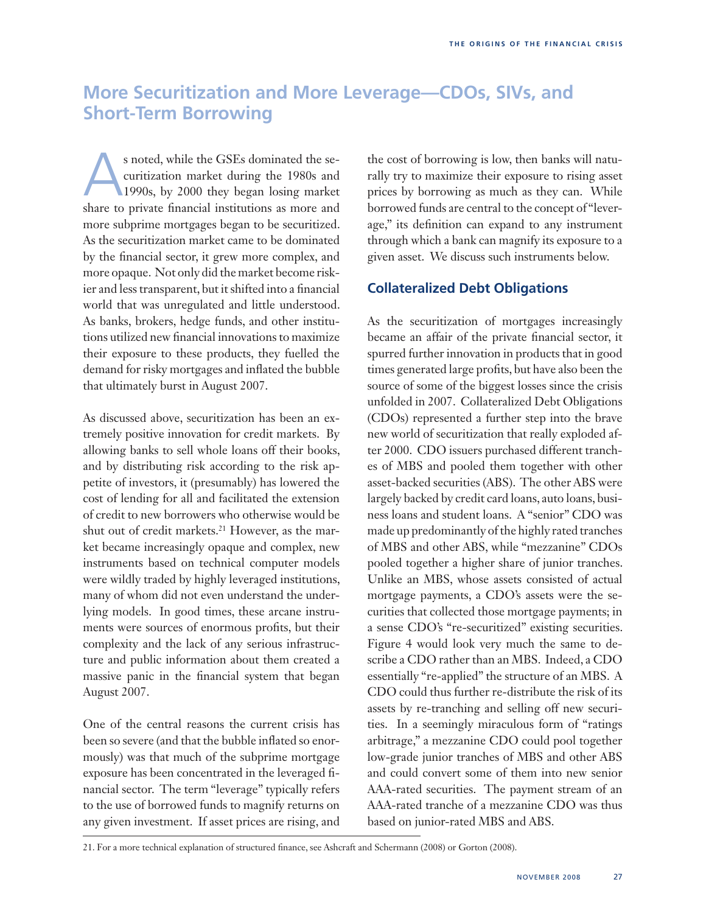## More Securitization and More Leverage—CDOs, SIVs, and Short-Term Borrowing

As noted, while the GSEs dominated the securitization market during the 1980s and 1990s, by 2000 they began losing market share to private financial institutions as more and more subprime mortgages began to be securitized. As the securitization market came to be dominated by the financial sector, it grew more complex, and more opaque. Not only did the market become riskier and less transparent, but it shifted into a financial world that was unregulated and little understood. As banks, brokers, hedge funds, and other institutions utilized new financial innovations to maximize their exposure to these products, they fuelled the demand for risky mortgages and inflated the bubble that ultimately burst in August 2007.

As discussed above, securitization has been an extremely positive innovation for credit markets. By allowing banks to sell whole loans off their books, and by distributing risk according to the risk appetite of investors, it (presumably) has lowered the cost of lending for all and facilitated the extension of credit to new borrowers who otherwise would be shut out of credit markets.[21] However, as the market became increasingly opaque and complex, new instruments based on technical computer models were wildly traded by highly leveraged institutions, many of whom did not even understand the underlying models. In good times, these arcane instruments were sources of enormous profits, but their complexity and the lack of any serious infrastructure and public information about them created a massive panic in the financial system that began August 2007.

One of the central reasons the current crisis has been so severe (and that the bubble inflated so enormously) was that much of the subprime mortgage exposure has been concentrated in the leveraged financial sector. The term "leverage" typically refers to the use of borrowed funds to magnify returns on any given investment. If asset prices are rising, and the cost of borrowing is low, then banks will naturally try to maximize their exposure to rising asset prices by borrowing as much as they can. While borrowed funds are central to the concept of "leverage," its definition can expand to any instrument through which a bank can magnify its exposure to a given asset. We discuss such instruments below.

### Collateralized Debt Obligations

As the securitization of mortgages increasingly became an affair of the private financial sector, it spurred further innovation in products that in good times generated large profits, but have also been the source of some of the biggest losses since the crisis unfolded in 2007. Collateralized Debt Obligations (CDOs) represented a further step into the brave new world of securitization that really exploded after 2000. CDO issuers purchased different tranches of MBS and pooled them together with other asset-backed securities (ABS). The other ABS were largely backed by credit card loans, auto loans, business loans and student loans. A "senior" CDO was made up predominantly of the highly rated tranches of MBS and other ABS, while "mezzanine" CDOs pooled together a higher share of junior tranches. Unlike an MBS, whose assets consisted of actual mortgage payments, a CDO's assets were the securities that collected those mortgage payments; in a sense CDO's "re-securitized" existing securities. Figure 4 would look very much the same to describe a CDO rather than an MBS. Indeed, a CDO essentially "re-applied" the structure of an MBS. A CDO could thus further re-distribute the risk of its assets by re-tranching and selling off new securities. In a seemingly miraculous form of "ratings arbitrage," a mezzanine CDO could pool together low-grade junior tranches of MBS and other ABS and could convert some of them into new senior AAA-rated securities. The payment stream of an AAA-rated tranche of a mezzanine CDO was thus based on junior-rated MBS and ABS.

21. For a more technical explanation of structured finance, see Ashcraft and Schermann (2008) or Gorton (2008).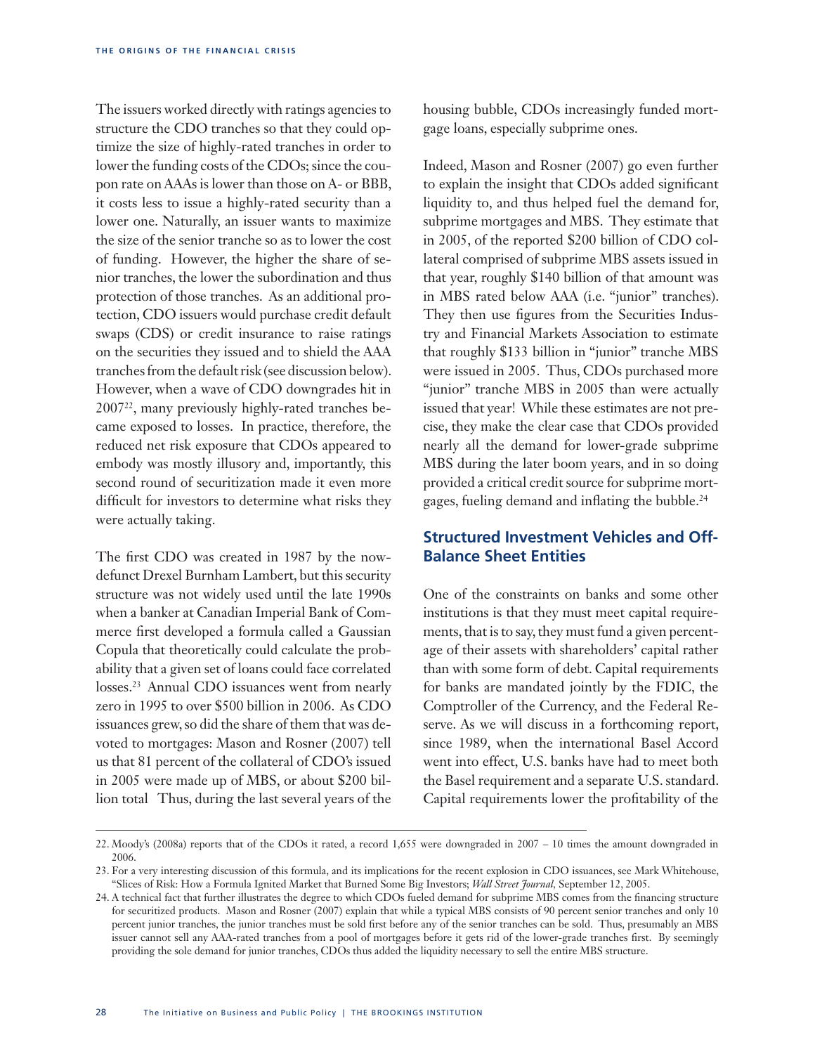The issuers worked directly with ratings agencies to structure the CDO tranches so that they could optimize the size of highly-rated tranches in order to lower the funding costs of the CDOs; since the coupon rate on AAAs is lower than those on A- or BBB, it costs less to issue a highly-rated security than a lower one. Naturally, an issuer wants to maximize the size of the senior tranche so as to lower the cost of funding. However, the higher the share of senior tranches, the lower the subordination and thus protection of those tranches. As an additional protection, CDO issuers would purchase credit default swaps (CDS) or credit insurance to raise ratings on the securities they issued and to shield the AAA tranches from the default risk (see discussion below). However, when a wave of CDO downgrades hit in 2007[22], many previously highly-rated tranches became exposed to losses. In practice, therefore, the reduced net risk exposure that CDOs appeared to embody was mostly illusory and, importantly, this second round of securitization made it even more difficult for investors to determine what risks they were actually taking.

The first CDO was created in 1987 by the now-defunct Drexel Burnham Lambert, but this security structure was not widely used until the late 1990s when a banker at Canadian Imperial Bank of Commerce first developed a formula called a Gaussian Copula that theoretically could calculate the probability that a given set of loans could face correlated losses.[23] Annual CDO issuances went from nearly zero in 1995 to over $500 billion in 2006. As CDO issuances grew, so did the share of them that was devoted to mortgages: Mason and Rosner (2007) tell us that 81 percent of the collateral of CDO's issued in 2005 were made up of MBS, or about $200 billion total Thus, during the last several years of the housing bubble, CDOs increasingly funded mortgage loans, especially subprime ones.

Indeed, Mason and Rosner (2007) go even further to explain the insight that CDOs added significant liquidity to, and thus helped fuel the demand for, subprime mortgages and MBS. They estimate that in 2005, of the reported $200 billion of CDO collateral comprised of subprime MBS assets issued in that year, roughly $140 billion of that amount was in MBS rated below AAA (i.e. "junior" tranches). They then use figures from the Securities Industry and Financial Markets Association to estimate that roughly $133 billion in "junior" tranche MBS were issued in 2005. Thus, CDOs purchased more "junior" tranche MBS in 2005 than were actually issued that year! While these estimates are not precise, they make the clear case that CDOs provided nearly all the demand for lower-grade subprime MBS during the later boom years, and in so doing provided a critical credit source for subprime mortgages, fueling demand and inflating the bubble.[24]

## Structured Investment Vehicles and Off-Balance Sheet Entities

One of the constraints on banks and some other institutions is that they must meet capital requirements, that is to say, they must fund a given percentage of their assets with shareholders' capital rather than with some form of debt. Capital requirements for banks are mandated jointly by the FDIC, the Comptroller of the Currency, and the Federal Reserve. As we will discuss in a forthcoming report, since 1989, when the international Basel Accord went into effect, U.S. banks have had to meet both the Basel requirement and a separate U.S. standard. Capital requirements lower the profitability of the

---

22. Moody's (2008a) reports that of the CDOs it rated, a record 1,655 were downgraded in 2007 – 10 times the amount downgraded in 2006.

23. For a very interesting discussion of this formula, and its implications for the recent explosion in CDO issuances, see Mark Whitehouse, "Slices of Risk: How a Formula Ignited Market that Burned Some Big Investors; *Wall Street Journal*, September 12, 2005.

24. A technical fact that further illustrates the degree to which CDOs fueled demand for subprime MBS comes from the financing structure for securitized products. Mason and Rosner (2007) explain that while a typical MBS consists of 90 percent senior tranches and only 10 percent junior tranches, the junior tranches must be sold first before any of the senior tranches can be sold. Thus, presumably an MBS issuer cannot sell any AAA-rated tranches from a pool of mortgages before it gets rid of the lower-grade tranches first. By seemingly providing the sole demand for junior tranches, CDOs thus added the liquidity necessary to sell the entire MBS structure.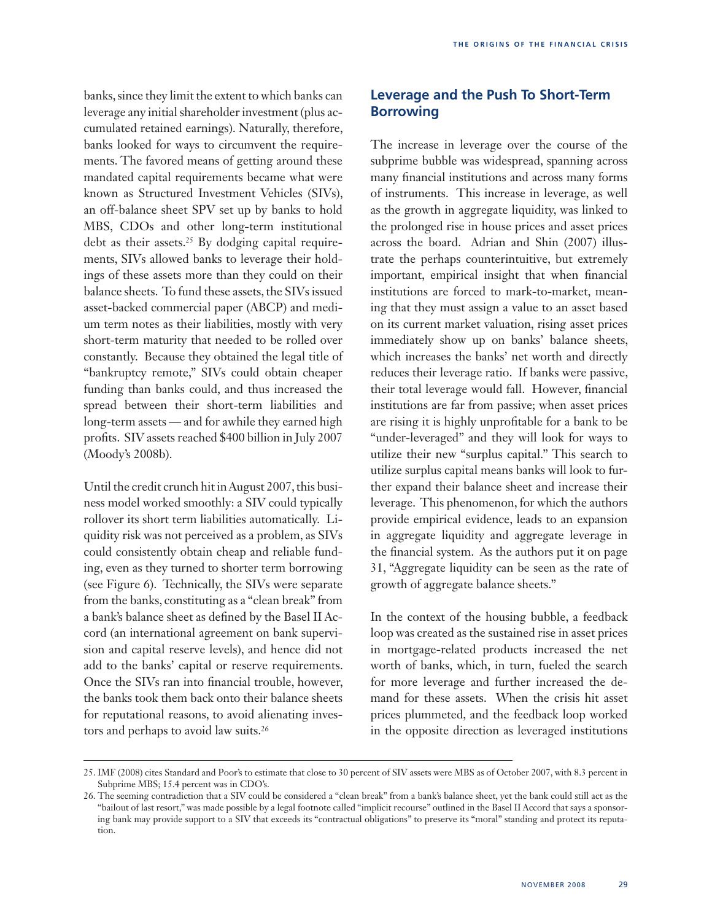banks, since they limit the extent to which banks can leverage any initial shareholder investment (plus accumulated retained earnings). Naturally, therefore, banks looked for ways to circumvent the requirements. The favored means of getting around these mandated capital requirements became what were known as Structured Investment Vehicles (SIVs), an off-balance sheet SPV set up by banks to hold MBS, CDOs and other long-term institutional debt as their assets.[25] By dodging capital requirements, SIVs allowed banks to leverage their holdings of these assets more than they could on their balance sheets. To fund these assets, the SIVs issued asset-backed commercial paper (ABCP) and medium term notes as their liabilities, mostly with very short-term maturity that needed to be rolled over constantly. Because they obtained the legal title of "bankruptcy remote," SIVs could obtain cheaper funding than banks could, and thus increased the spread between their short-term liabilities and long-term assets — and for awhile they earned high profits. SIV assets reached $400 billion in July 2007 (Moody's 2008b).

Until the credit crunch hit in August 2007, this business model worked smoothly: a SIV could typically rollover its short term liabilities automatically. Liquidity risk was not perceived as a problem, as SIVs could consistently obtain cheap and reliable funding, even as they turned to shorter term borrowing (see Figure 6). Technically, the SIVs were separate from the banks, constituting as a "clean break" from a bank's balance sheet as defined by the Basel II Accord (an international agreement on bank supervision and capital reserve levels), and hence did not add to the banks' capital or reserve requirements. Once the SIVs ran into financial trouble, however, the banks took them back onto their balance sheets for reputational reasons, to avoid alienating investors and perhaps to avoid law suits.[26]

## Leverage and the Push To Short-Term Borrowing

The increase in leverage over the course of the subprime bubble was widespread, spanning across many financial institutions and across many forms of instruments. This increase in leverage, as well as the growth in aggregate liquidity, was linked to the prolonged rise in house prices and asset prices across the board. Adrian and Shin (2007) illustrate the perhaps counterintuitive, but extremely important, empirical insight that when financial institutions are forced to mark-to-market, meaning that they must assign a value to an asset based on its current market valuation, rising asset prices immediately show up on banks' balance sheets, which increases the banks' net worth and directly reduces their leverage ratio. If banks were passive, their total leverage would fall. However, financial institutions are far from passive; when asset prices are rising it is highly unprofitable for a bank to be "under-leveraged" and they will look for ways to utilize their new "surplus capital." This search to utilize surplus capital means banks will look to further expand their balance sheet and increase their leverage. This phenomenon, for which the authors provide empirical evidence, leads to an expansion in aggregate liquidity and aggregate leverage in the financial system. As the authors put it on page 31, "Aggregate liquidity can be seen as the rate of growth of aggregate balance sheets."

In the context of the housing bubble, a feedback loop was created as the sustained rise in asset prices in mortgage-related products increased the net worth of banks, which, in turn, fueled the search for more leverage and further increased the demand for these assets. When the crisis hit asset prices plummeted, and the feedback loop worked in the opposite direction as leveraged institutions

---

25. IMF (2008) cites Standard and Poor's to estimate that close to 30 percent of SIV assets were MBS as of October 2007, with 8.3 percent in Subprime MBS; 15.4 percent was in CDO's.

26. The seeming contradiction that a SIV could be considered a "clean break" from a bank's balance sheet, yet the bank could still act as the "bailout of last resort," was made possible by a legal footnote called "implicit recourse" outlined in the Basel II Accord that says a sponsoring bank may provide support to a SIV that exceeds its "contractual obligations" to preserve its "moral" standing and protect its reputation.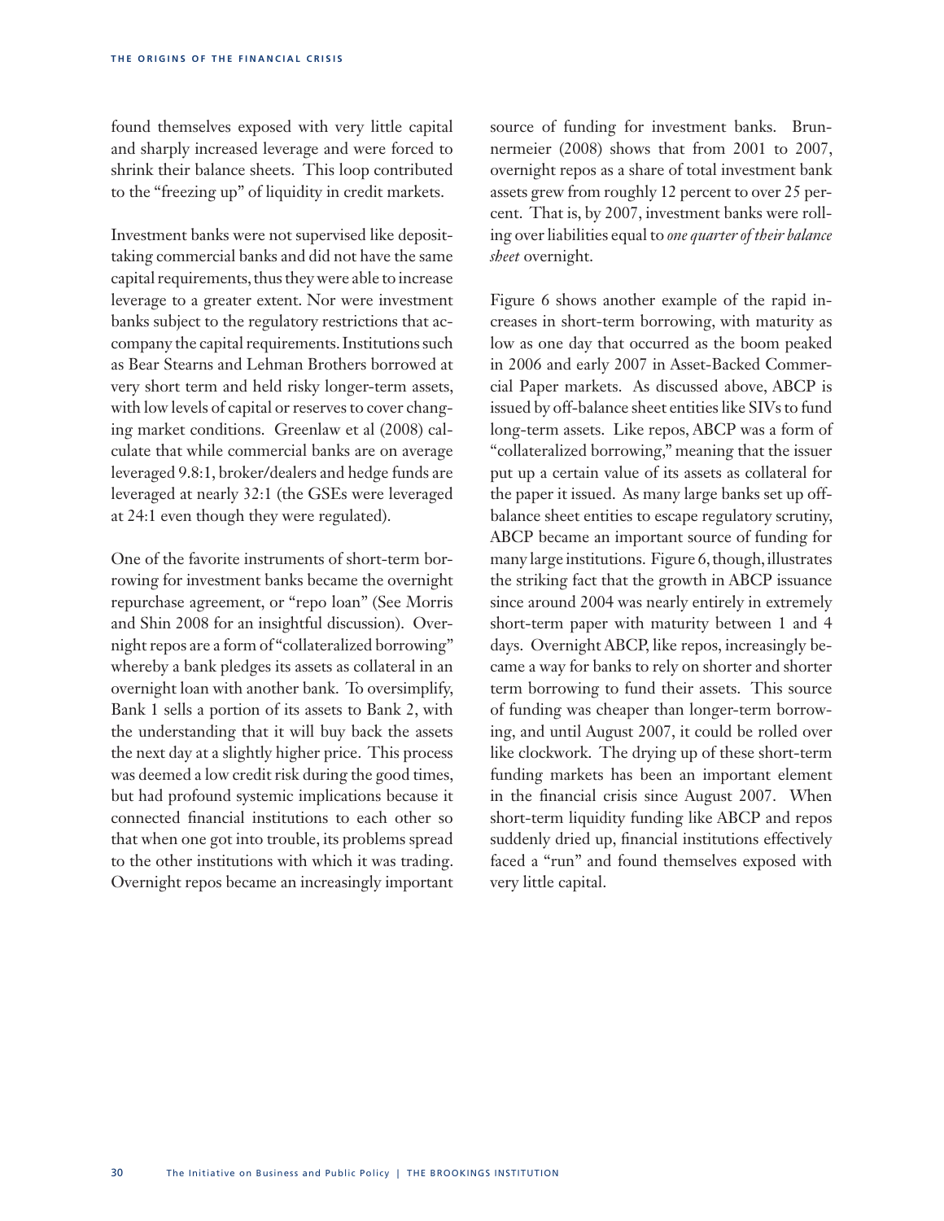found themselves exposed with very little capital and sharply increased leverage and were forced to shrink their balance sheets. This loop contributed to the "freezing up" of liquidity in credit markets.

Investment banks were not supervised like deposit-taking commercial banks and did not have the same capital requirements, thus they were able to increase leverage to a greater extent. Nor were investment banks subject to the regulatory restrictions that accompany the capital requirements. Institutions such as Bear Stearns and Lehman Brothers borrowed at very short term and held risky longer-term assets, with low levels of capital or reserves to cover changing market conditions. Greenlaw et al (2008) calculate that while commercial banks are on average leveraged 9.8:1, broker/dealers and hedge funds are leveraged at nearly 32:1 (the GSEs were leveraged at 24:1 even though they were regulated).

One of the favorite instruments of short-term borrowing for investment banks became the overnight repurchase agreement, or "repo loan" (See Morris and Shin 2008 for an insightful discussion). Overnight repos are a form of "collateralized borrowing" whereby a bank pledges its assets as collateral in an overnight loan with another bank. To oversimplify, Bank 1 sells a portion of its assets to Bank 2, with the understanding that it will buy back the assets the next day at a slightly higher price. This process was deemed a low credit risk during the good times, but had profound systemic implications because it connected financial institutions to each other so that when one got into trouble, its problems spread to the other institutions with which it was trading. Overnight repos became an increasingly important source of funding for investment banks. Brunnermeier (2008) shows that from 2001 to 2007, overnight repos as a share of total investment bank assets grew from roughly 12 percent to over 25 percent. That is, by 2007, investment banks were rolling over liabilities equal to *one quarter of their balance sheet* overnight.

Figure 6 shows another example of the rapid increases in short-term borrowing, with maturity as low as one day that occurred as the boom peaked in 2006 and early 2007 in Asset-Backed Commercial Paper markets. As discussed above, ABCP is issued by off-balance sheet entities like SIVs to fund long-term assets. Like repos, ABCP was a form of "collateralized borrowing," meaning that the issuer put up a certain value of its assets as collateral for the paper it issued. As many large banks set up off-balance sheet entities to escape regulatory scrutiny, ABCP became an important source of funding for many large institutions. Figure 6, though, illustrates the striking fact that the growth in ABCP issuance since around 2004 was nearly entirely in extremely short-term paper with maturity between 1 and 4 days. Overnight ABCP, like repos, increasingly became a way for banks to rely on shorter and shorter term borrowing to fund their assets. This source of funding was cheaper than longer-term borrowing, and until August 2007, it could be rolled over like clockwork. The drying up of these short-term funding markets has been an important element in the financial crisis since August 2007. When short-term liquidity funding like ABCP and repos suddenly dried up, financial institutions effectively faced a "run" and found themselves exposed with very little capital.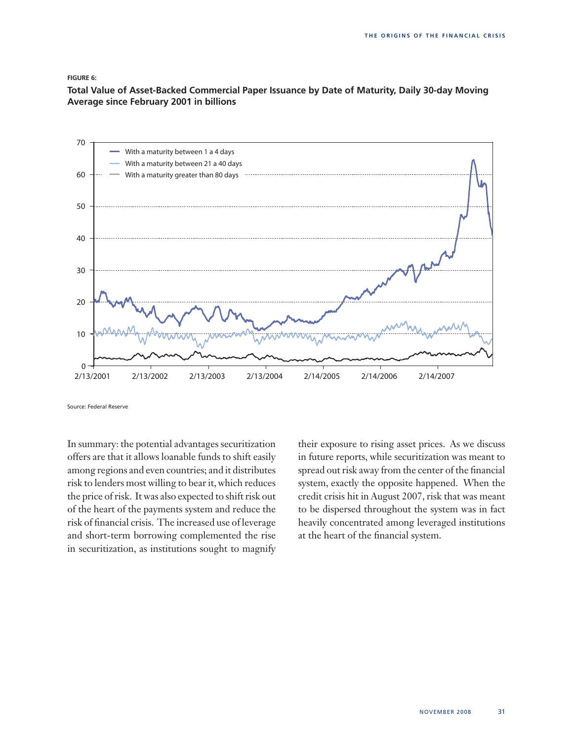**FIGURE 6:**

**Total Value of Asset-Backed Commercial Paper Issuance by Date of Maturity, Daily 30-day Moving Average since February 2001 in billions**

Source: Federal Reserve

In summary: the potential advantages securitization offers are that it allows loanable funds to shift easily among regions and even countries; and it distributes risk to lenders most willing to bear it, which reduces the price of risk. It was also expected to shift risk out of the heart of the payments system and reduce the risk of financial crisis. The increased use of leverage and short-term borrowing complemented the rise in securitization, as institutions sought to magnify their exposure to rising asset prices. As we discuss in future reports, while securitization was meant to spread out risk away from the center of the financial system, exactly the opposite happened. When the credit crisis hit in August 2007, risk that was meant to be dispersed throughout the system was in fact heavily concentrated among leveraged institutions at the heart of the financial system.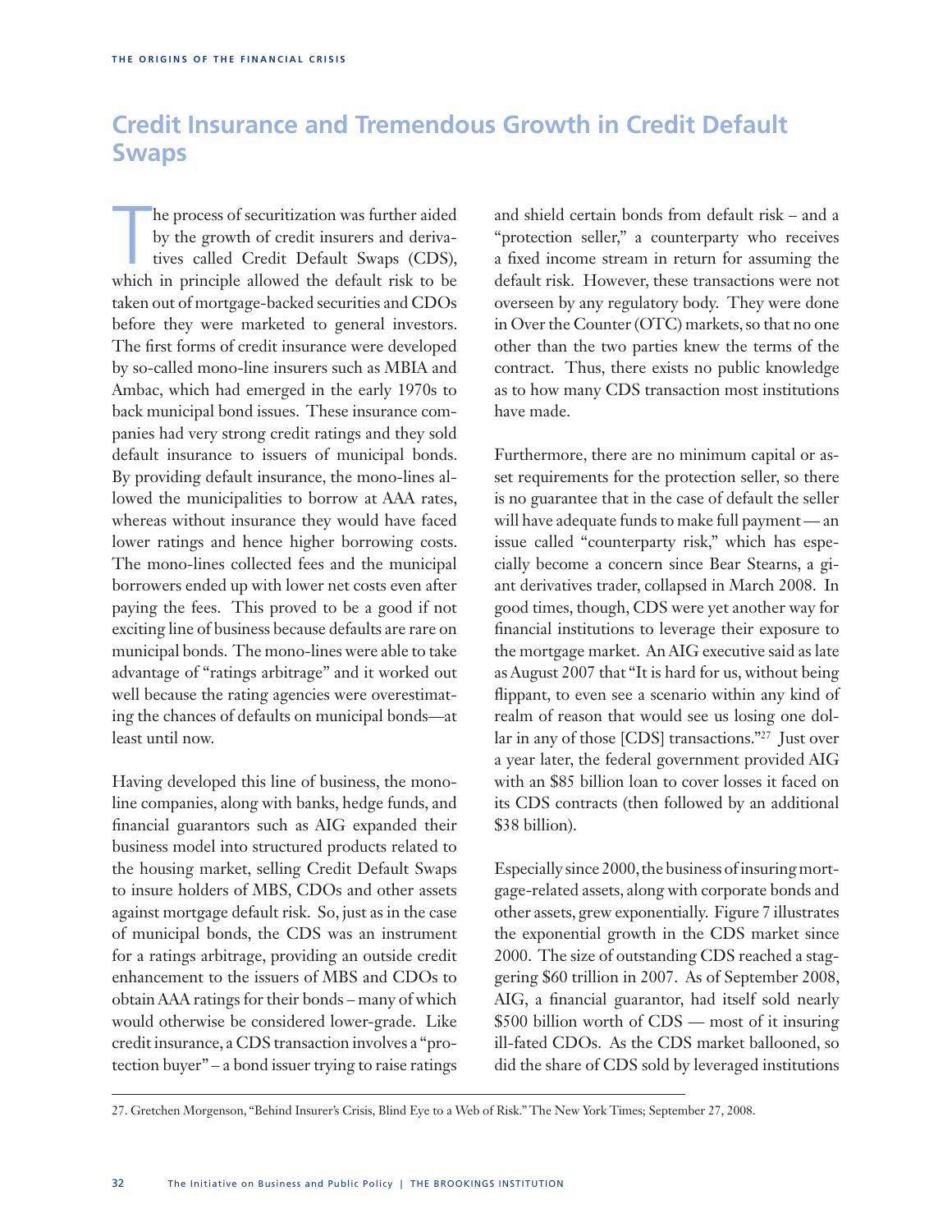## Credit Insurance and Tremendous Growth in Credit Default Swaps

The process of securitization was further aided by the growth of credit insurers and derivatives called Credit Default Swaps (CDS), which in principle allowed the default risk to be taken out of mortgage-backed securities and CDOs before they were marketed to general investors. The first forms of credit insurance were developed by so-called mono-line insurers such as MBIA and Ambac, which had emerged in the early 1970s to back municipal bond issues. These insurance companies had very strong credit ratings and they sold default insurance to issuers of municipal bonds. By providing default insurance, the mono-lines allowed the municipalities to borrow at AAA rates, whereas without insurance they would have faced lower ratings and hence higher borrowing costs. The mono-lines collected fees and the municipal borrowers ended up with lower net costs even after paying the fees. This proved to be a good if not exciting line of business because defaults are rare on municipal bonds. The mono-lines were able to take advantage of "ratings arbitrage" and it worked out well because the rating agencies were overestimating the chances of defaults on municipal bonds—at least until now.

Having developed this line of business, the mono-line companies, along with banks, hedge funds, and financial guarantors such as AIG expanded their business model into structured products related to the housing market, selling Credit Default Swaps to insure holders of MBS, CDOs and other assets against mortgage default risk. So, just as in the case of municipal bonds, the CDS was an instrument for a ratings arbitrage, providing an outside credit enhancement to the issuers of MBS and CDOs to obtain AAA ratings for their bonds – many of which would otherwise be considered lower-grade. Like credit insurance, a CDS transaction involves a "protection buyer" – a bond issuer trying to raise ratings and shield certain bonds from default risk – and a "protection seller," a counterparty who receives a fixed income stream in return for assuming the default risk. However, these transactions were not overseen by any regulatory body. They were done in Over the Counter (OTC) markets, so that no one other than the two parties knew the terms of the contract. Thus, there exists no public knowledge as to how many CDS transaction most institutions have made.

Furthermore, there are no minimum capital or asset requirements for the protection seller, so there is no guarantee that in the case of default the seller will have adequate funds to make full payment — an issue called "counterparty risk," which has especially become a concern since Bear Stearns, a giant derivatives trader, collapsed in March 2008. In good times, though, CDS were yet another way for financial institutions to leverage their exposure to the mortgage market. An AIG executive said as late as August 2007 that "It is hard for us, without being flippant, to even see a scenario within any kind of realm of reason that would see us losing one dollar in any of those [CDS] transactions."[27] Just over a year later, the federal government provided AIG with an $85 billion loan to cover losses it faced on its CDS contracts (then followed by an additional $38 billion).

Especially since 2000, the business of insuring mortgage-related assets, along with corporate bonds and other assets, grew exponentially. Figure 7 illustrates the exponential growth in the CDS market since 2000. The size of outstanding CDS reached a staggering $60 trillion in 2007. As of September 2008, AIG, a financial guarantor, had itself sold nearly $500 billion worth of CDS — most of it insuring ill-fated CDOs. As the CDS market ballooned, so did the share of CDS sold by leveraged institutions

27. Gretchen Morgenson, "Behind Insurer's Crisis, Blind Eye to a Web of Risk." The New York Times; September 27, 2008.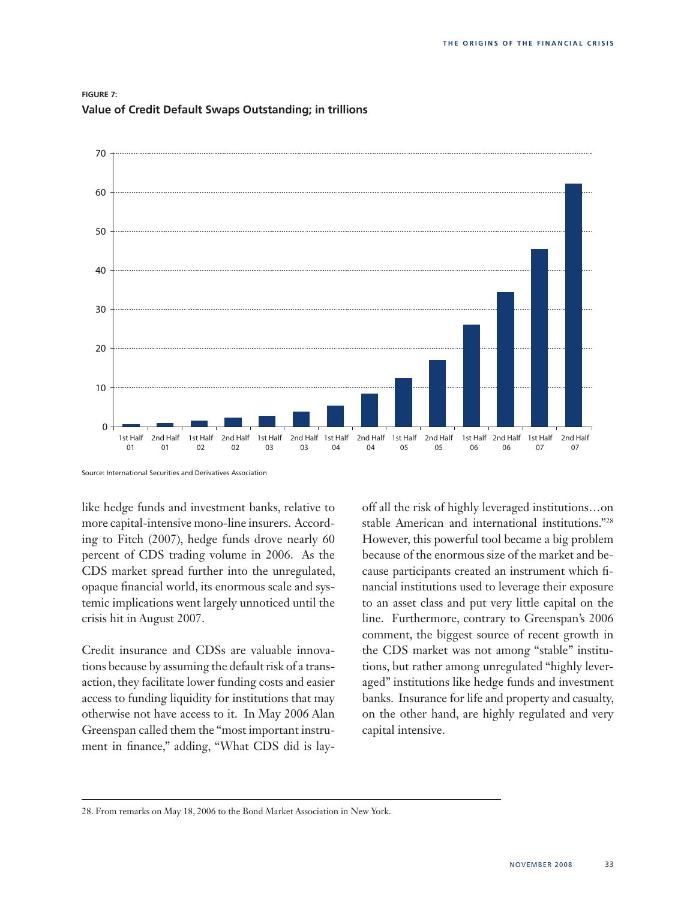**FIGURE 7:**
**Value of Credit Default Swaps Outstanding; in trillions**

Source: International Securities and Derivatives Association

like hedge funds and investment banks, relative to more capital-intensive mono-line insurers. According to Fitch (2007), hedge funds drove nearly 60 percent of CDS trading volume in 2006. As the CDS market spread further into the unregulated, opaque financial world, its enormous scale and systemic implications went largely unnoticed until the crisis hit in August 2007.

Credit insurance and CDSs are valuable innovations because by assuming the default risk of a transaction, they facilitate lower funding costs and easier access to funding liquidity for institutions that may otherwise not have access to it. In May 2006 Alan Greenspan called them the "most important instrument in finance," adding, "What CDS did is lay-off all the risk of highly leveraged institutions…on stable American and international institutions."[28] However, this powerful tool became a big problem because of the enormous size of the market and because participants created an instrument which financial institutions used to leverage their exposure to an asset class and put very little capital on the line. Furthermore, contrary to Greenspan's 2006 comment, the biggest source of recent growth in the CDS market was not among "stable" institutions, but rather among unregulated "highly leveraged" institutions like hedge funds and investment banks. Insurance for life and property and casualty, on the other hand, are highly regulated and very capital intensive.

28. From remarks on May 18, 2006 to the Bond Market Association in New York.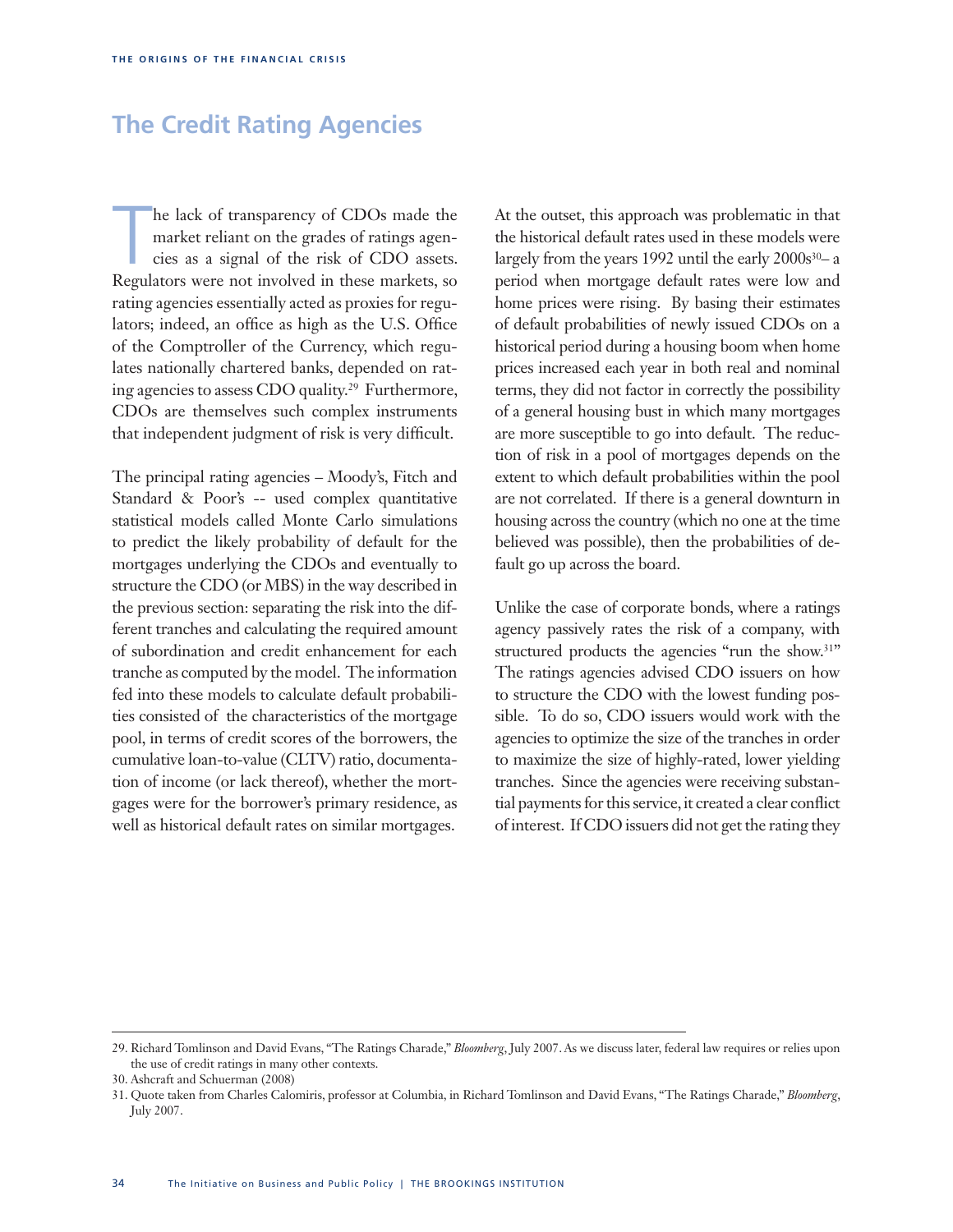## The Credit Rating Agencies

The lack of transparency of CDOs made the market reliant on the grades of ratings agencies as a signal of the risk of CDO assets. Regulators were not involved in these markets, so rating agencies essentially acted as proxies for regulators; indeed, an office as high as the U.S. Office of the Comptroller of the Currency, which regulates nationally chartered banks, depended on rating agencies to assess CDO quality.[29] Furthermore, CDOs are themselves such complex instruments that independent judgment of risk is very difficult.

The principal rating agencies – Moody's, Fitch and Standard & Poor's -- used complex quantitative statistical models called Monte Carlo simulations to predict the likely probability of default for the mortgages underlying the CDOs and eventually to structure the CDO (or MBS) in the way described in the previous section: separating the risk into the different tranches and calculating the required amount of subordination and credit enhancement for each tranche as computed by the model. The information fed into these models to calculate default probabilities consisted of the characteristics of the mortgage pool, in terms of credit scores of the borrowers, the cumulative loan-to-value (CLTV) ratio, documentation of income (or lack thereof), whether the mortgages were for the borrower's primary residence, as well as historical default rates on similar mortgages.

At the outset, this approach was problematic in that the historical default rates used in these models were largely from the years 1992 until the early 2000s[30]– a period when mortgage default rates were low and home prices were rising. By basing their estimates of default probabilities of newly issued CDOs on a historical period during a housing boom when home prices increased each year in both real and nominal terms, they did not factor in correctly the possibility of a general housing bust in which many mortgages are more susceptible to go into default. The reduction of risk in a pool of mortgages depends on the extent to which default probabilities within the pool are not correlated. If there is a general downturn in housing across the country (which no one at the time believed was possible), then the probabilities of default go up across the board.

Unlike the case of corporate bonds, where a ratings agency passively rates the risk of a company, with structured products the agencies "run the show.[31]" The ratings agencies advised CDO issuers on how to structure the CDO with the lowest funding possible. To do so, CDO issuers would work with the agencies to optimize the size of the tranches in order to maximize the size of highly-rated, lower yielding tranches. Since the agencies were receiving substantial payments for this service, it created a clear conflict of interest. If CDO issuers did not get the rating they

---

29. Richard Tomlinson and David Evans, "The Ratings Charade," *Bloomberg*, July 2007. As we discuss later, federal law requires or relies upon the use of credit ratings in many other contexts.

30. Ashcraft and Schuerman (2008)

31. Quote taken from Charles Calomiris, professor at Columbia, in Richard Tomlinson and David Evans, "The Ratings Charade," *Bloomberg*, July 2007.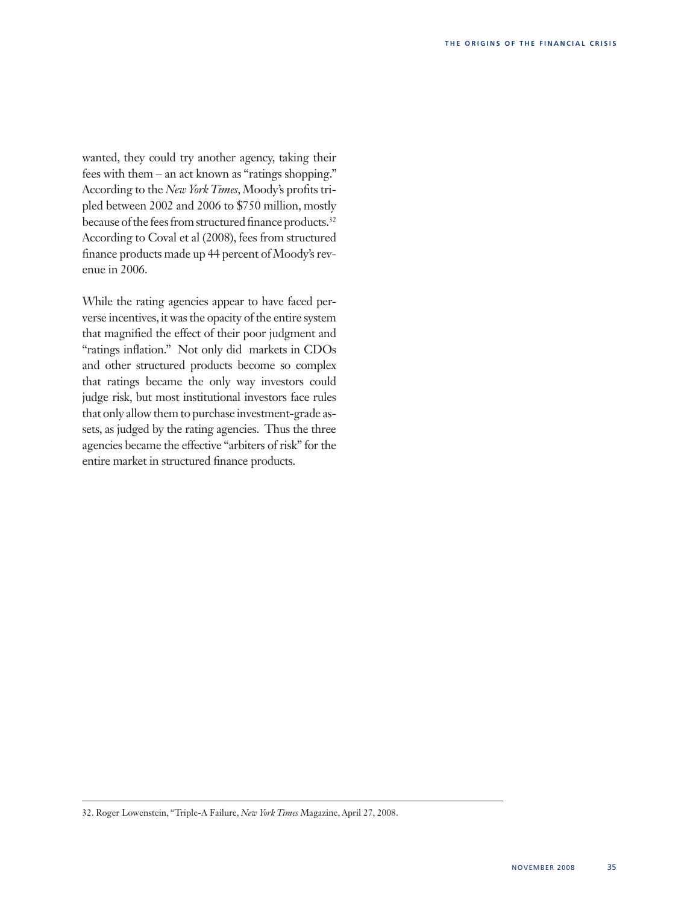wanted, they could try another agency, taking their fees with them – an act known as "ratings shopping." According to the *New York Times*, Moody's profits tripled between 2002 and 2006 to $750 million, mostly because of the fees from structured finance products.[32] According to Coval et al (2008), fees from structured finance products made up 44 percent of Moody's revenue in 2006.

While the rating agencies appear to have faced perverse incentives, it was the opacity of the entire system that magnified the effect of their poor judgment and "ratings inflation." Not only did markets in CDOs and other structured products become so complex that ratings became the only way investors could judge risk, but most institutional investors face rules that only allow them to purchase investment-grade assets, as judged by the rating agencies. Thus the three agencies became the effective "arbiters of risk" for the entire market in structured finance products.

---

32. Roger Lowenstein, "Triple-A Failure, *New York Times* Magazine, April 27, 2008.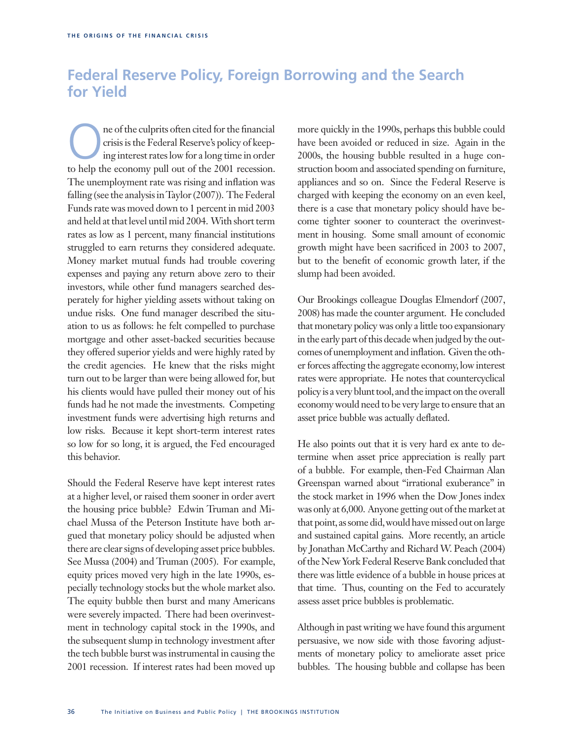## Federal Reserve Policy, Foreign Borrowing and the Search for Yield

One of the culprits often cited for the financial crisis is the Federal Reserve's policy of keeping interest rates low for a long time in order to help the economy pull out of the 2001 recession. The unemployment rate was rising and inflation was falling (see the analysis in Taylor (2007)). The Federal Funds rate was moved down to 1 percent in mid 2003 and held at that level until mid 2004. With short term rates as low as 1 percent, many financial institutions struggled to earn returns they considered adequate. Money market mutual funds had trouble covering expenses and paying any return above zero to their investors, while other fund managers searched desperately for higher yielding assets without taking on undue risks. One fund manager described the situation to us as follows: he felt compelled to purchase mortgage and other asset-backed securities because they offered superior yields and were highly rated by the credit agencies. He knew that the risks might turn out to be larger than were being allowed for, but his clients would have pulled their money out of his funds had he not made the investments. Competing investment funds were advertising high returns and low risks. Because it kept short-term interest rates so low for so long, it is argued, the Fed encouraged this behavior.

Should the Federal Reserve have kept interest rates at a higher level, or raised them sooner in order avert the housing price bubble? Edwin Truman and Michael Mussa of the Peterson Institute have both argued that monetary policy should be adjusted when there are clear signs of developing asset price bubbles. See Mussa (2004) and Truman (2005). For example, equity prices moved very high in the late 1990s, especially technology stocks but the whole market also. The equity bubble then burst and many Americans were severely impacted. There had been overinvestment in technology capital stock in the 1990s, and the subsequent slump in technology investment after the tech bubble burst was instrumental in causing the 2001 recession. If interest rates had been moved up more quickly in the 1990s, perhaps this bubble could have been avoided or reduced in size. Again in the 2000s, the housing bubble resulted in a huge construction boom and associated spending on furniture, appliances and so on. Since the Federal Reserve is charged with keeping the economy on an even keel, there is a case that monetary policy should have become tighter sooner to counteract the overinvestment in housing. Some small amount of economic growth might have been sacrificed in 2003 to 2007, but to the benefit of economic growth later, if the slump had been avoided.

Our Brookings colleague Douglas Elmendorf (2007, 2008) has made the counter argument. He concluded that monetary policy was only a little too expansionary in the early part of this decade when judged by the outcomes of unemployment and inflation. Given the other forces affecting the aggregate economy, low interest rates were appropriate. He notes that countercyclical policy is a very blunt tool, and the impact on the overall economy would need to be very large to ensure that an asset price bubble was actually deflated.

He also points out that it is very hard ex ante to determine when asset price appreciation is really part of a bubble. For example, then-Fed Chairman Alan Greenspan warned about "irrational exuberance" in the stock market in 1996 when the Dow Jones index was only at 6,000. Anyone getting out of the market at that point, as some did, would have missed out on large and sustained capital gains. More recently, an article by Jonathan McCarthy and Richard W. Peach (2004) of the New York Federal Reserve Bank concluded that there was little evidence of a bubble in house prices at that time. Thus, counting on the Fed to accurately assess asset price bubbles is problematic.

Although in past writing we have found this argument persuasive, we now side with those favoring adjustments of monetary policy to ameliorate asset price bubbles. The housing bubble and collapse has been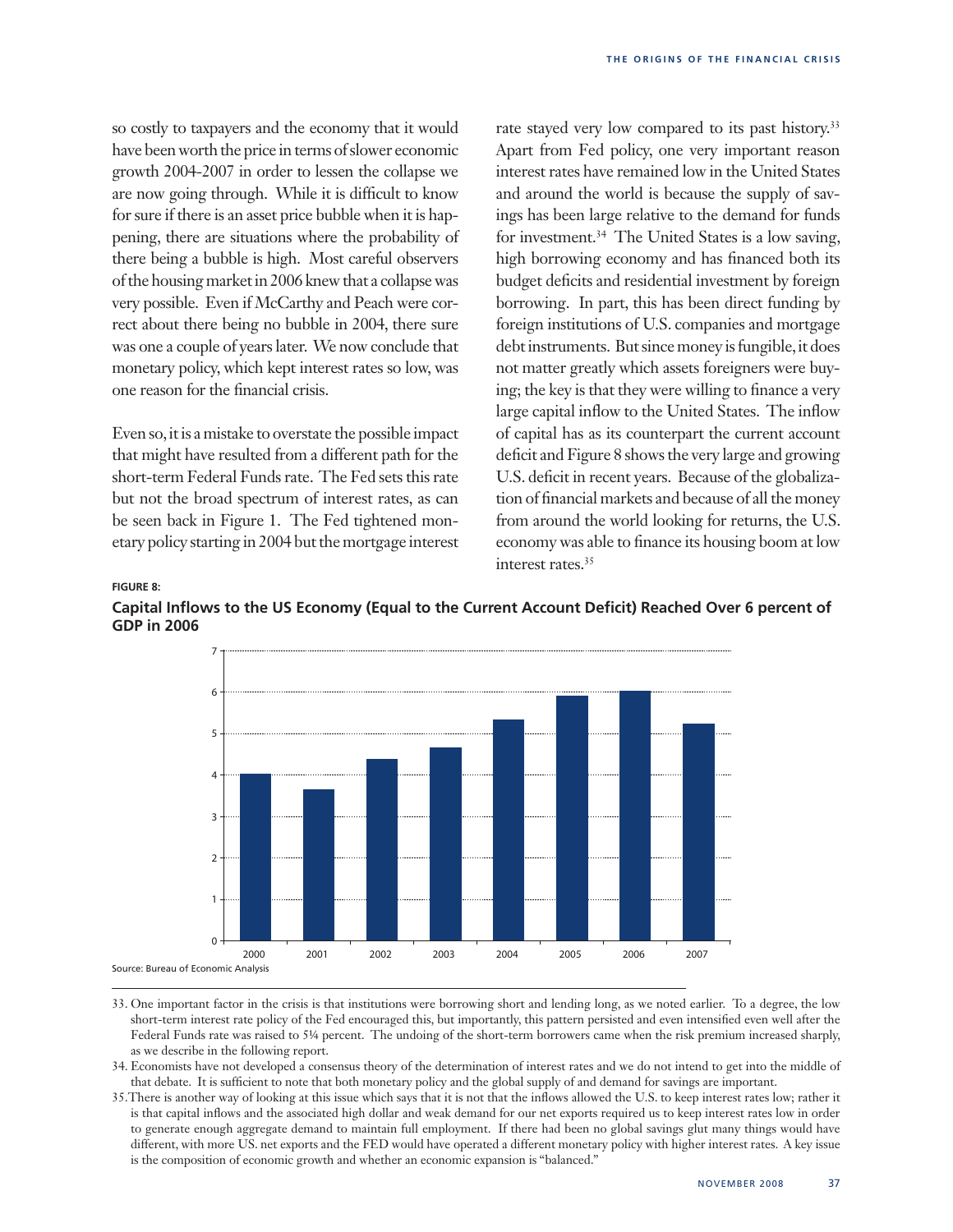so costly to taxpayers and the economy that it would have been worth the price in terms of slower economic growth 2004-2007 in order to lessen the collapse we are now going through. While it is difficult to know for sure if there is an asset price bubble when it is happening, there are situations where the probability of there being a bubble is high. Most careful observers of the housing market in 2006 knew that a collapse was very possible. Even if McCarthy and Peach were correct about there being no bubble in 2004, there sure was one a couple of years later. We now conclude that monetary policy, which kept interest rates so low, was one reason for the financial crisis.

Even so, it is a mistake to overstate the possible impact that might have resulted from a different path for the short-term Federal Funds rate. The Fed sets this rate but not the broad spectrum of interest rates, as can be seen back in Figure 1. The Fed tightened monetary policy starting in 2004 but the mortgage interest rate stayed very low compared to its past history.[33] Apart from Fed policy, one very important reason interest rates have remained low in the United States and around the world is because the supply of savings has been large relative to the demand for funds for investment.[34] The United States is a low saving, high borrowing economy and has financed both its budget deficits and residential investment by foreign borrowing. In part, this has been direct funding by foreign institutions of U.S. companies and mortgage debt instruments. But since money is fungible, it does not matter greatly which assets foreigners were buying; the key is that they were willing to finance a very large capital inflow to the United States. The inflow of capital has as its counterpart the current account deficit and Figure 8 shows the very large and growing U.S. deficit in recent years. Because of the globalization of financial markets and because of all the money from around the world looking for returns, the U.S. economy was able to finance its housing boom at low interest rates.[35]

**FIGURE 8:**

**Capital Inflows to the US Economy (Equal to the Current Account Deficit) Reached Over 6 percent of GDP in 2006**

| Year | Percent of GDP |
|---|---|
| 2000 | 4.0 |
| 2001 | 3.7 |
| 2002 | 4.4 |
| 2003 | 4.7 |
| 2004 | 5.3 |
| 2005 | 5.9 |
| 2006 | 6.0 |
| 2007 | 5.2 |

Source: Bureau of Economic Analysis

33. One important factor in the crisis is that institutions were borrowing short and lending long, as we noted earlier. To a degree, the low short-term interest rate policy of the Fed encouraged this, but importantly, this pattern persisted and even intensified even well after the Federal Funds rate was raised to 5¼ percent. The undoing of the short-term borrowers came when the risk premium increased sharply, as we describe in the following report.

34. Economists have not developed a consensus theory of the determination of interest rates and we do not intend to get into the middle of that debate. It is sufficient to note that both monetary policy and the global supply of and demand for savings are important.

35. There is another way of looking at this issue which says that it is not that the inflows allowed the U.S. to keep interest rates low; rather it is that capital inflows and the associated high dollar and weak demand for our net exports required us to keep interest rates low in order to generate enough aggregate demand to maintain full employment. If there had been no global savings glut many things would have different, with more US. net exports and the FED would have operated a different monetary policy with higher interest rates. A key issue is the composition of economic growth and whether an economic expansion is "balanced."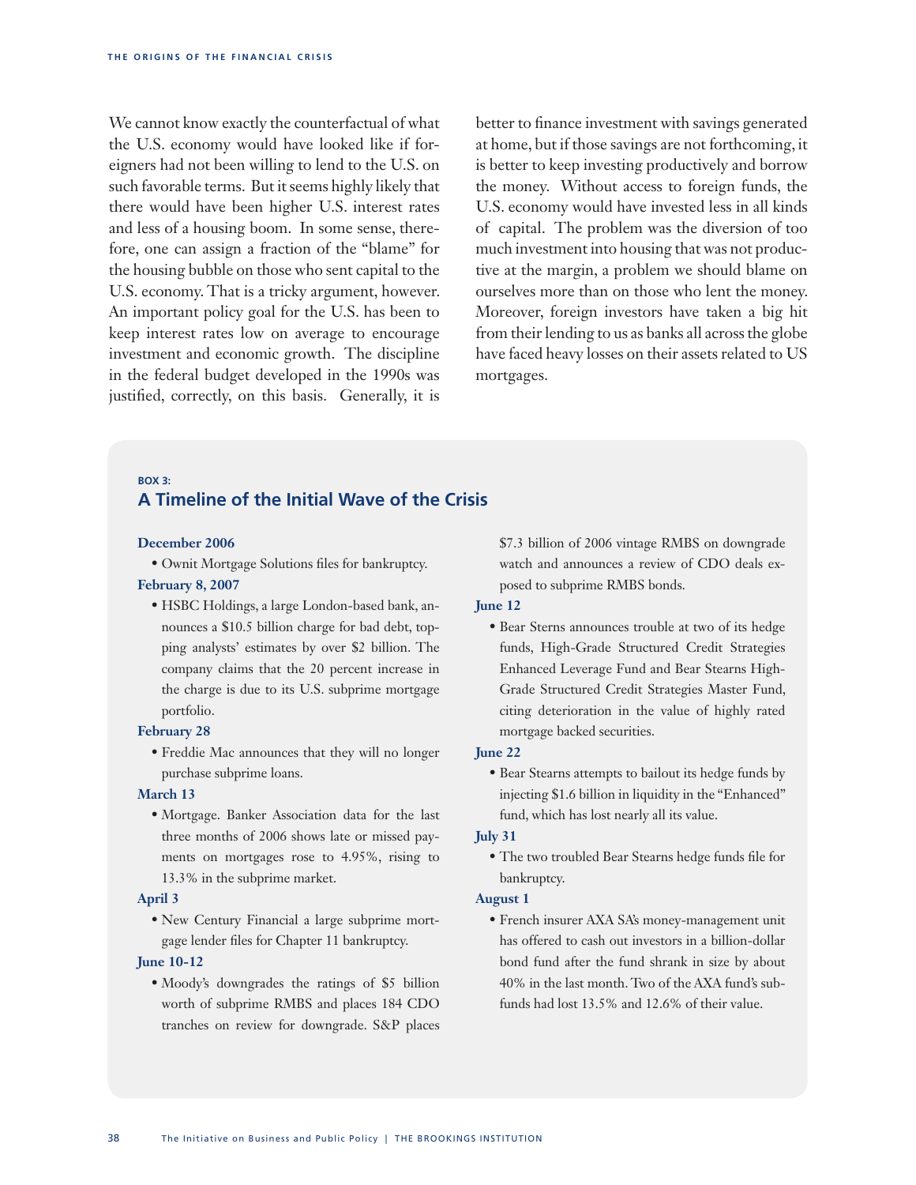We cannot know exactly the counterfactual of what the U.S. economy would have looked like if foreigners had not been willing to lend to the U.S. on such favorable terms. But it seems highly likely that there would have been higher U.S. interest rates and less of a housing boom. In some sense, therefore, one can assign a fraction of the "blame" for the housing bubble on those who sent capital to the U.S. economy. That is a tricky argument, however. An important policy goal for the U.S. has been to keep interest rates low on average to encourage investment and economic growth. The discipline in the federal budget developed in the 1990s was justified, correctly, on this basis. Generally, it is better to finance investment with savings generated at home, but if those savings are not forthcoming, it is better to keep investing productively and borrow the money. Without access to foreign funds, the U.S. economy would have invested less in all kinds of capital. The problem was the diversion of too much investment into housing that was not productive at the margin, a problem we should blame on ourselves more than on those who lent the money. Moreover, foreign investors have taken a big hit from their lending to us as banks all across the globe have faced heavy losses on their assets related to US mortgages.

**BOX 3:**

## A Timeline of the Initial Wave of the Crisis

**December 2006**

- Ownit Mortgage Solutions files for bankruptcy.

**February 8, 2007**

- HSBC Holdings, a large London-based bank, announces a $10.5 billion charge for bad debt, topping analysts' estimates by over $2 billion. The company claims that the 20 percent increase in the charge is due to its U.S. subprime mortgage portfolio.

**February 28**

- Freddie Mac announces that they will no longer purchase subprime loans.

**March 13**

- Mortgage. Banker Association data for the last three months of 2006 shows late or missed payments on mortgages rose to 4.95%, rising to 13.3% in the subprime market.

**April 3**

- New Century Financial a large subprime mortgage lender files for Chapter 11 bankruptcy.

**June 10-12**

- Moody's downgrades the ratings of $5 billion worth of subprime RMBS and places 184 CDO tranches on review for downgrade. S&P places $7.3 billion of 2006 vintage RMBS on downgrade watch and announces a review of CDO deals exposed to subprime RMBS bonds.

**June 12**

- Bear Sterns announces trouble at two of its hedge funds, High-Grade Structured Credit Strategies Enhanced Leverage Fund and Bear Stearns High-Grade Structured Credit Strategies Master Fund, citing deterioration in the value of highly rated mortgage backed securities.

**June 22**

- Bear Stearns attempts to bailout its hedge funds by injecting $1.6 billion in liquidity in the "Enhanced" fund, which has lost nearly all its value.

**July 31**

- The two troubled Bear Stearns hedge funds file for bankruptcy.

**August 1**

- French insurer AXA SA's money-management unit has offered to cash out investors in a billion-dollar bond fund after the fund shrank in size by about 40% in the last month. Two of the AXA fund's subfunds had lost 13.5% and 12.6% of their value.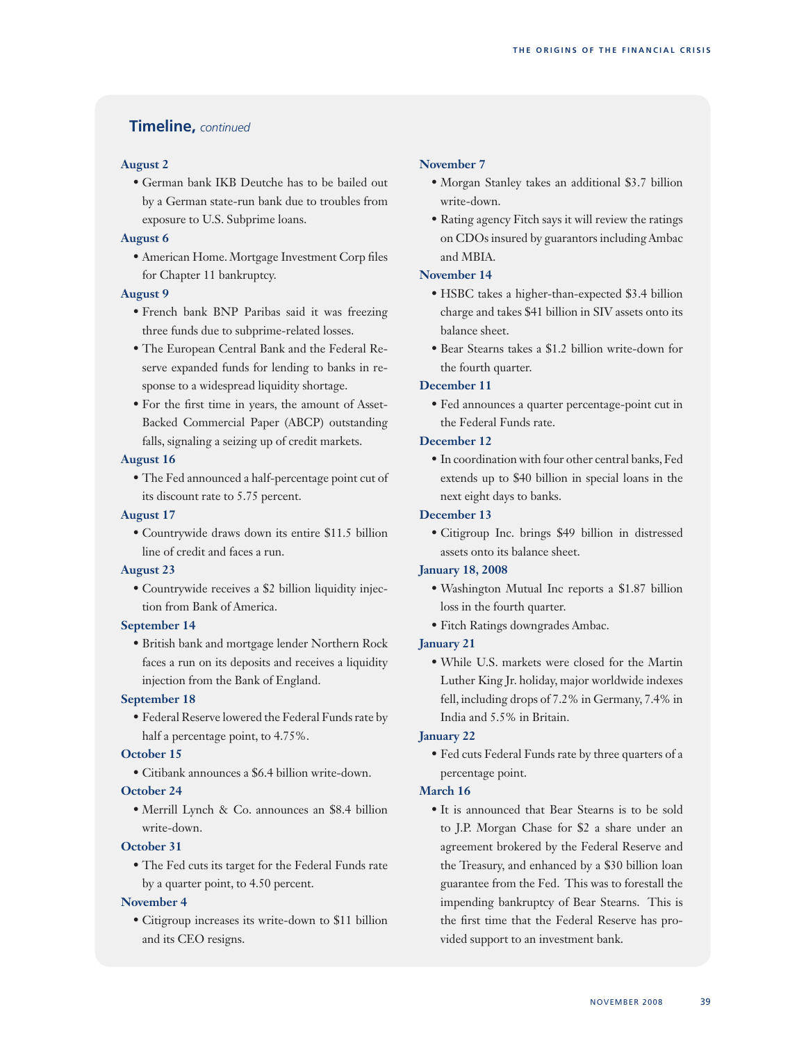## **Timeline,** *continued*

**August 2**

- German bank IKB Deutche has to be bailed out by a German state-run bank due to troubles from exposure to U.S. Subprime loans.

**August 6**

- American Home. Mortgage Investment Corp files for Chapter 11 bankruptcy.

**August 9**

- French bank BNP Paribas said it was freezing three funds due to subprime-related losses.
- The European Central Bank and the Federal Reserve expanded funds for lending to banks in response to a widespread liquidity shortage.
- For the first time in years, the amount of Asset-Backed Commercial Paper (ABCP) outstanding falls, signaling a seizing up of credit markets.

**August 16**

- The Fed announced a half-percentage point cut of its discount rate to 5.75 percent.

**August 17**

- Countrywide draws down its entire $11.5 billion line of credit and faces a run.

**August 23**

- Countrywide receives a $2 billion liquidity injection from Bank of America.

**September 14**

- British bank and mortgage lender Northern Rock faces a run on its deposits and receives a liquidity injection from the Bank of England.

**September 18**

- Federal Reserve lowered the Federal Funds rate by half a percentage point, to 4.75%.

**October 15**

- Citibank announces a $6.4 billion write-down.

**October 24**

- Merrill Lynch & Co. announces an $8.4 billion write-down.

**October 31**

- The Fed cuts its target for the Federal Funds rate by a quarter point, to 4.50 percent.

**November 4**

- Citigroup increases its write-down to $11 billion and its CEO resigns.

**November 7**

- Morgan Stanley takes an additional $3.7 billion write-down.
- Rating agency Fitch says it will review the ratings on CDOs insured by guarantors including Ambac and MBIA.

**November 14**

- HSBC takes a higher-than-expected $3.4 billion charge and takes $41 billion in SIV assets onto its balance sheet.
- Bear Stearns takes a $1.2 billion write-down for the fourth quarter.

**December 11**

- Fed announces a quarter percentage-point cut in the Federal Funds rate.

**December 12**

- In coordination with four other central banks, Fed extends up to $40 billion in special loans in the next eight days to banks.

**December 13**

- Citigroup Inc. brings $49 billion in distressed assets onto its balance sheet.

**January 18, 2008**

- Washington Mutual Inc reports a $1.87 billion loss in the fourth quarter.
- Fitch Ratings downgrades Ambac.

**January 21**

- While U.S. markets were closed for the Martin Luther King Jr. holiday, major worldwide indexes fell, including drops of 7.2% in Germany, 7.4% in India and 5.5% in Britain.

**January 22**

- Fed cuts Federal Funds rate by three quarters of a percentage point.

**March 16**

- It is announced that Bear Stearns is to be sold to J.P. Morgan Chase for $2 a share under an agreement brokered by the Federal Reserve and the Treasury, and enhanced by a $30 billion loan guarantee from the Fed. This was to forestall the impending bankruptcy of Bear Stearns. This is the first time that the Federal Reserve has provided support to an investment bank.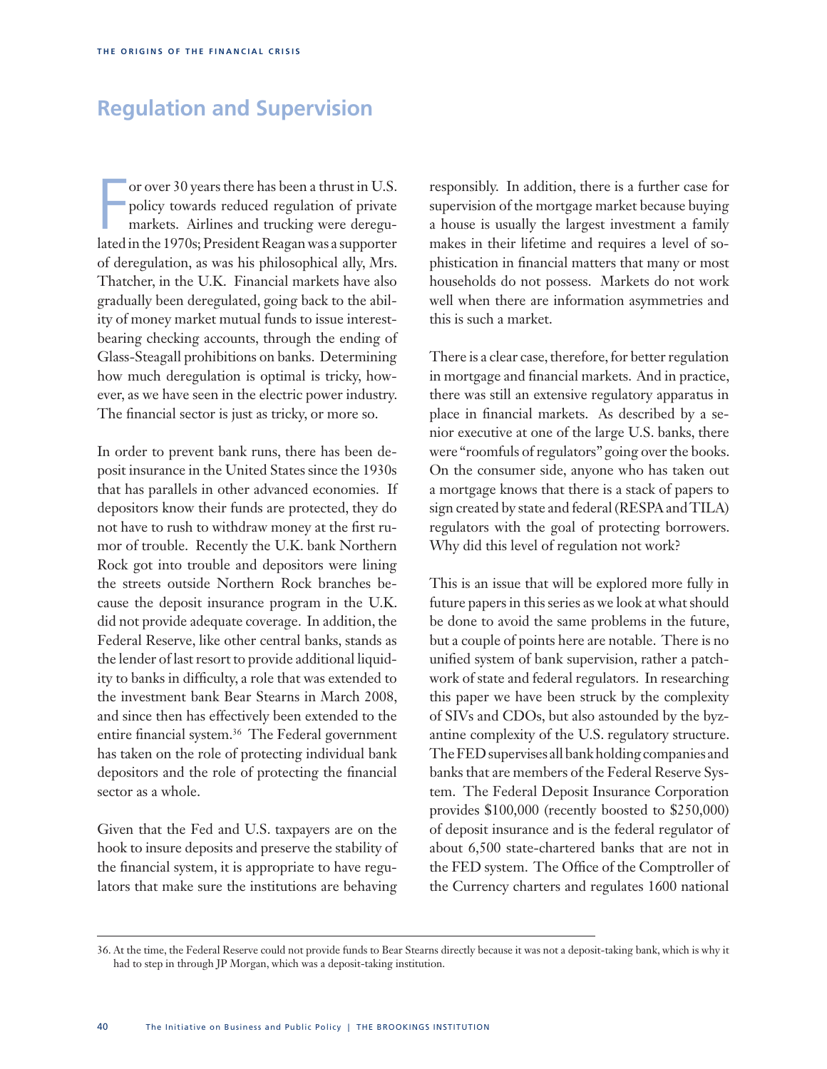## Regulation and Supervision

For over 30 years there has been a thrust in U.S. policy towards reduced regulation of private markets. Airlines and trucking were deregulated in the 1970s; President Reagan was a supporter of deregulation, as was his philosophical ally, Mrs. Thatcher, in the U.K. Financial markets have also gradually been deregulated, going back to the ability of money market mutual funds to issue interest-bearing checking accounts, through the ending of Glass-Steagall prohibitions on banks. Determining how much deregulation is optimal is tricky, however, as we have seen in the electric power industry. The financial sector is just as tricky, or more so.

In order to prevent bank runs, there has been deposit insurance in the United States since the 1930s that has parallels in other advanced economies. If depositors know their funds are protected, they do not have to rush to withdraw money at the first rumor of trouble. Recently the U.K. bank Northern Rock got into trouble and depositors were lining the streets outside Northern Rock branches because the deposit insurance program in the U.K. did not provide adequate coverage. In addition, the Federal Reserve, like other central banks, stands as the lender of last resort to provide additional liquidity to banks in difficulty, a role that was extended to the investment bank Bear Stearns in March 2008, and since then has effectively been extended to the entire financial system.[36] The Federal government has taken on the role of protecting individual bank depositors and the role of protecting the financial sector as a whole.

Given that the Fed and U.S. taxpayers are on the hook to insure deposits and preserve the stability of the financial system, it is appropriate to have regulators that make sure the institutions are behaving responsibly. In addition, there is a further case for supervision of the mortgage market because buying a house is usually the largest investment a family makes in their lifetime and requires a level of sophistication in financial matters that many or most households do not possess. Markets do not work well when there are information asymmetries and this is such a market.

There is a clear case, therefore, for better regulation in mortgage and financial markets. And in practice, there was still an extensive regulatory apparatus in place in financial markets. As described by a senior executive at one of the large U.S. banks, there were "roomfuls of regulators" going over the books. On the consumer side, anyone who has taken out a mortgage knows that there is a stack of papers to sign created by state and federal (RESPA and TILA) regulators with the goal of protecting borrowers. Why did this level of regulation not work?

This is an issue that will be explored more fully in future papers in this series as we look at what should be done to avoid the same problems in the future, but a couple of points here are notable. There is no unified system of bank supervision, rather a patchwork of state and federal regulators. In researching this paper we have been struck by the complexity of SIVs and CDOs, but also astounded by the byzantine complexity of the U.S. regulatory structure. The FED supervises all bank holding companies and banks that are members of the Federal Reserve System. The Federal Deposit Insurance Corporation provides $100,000 (recently boosted to $250,000) of deposit insurance and is the federal regulator of about 6,500 state-chartered banks that are not in the FED system. The Office of the Comptroller of the Currency charters and regulates 1600 national

---

36. At the time, the Federal Reserve could not provide funds to Bear Stearns directly because it was not a deposit-taking bank, which is why it had to step in through JP Morgan, which was a deposit-taking institution.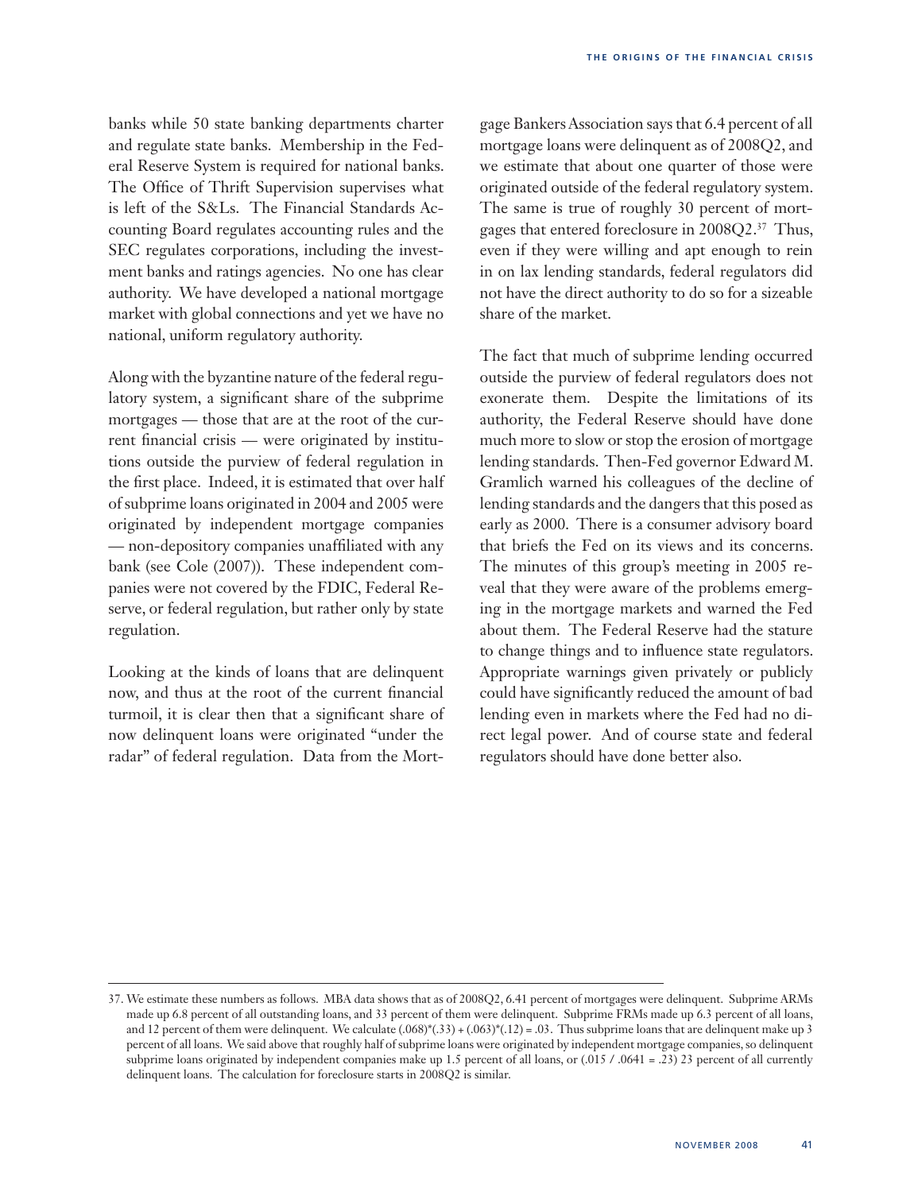banks while 50 state banking departments charter and regulate state banks. Membership in the Federal Reserve System is required for national banks. The Office of Thrift Supervision supervises what is left of the S&Ls. The Financial Standards Accounting Board regulates accounting rules and the SEC regulates corporations, including the investment banks and ratings agencies. No one has clear authority. We have developed a national mortgage market with global connections and yet we have no national, uniform regulatory authority.

Along with the byzantine nature of the federal regulatory system, a significant share of the subprime mortgages — those that are at the root of the current financial crisis — were originated by institutions outside the purview of federal regulation in the first place. Indeed, it is estimated that over half of subprime loans originated in 2004 and 2005 were originated by independent mortgage companies — non-depository companies unaffiliated with any bank (see Cole (2007)). These independent companies were not covered by the FDIC, Federal Reserve, or federal regulation, but rather only by state regulation.

Looking at the kinds of loans that are delinquent now, and thus at the root of the current financial turmoil, it is clear then that a significant share of now delinquent loans were originated "under the radar" of federal regulation. Data from the Mortgage Bankers Association says that 6.4 percent of all mortgage loans were delinquent as of 2008Q2, and we estimate that about one quarter of those were originated outside of the federal regulatory system. The same is true of roughly 30 percent of mortgages that entered foreclosure in 2008Q2.[37] Thus, even if they were willing and apt enough to rein in on lax lending standards, federal regulators did not have the direct authority to do so for a sizeable share of the market.

The fact that much of subprime lending occurred outside the purview of federal regulators does not exonerate them. Despite the limitations of its authority, the Federal Reserve should have done much more to slow or stop the erosion of mortgage lending standards. Then-Fed governor Edward M. Gramlich warned his colleagues of the decline of lending standards and the dangers that this posed as early as 2000. There is a consumer advisory board that briefs the Fed on its views and its concerns. The minutes of this group's meeting in 2005 reveal that they were aware of the problems emerging in the mortgage markets and warned the Fed about them. The Federal Reserve had the stature to change things and to influence state regulators. Appropriate warnings given privately or publicly could have significantly reduced the amount of bad lending even in markets where the Fed had no direct legal power. And of course state and federal regulators should have done better also.

---

37. We estimate these numbers as follows. MBA data shows that as of 2008Q2, 6.41 percent of mortgages were delinquent. Subprime ARMs made up 6.8 percent of all outstanding loans, and 33 percent of them were delinquent. Subprime FRMs made up 6.3 percent of all loans, and 12 percent of them were delinquent. We calculate $(.068)*(.33) + (.063)*(.12) = .03$. Thus subprime loans that are delinquent make up 3 percent of all loans. We said above that roughly half of subprime loans were originated by independent mortgage companies, so delinquent subprime loans originated by independent companies make up 1.5 percent of all loans, or $(.015 / .0641 = .23)$ 23 percent of all currently delinquent loans. The calculation for foreclosure starts in 2008Q2 is similar.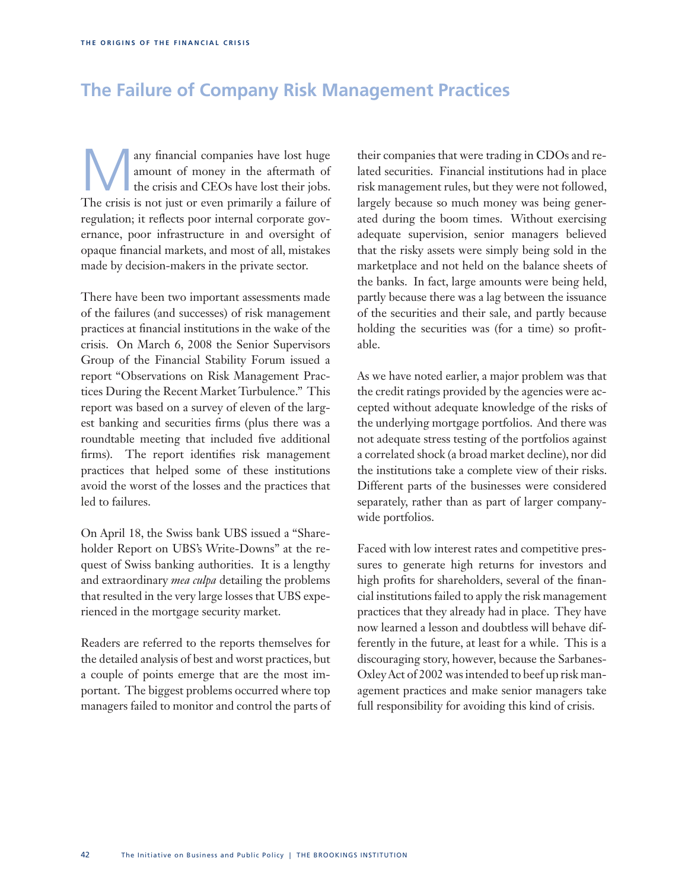## The Failure of Company Risk Management Practices

Many financial companies have lost huge amount of money in the aftermath of the crisis and CEOs have lost their jobs. The crisis is not just or even primarily a failure of regulation; it reflects poor internal corporate governance, poor infrastructure in and oversight of opaque financial markets, and most of all, mistakes made by decision-makers in the private sector.

There have been two important assessments made of the failures (and successes) of risk management practices at financial institutions in the wake of the crisis. On March 6, 2008 the Senior Supervisors Group of the Financial Stability Forum issued a report "Observations on Risk Management Practices During the Recent Market Turbulence." This report was based on a survey of eleven of the largest banking and securities firms (plus there was a roundtable meeting that included five additional firms). The report identifies risk management practices that helped some of these institutions avoid the worst of the losses and the practices that led to failures.

On April 18, the Swiss bank UBS issued a "Shareholder Report on UBS's Write-Downs" at the request of Swiss banking authorities. It is a lengthy and extraordinary *mea culpa* detailing the problems that resulted in the very large losses that UBS experienced in the mortgage security market.

Readers are referred to the reports themselves for the detailed analysis of best and worst practices, but a couple of points emerge that are the most important. The biggest problems occurred where top managers failed to monitor and control the parts of their companies that were trading in CDOs and related securities. Financial institutions had in place risk management rules, but they were not followed, largely because so much money was being generated during the boom times. Without exercising adequate supervision, senior managers believed that the risky assets were simply being sold in the marketplace and not held on the balance sheets of the banks. In fact, large amounts were being held, partly because there was a lag between the issuance of the securities and their sale, and partly because holding the securities was (for a time) so profitable.

As we have noted earlier, a major problem was that the credit ratings provided by the agencies were accepted without adequate knowledge of the risks of the underlying mortgage portfolios. And there was not adequate stress testing of the portfolios against a correlated shock (a broad market decline), nor did the institutions take a complete view of their risks. Different parts of the businesses were considered separately, rather than as part of larger company-wide portfolios.

Faced with low interest rates and competitive pressures to generate high returns for investors and high profits for shareholders, several of the financial institutions failed to apply the risk management practices that they already had in place. They have now learned a lesson and doubtless will behave differently in the future, at least for a while. This is a discouraging story, however, because the Sarbanes-Oxley Act of 2002 was intended to beef up risk management practices and make senior managers take full responsibility for avoiding this kind of crisis.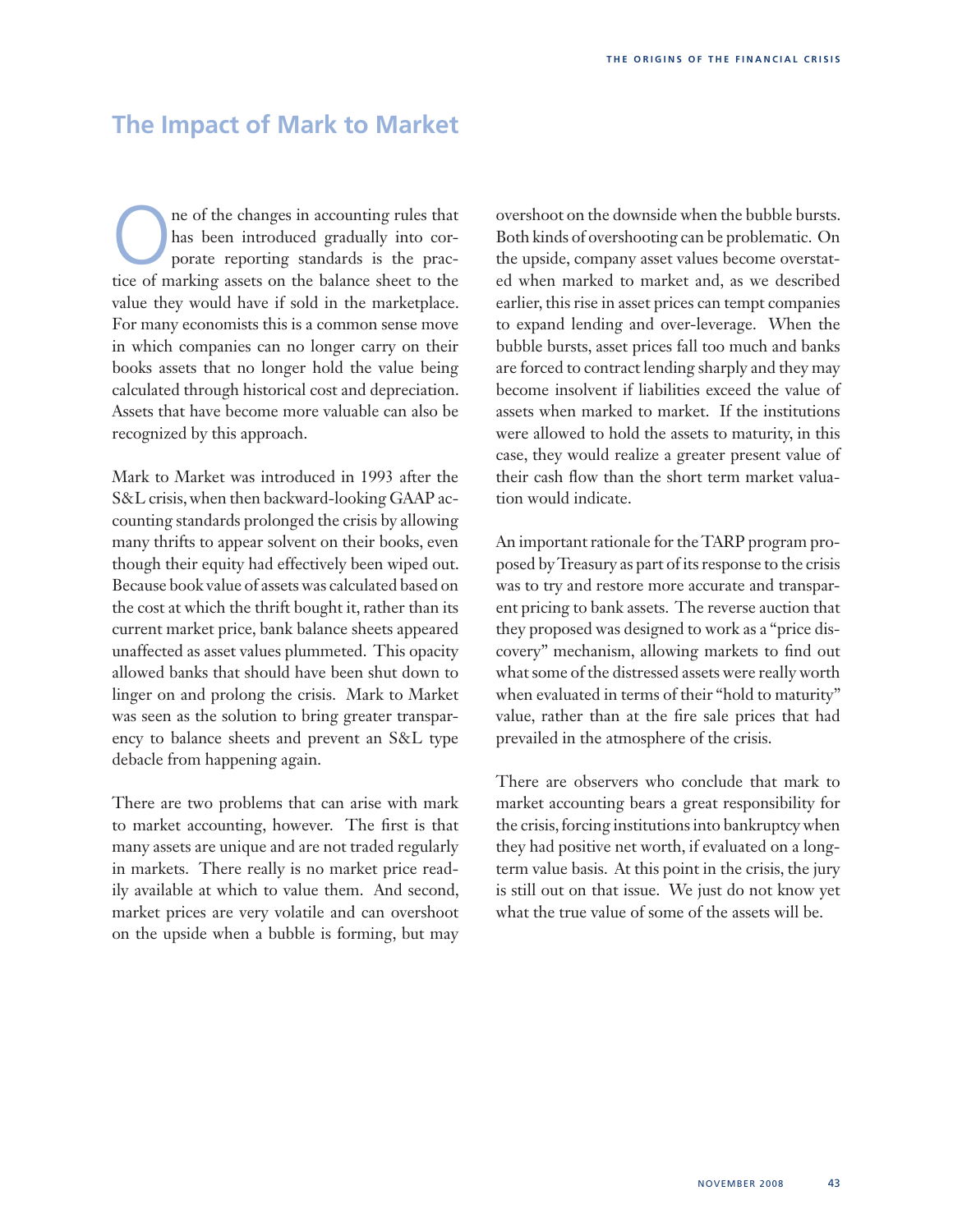## The Impact of Mark to Market

One of the changes in accounting rules that has been introduced gradually into corporate reporting standards is the practice of marking assets on the balance sheet to the value they would have if sold in the marketplace. For many economists this is a common sense move in which companies can no longer carry on their books assets that no longer hold the value being calculated through historical cost and depreciation. Assets that have become more valuable can also be recognized by this approach.

Mark to Market was introduced in 1993 after the S&L crisis, when then backward-looking GAAP accounting standards prolonged the crisis by allowing many thrifts to appear solvent on their books, even though their equity had effectively been wiped out. Because book value of assets was calculated based on the cost at which the thrift bought it, rather than its current market price, bank balance sheets appeared unaffected as asset values plummeted. This opacity allowed banks that should have been shut down to linger on and prolong the crisis. Mark to Market was seen as the solution to bring greater transparency to balance sheets and prevent an S&L type debacle from happening again.

There are two problems that can arise with mark to market accounting, however. The first is that many assets are unique and are not traded regularly in markets. There really is no market price readily available at which to value them. And second, market prices are very volatile and can overshoot on the upside when a bubble is forming, but may overshoot on the downside when the bubble bursts. Both kinds of overshooting can be problematic. On the upside, company asset values become overstated when marked to market and, as we described earlier, this rise in asset prices can tempt companies to expand lending and over-leverage. When the bubble bursts, asset prices fall too much and banks are forced to contract lending sharply and they may become insolvent if liabilities exceed the value of assets when marked to market. If the institutions were allowed to hold the assets to maturity, in this case, they would realize a greater present value of their cash flow than the short term market valuation would indicate.

An important rationale for the TARP program proposed by Treasury as part of its response to the crisis was to try and restore more accurate and transparent pricing to bank assets. The reverse auction that they proposed was designed to work as a "price discovery" mechanism, allowing markets to find out what some of the distressed assets were really worth when evaluated in terms of their "hold to maturity" value, rather than at the fire sale prices that had prevailed in the atmosphere of the crisis.

There are observers who conclude that mark to market accounting bears a great responsibility for the crisis, forcing institutions into bankruptcy when they had positive net worth, if evaluated on a long-term value basis. At this point in the crisis, the jury is still out on that issue. We just do not know yet what the true value of some of the assets will be.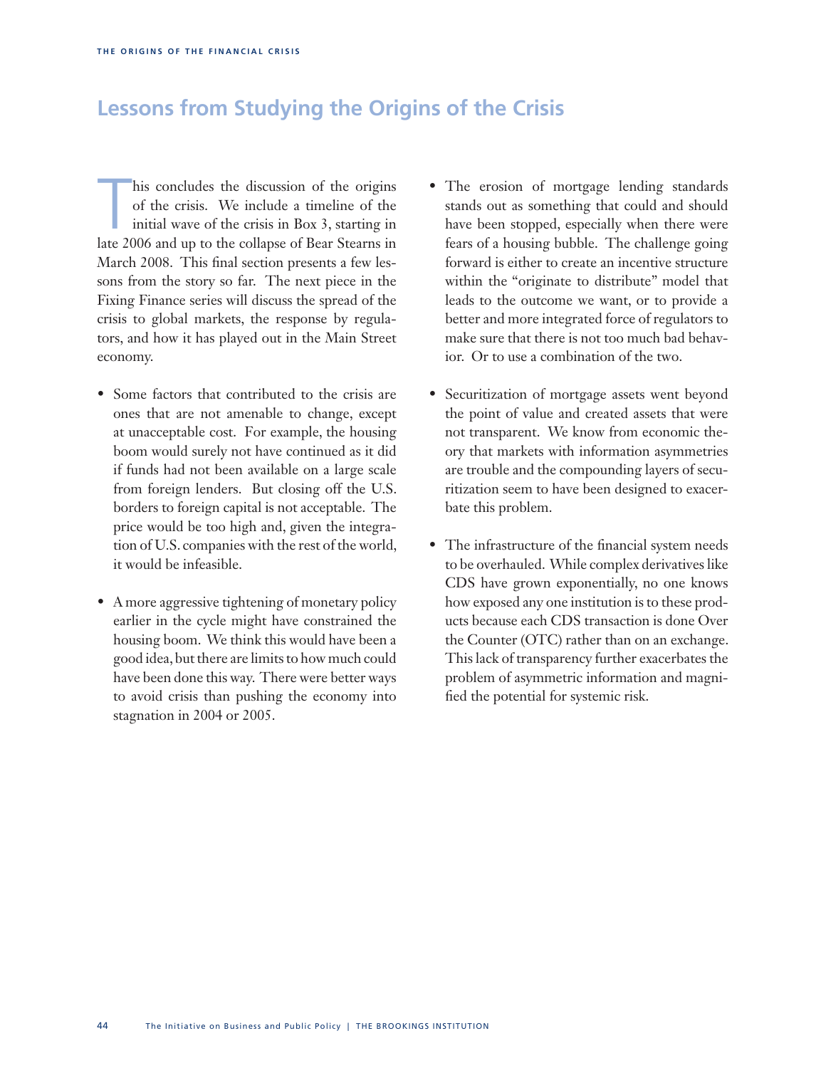## Lessons from Studying the Origins of the Crisis

This concludes the discussion of the origins of the crisis. We include a timeline of the initial wave of the crisis in Box 3, starting in late 2006 and up to the collapse of Bear Stearns in March 2008. This final section presents a few lessons from the story so far. The next piece in the Fixing Finance series will discuss the spread of the crisis to global markets, the response by regulators, and how it has played out in the Main Street economy.

- Some factors that contributed to the crisis are ones that are not amenable to change, except at unacceptable cost. For example, the housing boom would surely not have continued as it did if funds had not been available on a large scale from foreign lenders. But closing off the U.S. borders to foreign capital is not acceptable. The price would be too high and, given the integration of U.S. companies with the rest of the world, it would be infeasible.

- A more aggressive tightening of monetary policy earlier in the cycle might have constrained the housing boom. We think this would have been a good idea, but there are limits to how much could have been done this way. There were better ways to avoid crisis than pushing the economy into stagnation in 2004 or 2005.

- The erosion of mortgage lending standards stands out as something that could and should have been stopped, especially when there were fears of a housing bubble. The challenge going forward is either to create an incentive structure within the "originate to distribute" model that leads to the outcome we want, or to provide a better and more integrated force of regulators to make sure that there is not too much bad behavior. Or to use a combination of the two.

- Securitization of mortgage assets went beyond the point of value and created assets that were not transparent. We know from economic theory that markets with information asymmetries are trouble and the compounding layers of securitization seem to have been designed to exacerbate this problem.

- The infrastructure of the financial system needs to be overhauled. While complex derivatives like CDS have grown exponentially, no one knows how exposed any one institution is to these products because each CDS transaction is done Over the Counter (OTC) rather than on an exchange. This lack of transparency further exacerbates the problem of asymmetric information and magnified the potential for systemic risk.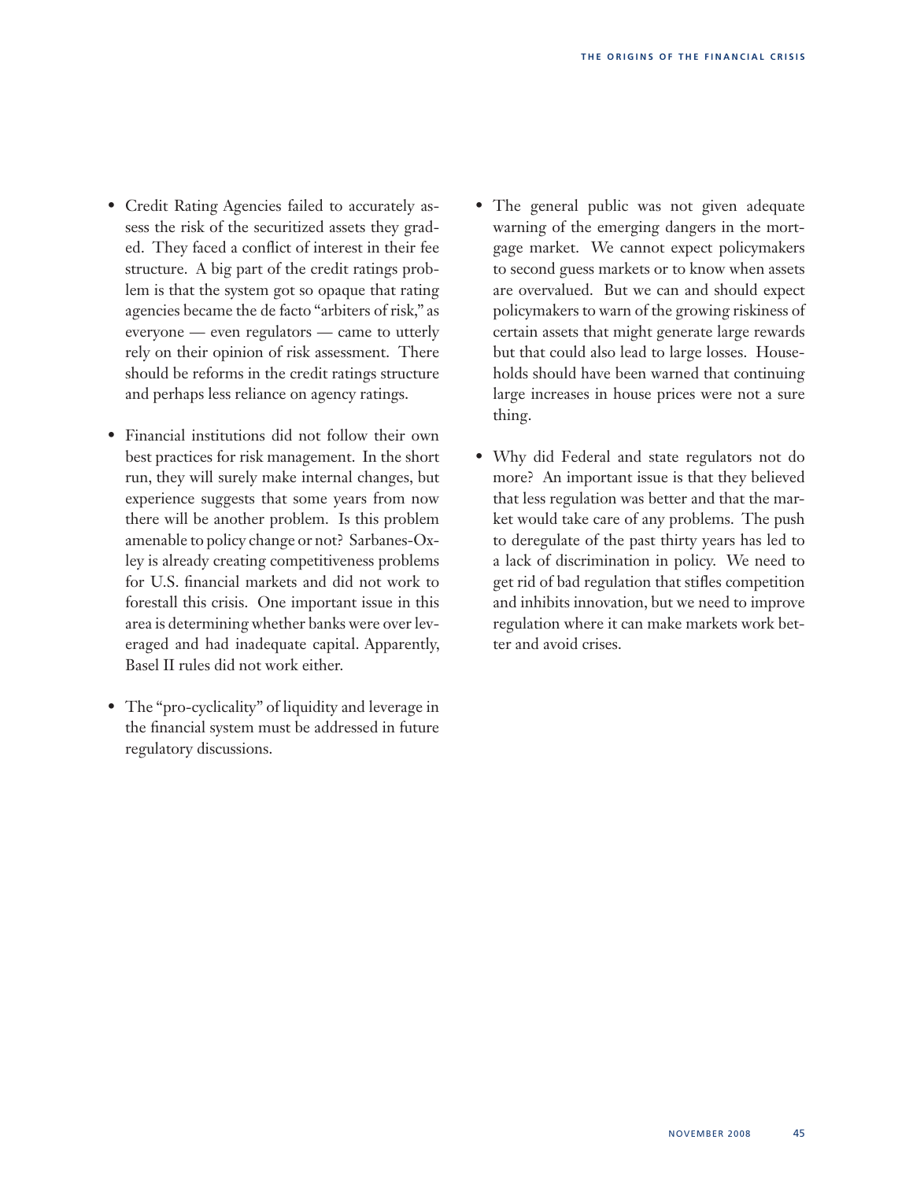- Credit Rating Agencies failed to accurately assess the risk of the securitized assets they graded. They faced a conflict of interest in their fee structure. A big part of the credit ratings problem is that the system got so opaque that rating agencies became the de facto "arbiters of risk," as everyone — even regulators — came to utterly rely on their opinion of risk assessment. There should be reforms in the credit ratings structure and perhaps less reliance on agency ratings.

- Financial institutions did not follow their own best practices for risk management. In the short run, they will surely make internal changes, but experience suggests that some years from now there will be another problem. Is this problem amenable to policy change or not? Sarbanes-Oxley is already creating competitiveness problems for U.S. financial markets and did not work to forestall this crisis. One important issue in this area is determining whether banks were over leveraged and had inadequate capital. Apparently, Basel II rules did not work either.

- The "pro-cyclicality" of liquidity and leverage in the financial system must be addressed in future regulatory discussions.

- The general public was not given adequate warning of the emerging dangers in the mortgage market. We cannot expect policymakers to second guess markets or to know when assets are overvalued. But we can and should expect policymakers to warn of the growing riskiness of certain assets that might generate large rewards but that could also lead to large losses. Households should have been warned that continuing large increases in house prices were not a sure thing.

- Why did Federal and state regulators not do more? An important issue is that they believed that less regulation was better and that the market would take care of any problems. The push to deregulate of the past thirty years has led to a lack of discrimination in policy. We need to get rid of bad regulation that stifles competition and inhibits innovation, but we need to improve regulation where it can make markets work better and avoid crises.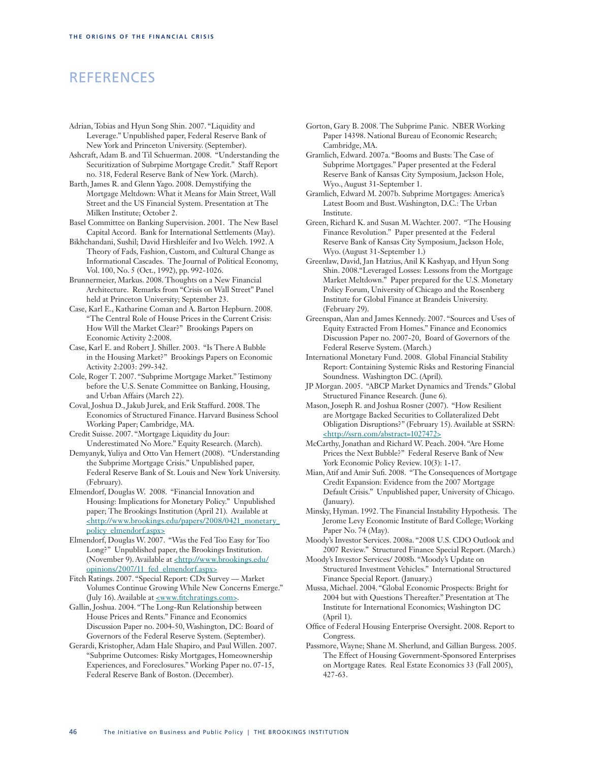## REFERENCES

Adrian, Tobias and Hyun Song Shin. 2007. "Liquidity and Leverage." Unpublished paper, Federal Reserve Bank of New York and Princeton University. (September).

Ashcraft, Adam B. and Til Schuerman. 2008. "Understanding the Securitization of Subrpime Mortgage Credit." Staff Report no. 318, Federal Reserve Bank of New York. (March).

Barth, James R. and Glenn Yago. 2008. Demystifying the Mortgage Meltdown: What it Means for Main Street, Wall Street and the US Financial System. Presentation at The Milken Institute; October 2.

Basel Committee on Banking Supervision. 2001. The New Basel Capital Accord. Bank for International Settlements (May).

Bikhchandani, Sushil; David Hirshleifer and Ivo Welch. 1992. A Theory of Fads, Fashion, Custom, and Cultural Change as Informational Cascades. The Journal of Political Economy, Vol. 100, No. 5 (Oct., 1992), pp. 992-1026.

Brunnermeier, Markus. 2008. Thoughts on a New Financial Architecture. Remarks from "Crisis on Wall Street" Panel held at Princeton University; September 23.

Case, Karl E., Katharine Coman and A. Barton Hepburn. 2008. "The Central Role of House Prices in the Current Crisis: How Will the Market Clear?" Brookings Papers on Economic Activity 2:2008.

Case, Karl E. and Robert J. Shiller. 2003. "Is There A Bubble in the Housing Market?" Brookings Papers on Economic Activity 2:2003: 299-342.

Cole, Roger T. 2007. "Subprime Mortgage Market." Testimony before the U.S. Senate Committee on Banking, Housing, and Urban Affairs (March 22).

Coval, Joshua D., Jakub Jurek, and Erik Staffurd. 2008. The Economics of Structured Finance. Harvard Business School Working Paper; Cambridge, MA.

Credit Suisse. 2007. "Mortgage Liquidity du Jour: Underestimated No More." Equity Research. (March).

Demyanyk, Yuliya and Otto Van Hemert (2008). "Understanding the Subprime Mortgage Crisis." Unpublished paper, Federal Reserve Bank of St. Louis and New York University. (February).

Elmendorf, Douglas W. 2008. "Financial Innovation and Housing: Implications for Monetary Policy." Unpublished paper; The Brookings Institution (April 21). Available at <http://www.brookings.edu/papers/2008/0421_monetary_policy_elmendorf.aspx>

Elmendorf, Douglas W. 2007. "Was the Fed Too Easy for Too Long?" Unpublished paper, the Brookings Institution. (November 9). Available at <http://www.brookings.edu/opinions/2007/11_fed_elmendorf.aspx>

Fitch Ratings. 2007. "Special Report: CDx Survey — Market Volumes Continue Growing While New Concerns Emerge." (July 16). Available at <www.fitchratings.com>.

Gallin, Joshua. 2004. "The Long-Run Relationship between House Prices and Rents." Finance and Economics Discussion Paper no. 2004-50, Washington, DC: Board of Governors of the Federal Reserve System. (September).

Gerardi, Kristopher, Adam Hale Shapiro, and Paul Willen. 2007. "Subprime Outcomes: Risky Mortgages, Homeownership Experiences, and Foreclosures." Working Paper no. 07-15, Federal Reserve Bank of Boston. (December).

Gorton, Gary B. 2008. The Subprime Panic. NBER Working Paper 14398. National Bureau of Economic Research; Cambridge, MA.

Gramlich, Edward. 2007a. "Booms and Busts: The Case of Subprime Mortgages." Paper presented at the Federal Reserve Bank of Kansas City Symposium, Jackson Hole, Wyo., August 31-September 1.

Gramlich, Edward M. 2007b. Subprime Mortgages: America's Latest Boom and Bust. Washington, D.C.: The Urban Institute.

Green, Richard K. and Susan M. Wachter. 2007. "The Housing Finance Revolution." Paper presented at the Federal Reserve Bank of Kansas City Symposium, Jackson Hole, Wyo. (August 31-September 1.)

Greenlaw, David, Jan Hatzius, Anil K Kashyap, and Hyun Song Shin. 2008."Leveraged Losses: Lessons from the Mortgage Market Meltdown." Paper prepared for the U.S. Monetary Policy Forum, University of Chicago and the Rosenberg Institute for Global Finance at Brandeis University. (February 29).

Greenspan, Alan and James Kennedy. 2007. "Sources and Uses of Equity Extracted From Homes." Finance and Economics Discussion Paper no. 2007-20, Board of Governors of the Federal Reserve System. (March.)

International Monetary Fund. 2008. Global Financial Stability Report: Containing Systemic Risks and Restoring Financial Soundness. Washington DC. (April).

JP Morgan. 2005. "ABCP Market Dynamics and Trends." Global Structured Finance Research. (June 6).

Mason, Joseph R. and Joshua Rosner (2007). "How Resilient are Mortgage Backed Securities to Collateralized Debt Obligation Disruptions?" (February 15). Available at SSRN: <http://ssrn.com/abstract=1027472>

McCarthy, Jonathan and Richard W. Peach. 2004. "Are Home Prices the Next Bubble?" Federal Reserve Bank of New York Economic Policy Review. 10(3): 1-17.

Mian, Atif and Amir Sufi. 2008. "The Consequences of Mortgage Credit Expansion: Evidence from the 2007 Mortgage Default Crisis." Unpublished paper, University of Chicago. (January).

Minsky, Hyman. 1992. The Financial Instability Hypothesis. The Jerome Levy Economic Institute of Bard College; Working Paper No. 74 (May).

Moody's Investor Services. 2008a. "2008 U.S. CDO Outlook and 2007 Review." Structured Finance Special Report. (March.)

Moody's Investor Services/ 2008b. "Moody's Update on Structured Investment Vehicles." International Structured Finance Special Report. (January.)

Mussa, Michael. 2004. "Global Economic Prospects: Bright for 2004 but with Questions Thereafter." Presentation at The Institute for International Economics; Washington DC (April 1).

Office of Federal Housing Enterprise Oversight. 2008. Report to Congress.

Passmore, Wayne; Shane M. Sherlund, and Gillian Burgess. 2005. The Effect of Housing Government-Sponsored Enterprises on Mortgage Rates. Real Estate Economics 33 (Fall 2005), 427-63.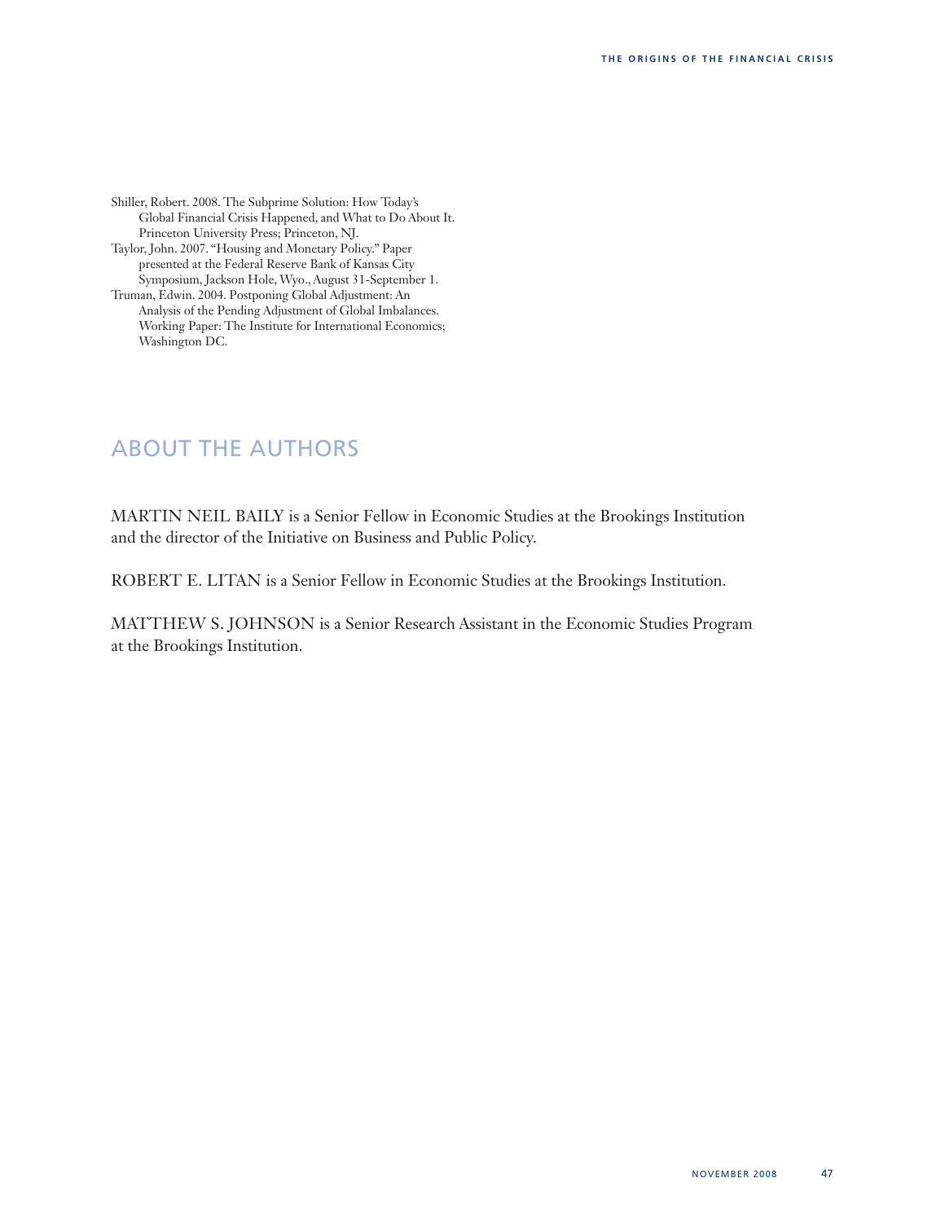Shiller, Robert. 2008. The Subprime Solution: How Today's Global Financial Crisis Happened, and What to Do About It. Princeton University Press; Princeton, NJ.

Taylor, John. 2007. "Housing and Monetary Policy." Paper presented at the Federal Reserve Bank of Kansas City Symposium, Jackson Hole, Wyo., August 31-September 1.

Truman, Edwin. 2004. Postponing Global Adjustment: An Analysis of the Pending Adjustment of Global Imbalances. Working Paper: The Institute for International Economics; Washington DC.

## ABOUT THE AUTHORS

MARTIN NEIL BAILY is a Senior Fellow in Economic Studies at the Brookings Institution and the director of the Initiative on Business and Public Policy.

ROBERT E. LITAN is a Senior Fellow in Economic Studies at the Brookings Institution.

MATTHEW S. JOHNSON is a Senior Research Assistant in the Economic Studies Program at the Brookings Institution.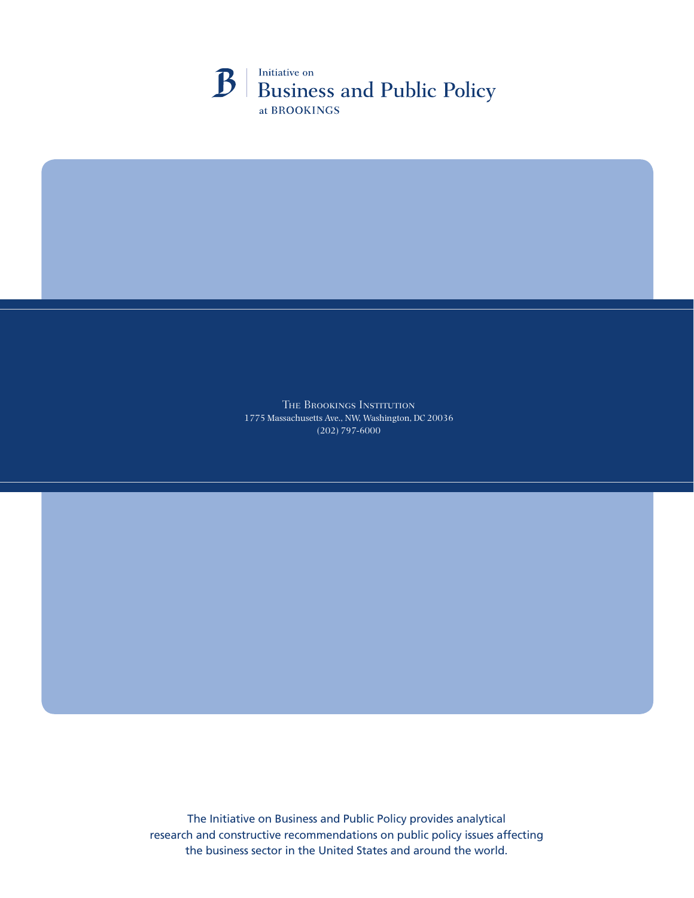Initiative on
Business and Public Policy
at BROOKINGS

The Brookings Institution
1775 Massachusetts Ave., NW, Washington, DC 20036
(202) 797-6000

The Initiative on Business and Public Policy provides analytical research and constructive recommendations on public policy issues affecting the business sector in the United States and around the world.